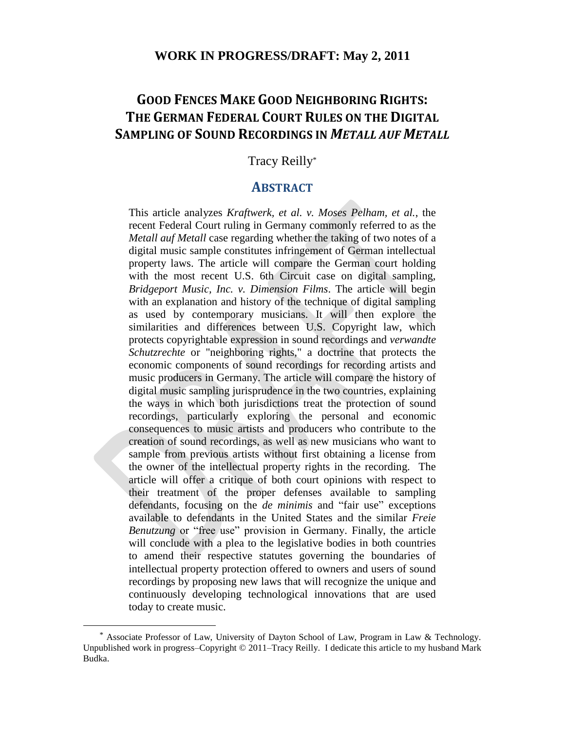**WORK IN PROGRESS/DRAFT: May 2, 2011**

# GOOD FENCES MAKE GOOD NEIGHBORING RIGHTS: THE GERMAN FEDERAL COURT RULES ON THE DIGITAL SAMPLING OF SOUND RECORDINGS IN *METALL AUF METALL*

Tracy Reilly*

## ABSTRACT

This article analyzes *Kraftwerk, et al. v. Moses Pelham, et al.*, the recent Federal Court ruling in Germany commonly referred to as the *Metall auf Metall* case regarding whether the taking of two notes of a digital music sample constitutes infringement of German intellectual property laws. The article will compare the German court holding with the most recent U.S. 6th Circuit case on digital sampling, *Bridgeport Music, Inc. v. Dimension Films*. The article will begin with an explanation and history of the technique of digital sampling as used by contemporary musicians. It will then explore the similarities and differences between U.S. Copyright law, which protects copyrightable expression in sound recordings and *verwandte Schutzrechte* or "neighboring rights," a doctrine that protects the economic components of sound recordings for recording artists and music producers in Germany. The article will compare the history of digital music sampling jurisprudence in the two countries, explaining the ways in which both jurisdictions treat the protection of sound recordings, particularly exploring the personal and economic consequences to music artists and producers who contribute to the creation of sound recordings, as well as new musicians who want to sample from previous artists without first obtaining a license from the owner of the intellectual property rights in the recording. The article will offer a critique of both court opinions with respect to their treatment of the proper defenses available to sampling defendants, focusing on the *de minimis* and "fair use" exceptions available to defendants in the United States and the similar *Freie Benutzung* or "free use" provision in Germany. Finally, the article will conclude with a plea to the legislative bodies in both countries to amend their respective statutes governing the boundaries of intellectual property protection offered to owners and users of sound recordings by proposing new laws that will recognize the unique and continuously developing technological innovations that are used today to create music.

---

* Associate Professor of Law, University of Dayton School of Law, Program in Law & Technology. Unpublished work in progress–Copyright © 2011–Tracy Reilly. I dedicate this article to my husband Mark Budka.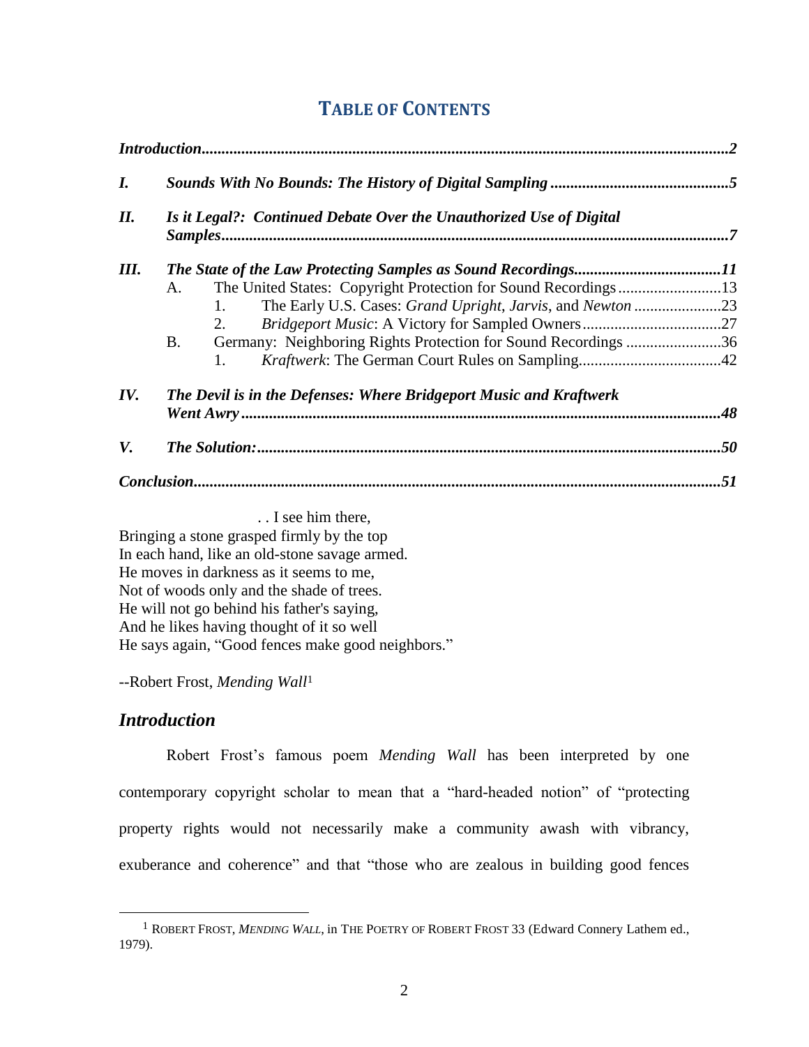# TABLE OF CONTENTS

*Introduction* ... 2

*I.* *Sounds With No Bounds: The History of Digital Sampling* ... 5

*II.* *Is it Legal?: Continued Debate Over the Unauthorized Use of Digital Samples* ... 7

*III.* *The State of the Law Protecting Samples as Sound Recordings* ... 11

- A. The United States: Copyright Protection for Sound Recordings ... 13
  - 1. The Early U.S. Cases: *Grand Upright*, *Jarvis*, and *Newton* ... 23
  - 2. *Bridgeport Music*: A Victory for Sampled Owners ... 27
- B. Germany: Neighboring Rights Protection for Sound Recordings ... 36
  - 1. *Kraftwerk*: The German Court Rules on Sampling ... 42

*IV.* *The Devil is in the Defenses: Where Bridgeport Music and Kraftwerk Went Awry* ... 48

*V.* *The Solution:* ... 50

*Conclusion* ... 51

. . I see him there,
Bringing a stone grasped firmly by the top
In each hand, like an old-stone savage armed.
He moves in darkness as it seems to me,
Not of woods only and the shade of trees.
He will not go behind his father's saying,
And he likes having thought of it so well
He says again, "Good fences make good neighbors."

--Robert Frost, *Mending Wall*[1]

## *Introduction*

Robert Frost's famous poem *Mending Wall* has been interpreted by one contemporary copyright scholar to mean that a "hard-headed notion" of "protecting property rights would not necessarily make a community awash with vibrancy, exuberance and coherence" and that "those who are zealous in building good fences

[1] ROBERT FROST, *MENDING WALL*, in THE POETRY OF ROBERT FROST 33 (Edward Connery Lathem ed., 1979).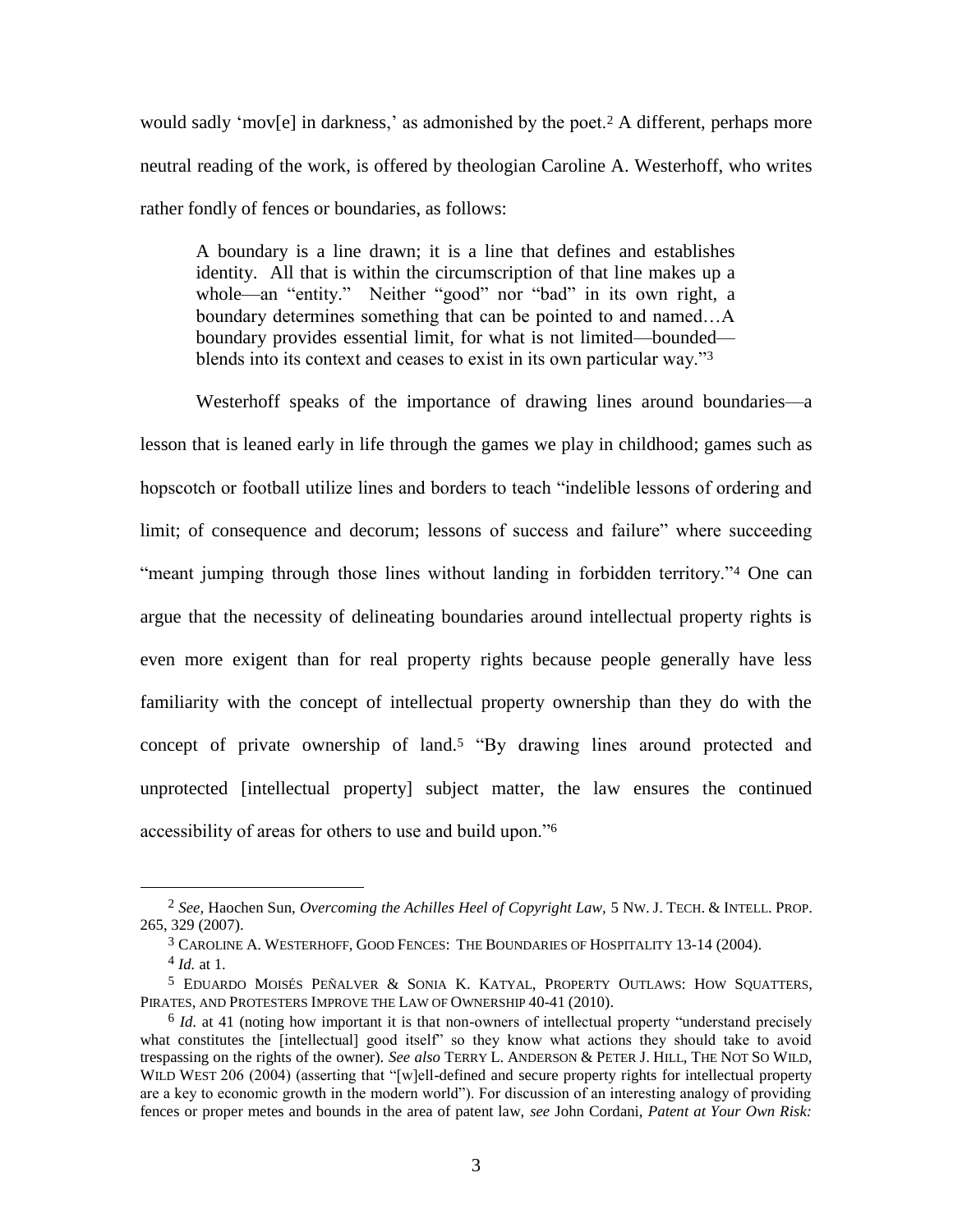would sadly 'mov[e] in darkness,' as admonished by the poet.[2] A different, perhaps more neutral reading of the work, is offered by theologian Caroline A. Westerhoff, who writes rather fondly of fences or boundaries, as follows:

> A boundary is a line drawn; it is a line that defines and establishes identity. All that is within the circumscription of that line makes up a whole—an "entity." Neither "good" nor "bad" in its own right, a boundary determines something that can be pointed to and named…A boundary provides essential limit, for what is not limited—bounded—blends into its context and ceases to exist in its own particular way."[3]

Westerhoff speaks of the importance of drawing lines around boundaries—a lesson that is leaned early in life through the games we play in childhood; games such as hopscotch or football utilize lines and borders to teach "indelible lessons of ordering and limit; of consequence and decorum; lessons of success and failure" where succeeding "meant jumping through those lines without landing in forbidden territory."[4] One can argue that the necessity of delineating boundaries around intellectual property rights is even more exigent than for real property rights because people generally have less familiarity with the concept of intellectual property ownership than they do with the concept of private ownership of land.[5] "By drawing lines around protected and unprotected [intellectual property] subject matter, the law ensures the continued accessibility of areas for others to use and build upon."[6]

---

[2] *See,* Haochen Sun, *Overcoming the Achilles Heel of Copyright Law,* 5 NW. J. TECH. & INTELL. PROP. 265, 329 (2007).

[3] CAROLINE A. WESTERHOFF, GOOD FENCES: THE BOUNDARIES OF HOSPITALITY 13-14 (2004).

[4] *Id.* at 1.

[5] EDUARDO MOISÉS PEÑALVER & SONIA K. KATYAL, PROPERTY OUTLAWS: HOW SQUATTERS, PIRATES, AND PROTESTERS IMPROVE THE LAW OF OWNERSHIP 40-41 (2010).

[6] *Id.* at 41 (noting how important it is that non-owners of intellectual property "understand precisely what constitutes the [intellectual] good itself" so they know what actions they should take to avoid trespassing on the rights of the owner). *See also* TERRY L. ANDERSON & PETER J. HILL, THE NOT SO WILD, WILD WEST 206 (2004) (asserting that "[w]ell-defined and secure property rights for intellectual property are a key to economic growth in the modern world"). For discussion of an interesting analogy of providing fences or proper metes and bounds in the area of patent law, *see* John Cordani, *Patent at Your Own Risk:*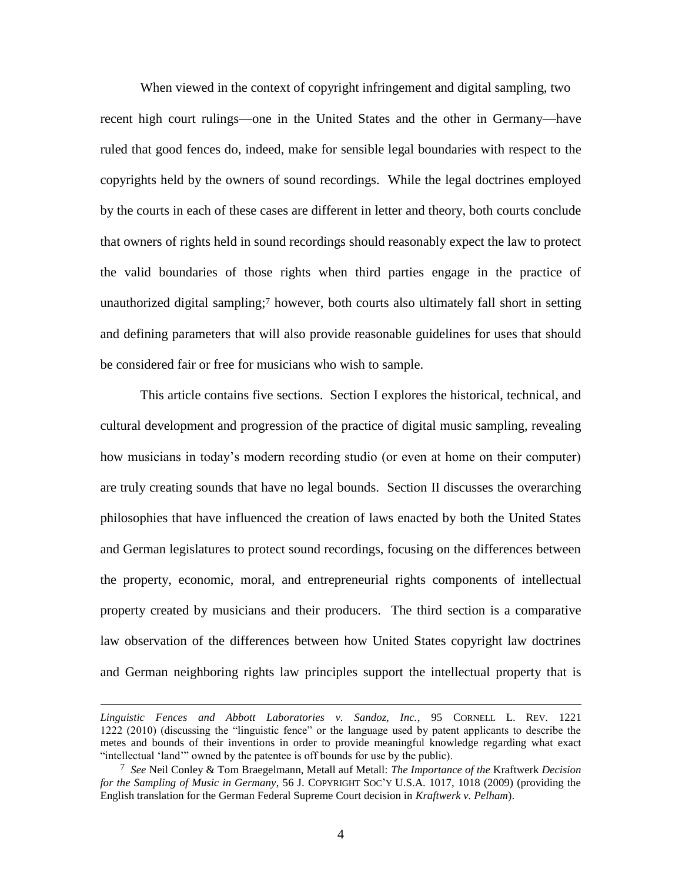When viewed in the context of copyright infringement and digital sampling, two recent high court rulings—one in the United States and the other in Germany—have ruled that good fences do, indeed, make for sensible legal boundaries with respect to the copyrights held by the owners of sound recordings. While the legal doctrines employed by the courts in each of these cases are different in letter and theory, both courts conclude that owners of rights held in sound recordings should reasonably expect the law to protect the valid boundaries of those rights when third parties engage in the practice of unauthorized digital sampling;[7] however, both courts also ultimately fall short in setting and defining parameters that will also provide reasonable guidelines for uses that should be considered fair or free for musicians who wish to sample.

This article contains five sections. Section I explores the historical, technical, and cultural development and progression of the practice of digital music sampling, revealing how musicians in today's modern recording studio (or even at home on their computer) are truly creating sounds that have no legal bounds. Section II discusses the overarching philosophies that have influenced the creation of laws enacted by both the United States and German legislatures to protect sound recordings, focusing on the differences between the property, economic, moral, and entrepreneurial rights components of intellectual property created by musicians and their producers. The third section is a comparative law observation of the differences between how United States copyright law doctrines and German neighboring rights law principles support the intellectual property that is

---

*Linguistic Fences and Abbott Laboratories v. Sandoz, Inc.*, 95 CORNELL L. REV. 1221 1222 (2010) (discussing the "linguistic fence" or the language used by patent applicants to describe the metes and bounds of their inventions in order to provide meaningful knowledge regarding what exact "intellectual 'land'" owned by the patentee is off bounds for use by the public).

[7] *See* Neil Conley & Tom Braegelmann, Metall auf Metall: *The Importance of the* Kraftwerk *Decision for the Sampling of Music in Germany*, 56 J. COPYRIGHT SOC'Y U.S.A. 1017, 1018 (2009) (providing the English translation for the German Federal Supreme Court decision in *Kraftwerk v. Pelham*).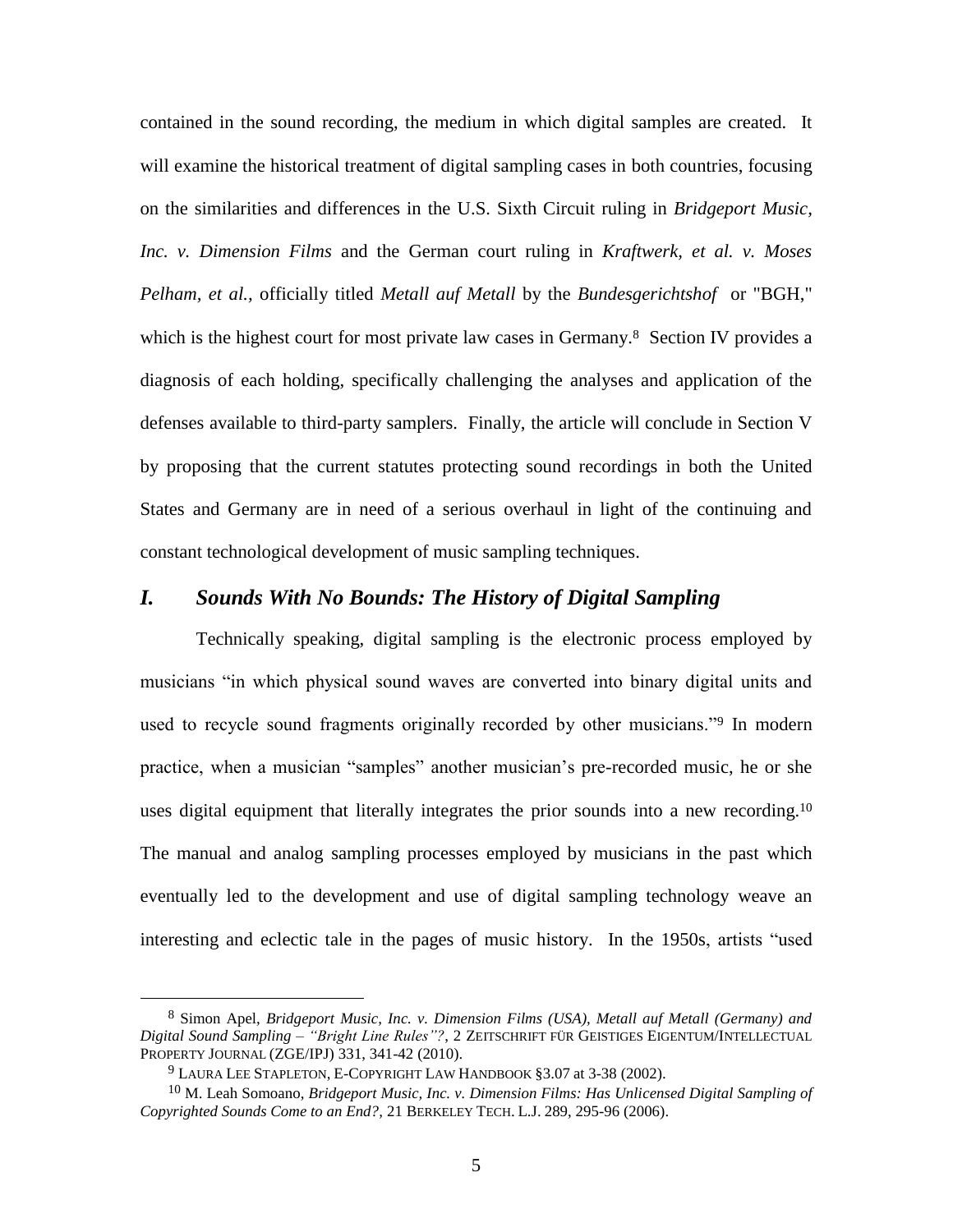contained in the sound recording, the medium in which digital samples are created. It will examine the historical treatment of digital sampling cases in both countries, focusing on the similarities and differences in the U.S. Sixth Circuit ruling in *Bridgeport Music, Inc. v. Dimension Films* and the German court ruling in *Kraftwerk, et al. v. Moses Pelham, et al.*, officially titled *Metall auf Metall* by the *Bundesgerichtshof* or "BGH," which is the highest court for most private law cases in Germany.[8] Section IV provides a diagnosis of each holding, specifically challenging the analyses and application of the defenses available to third-party samplers. Finally, the article will conclude in Section V by proposing that the current statutes protecting sound recordings in both the United States and Germany are in need of a serious overhaul in light of the continuing and constant technological development of music sampling techniques.

## *I. Sounds With No Bounds: The History of Digital Sampling*

Technically speaking, digital sampling is the electronic process employed by musicians "in which physical sound waves are converted into binary digital units and used to recycle sound fragments originally recorded by other musicians."[9] In modern practice, when a musician "samples" another musician's pre-recorded music, he or she uses digital equipment that literally integrates the prior sounds into a new recording.[10] The manual and analog sampling processes employed by musicians in the past which eventually led to the development and use of digital sampling technology weave an interesting and eclectic tale in the pages of music history. In the 1950s, artists "used

---

[8] Simon Apel, *Bridgeport Music, Inc. v. Dimension Films (USA), Metall auf Metall (Germany) and Digital Sound Sampling – "Bright Line Rules"?*, 2 ZEITSCHRIFT FÜR GEISTIGES EIGENTUM/INTELLECTUAL PROPERTY JOURNAL (ZGE/IPJ) 331, 341-42 (2010).

[9] LAURA LEE STAPLETON, E-COPYRIGHT LAW HANDBOOK §3.07 at 3-38 (2002).

[10] M. Leah Somoano, *Bridgeport Music, Inc. v. Dimension Films: Has Unlicensed Digital Sampling of Copyrighted Sounds Come to an End?*, 21 BERKELEY TECH. L.J. 289, 295-96 (2006).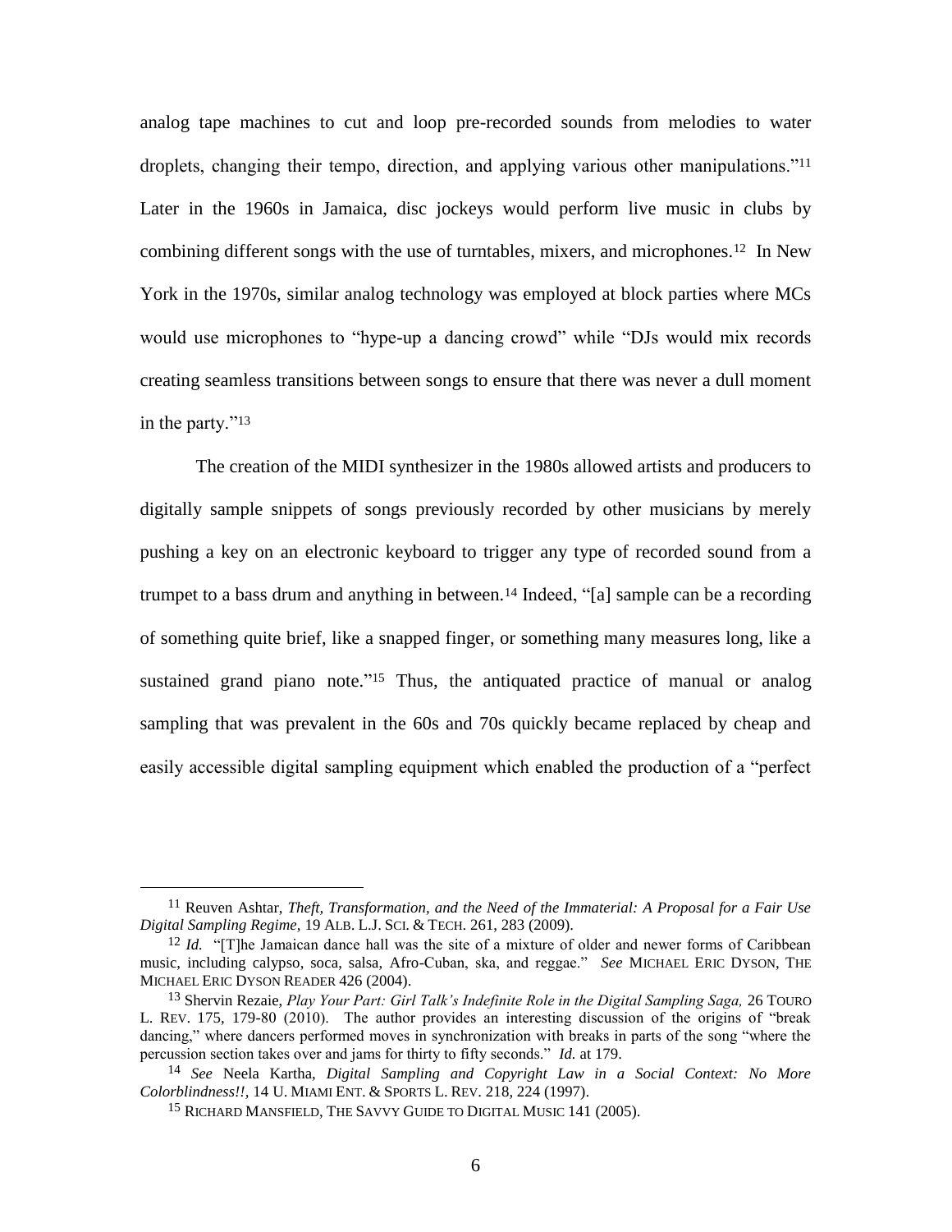analog tape machines to cut and loop pre-recorded sounds from melodies to water droplets, changing their tempo, direction, and applying various other manipulations."[11] Later in the 1960s in Jamaica, disc jockeys would perform live music in clubs by combining different songs with the use of turntables, mixers, and microphones.[12] In New York in the 1970s, similar analog technology was employed at block parties where MCs would use microphones to "hype-up a dancing crowd" while "DJs would mix records creating seamless transitions between songs to ensure that there was never a dull moment in the party."[13]

The creation of the MIDI synthesizer in the 1980s allowed artists and producers to digitally sample snippets of songs previously recorded by other musicians by merely pushing a key on an electronic keyboard to trigger any type of recorded sound from a trumpet to a bass drum and anything in between.[14] Indeed, "[a] sample can be a recording of something quite brief, like a snapped finger, or something many measures long, like a sustained grand piano note."[15] Thus, the antiquated practice of manual or analog sampling that was prevalent in the 60s and 70s quickly became replaced by cheap and easily accessible digital sampling equipment which enabled the production of a "perfect

---

[11] Reuven Ashtar, *Theft, Transformation, and the Need of the Immaterial: A Proposal for a Fair Use Digital Sampling Regime*, 19 ALB. L.J. SCI. & TECH. 261, 283 (2009).

[12] *Id.* "[T]he Jamaican dance hall was the site of a mixture of older and newer forms of Caribbean music, including calypso, soca, salsa, Afro-Cuban, ska, and reggae." *See* MICHAEL ERIC DYSON, THE MICHAEL ERIC DYSON READER 426 (2004).

[13] Shervin Rezaie, *Play Your Part: Girl Talk's Indefinite Role in the Digital Sampling Saga,* 26 TOURO L. REV. 175, 179-80 (2010). The author provides an interesting discussion of the origins of "break dancing," where dancers performed moves in synchronization with breaks in parts of the song "where the percussion section takes over and jams for thirty to fifty seconds." *Id.* at 179.

[14] *See* Neela Kartha, *Digital Sampling and Copyright Law in a Social Context: No More Colorblindness!!*, 14 U. MIAMI ENT. & SPORTS L. REV. 218, 224 (1997).

[15] RICHARD MANSFIELD, THE SAVVY GUIDE TO DIGITAL MUSIC 141 (2005).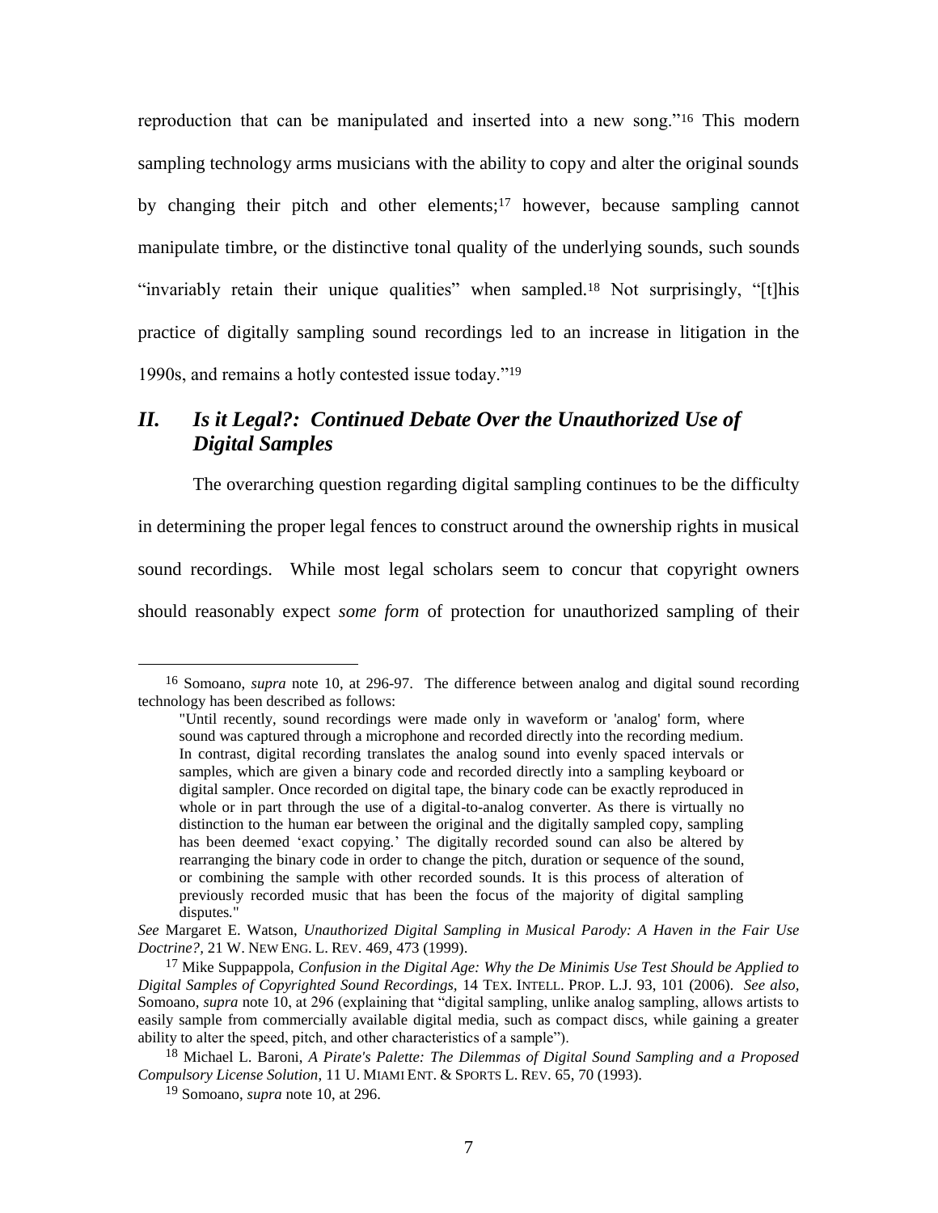reproduction that can be manipulated and inserted into a new song."[16] This modern sampling technology arms musicians with the ability to copy and alter the original sounds by changing their pitch and other elements;[17] however, because sampling cannot manipulate timbre, or the distinctive tonal quality of the underlying sounds, such sounds "invariably retain their unique qualities" when sampled.[18] Not surprisingly, "[t]his practice of digitally sampling sound recordings led to an increase in litigation in the 1990s, and remains a hotly contested issue today."[19]

## *II. Is it Legal?: Continued Debate Over the Unauthorized Use of Digital Samples*

The overarching question regarding digital sampling continues to be the difficulty in determining the proper legal fences to construct around the ownership rights in musical sound recordings. While most legal scholars seem to concur that copyright owners should reasonably expect *some form* of protection for unauthorized sampling of their

---

[16] Somoano, *supra* note 10, at 296-97. The difference between analog and digital sound recording technology has been described as follows:

> "Until recently, sound recordings were made only in waveform or 'analog' form, where sound was captured through a microphone and recorded directly into the recording medium. In contrast, digital recording translates the analog sound into evenly spaced intervals or samples, which are given a binary code and recorded directly into a sampling keyboard or digital sampler. Once recorded on digital tape, the binary code can be exactly reproduced in whole or in part through the use of a digital-to-analog converter. As there is virtually no distinction to the human ear between the original and the digitally sampled copy, sampling has been deemed 'exact copying.' The digitally recorded sound can also be altered by rearranging the binary code in order to change the pitch, duration or sequence of the sound, or combining the sample with other recorded sounds. It is this process of alteration of previously recorded music that has been the focus of the majority of digital sampling disputes."

*See* Margaret E. Watson, *Unauthorized Digital Sampling in Musical Parody: A Haven in the Fair Use Doctrine?*, 21 W. NEW ENG. L. REV. 469, 473 (1999).

[17] Mike Suppappola, *Confusion in the Digital Age: Why the De Minimis Use Test Should be Applied to Digital Samples of Copyrighted Sound Recordings*, 14 TEX. INTELL. PROP. L.J. 93, 101 (2006). *See also,* Somoano, *supra* note 10, at 296 (explaining that "digital sampling, unlike analog sampling, allows artists to easily sample from commercially available digital media, such as compact discs, while gaining a greater ability to alter the speed, pitch, and other characteristics of a sample").

[18] Michael L. Baroni, *A Pirate's Palette: The Dilemmas of Digital Sound Sampling and a Proposed Compulsory License Solution*, 11 U. MIAMI ENT. & SPORTS L. REV. 65, 70 (1993).

[19] Somoano, *supra* note 10, at 296.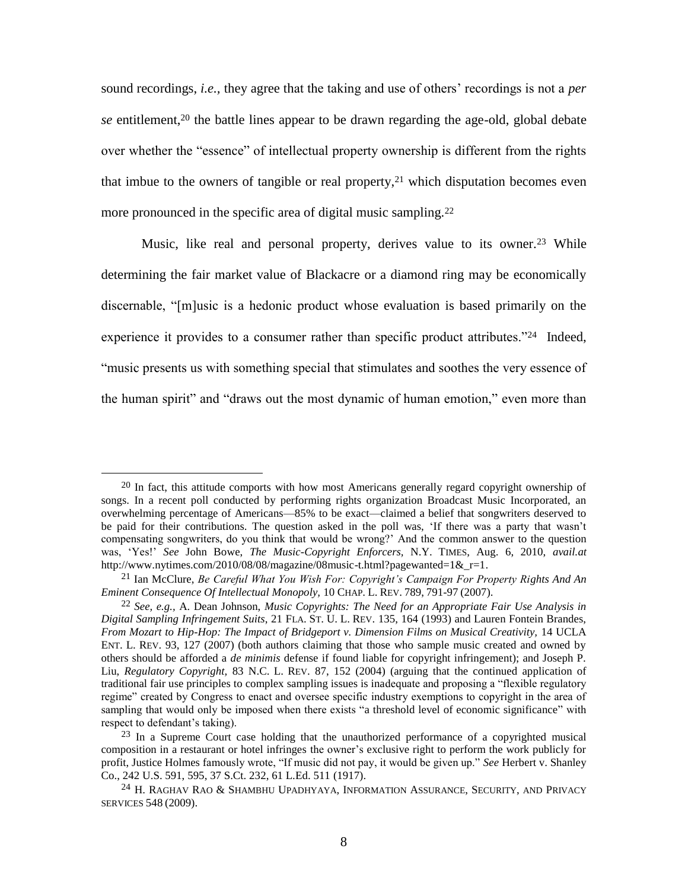sound recordings, *i.e.*, they agree that the taking and use of others' recordings is not a *per se* entitlement,[20] the battle lines appear to be drawn regarding the age-old, global debate over whether the "essence" of intellectual property ownership is different from the rights that imbue to the owners of tangible or real property,[21] which disputation becomes even more pronounced in the specific area of digital music sampling.[22]

Music, like real and personal property, derives value to its owner.[23] While determining the fair market value of Blackacre or a diamond ring may be economically discernable, "[m]usic is a hedonic product whose evaluation is based primarily on the experience it provides to a consumer rather than specific product attributes."[24] Indeed, "music presents us with something special that stimulates and soothes the very essence of the human spirit" and "draws out the most dynamic of human emotion," even more than

---

[20] In fact, this attitude comports with how most Americans generally regard copyright ownership of songs. In a recent poll conducted by performing rights organization Broadcast Music Incorporated, an overwhelming percentage of Americans—85% to be exact—claimed a belief that songwriters deserved to be paid for their contributions. The question asked in the poll was, 'If there was a party that wasn't compensating songwriters, do you think that would be wrong?' And the common answer to the question was, 'Yes!' *See* John Bowe, *The Music-Copyright Enforcers*, N.Y. TIMES, Aug. 6, 2010, *avail.at* http://www.nytimes.com/2010/08/08/magazine/08music-t.html?pagewanted=1&_r=1.

[21] Ian McClure, *Be Careful What You Wish For: Copyright's Campaign For Property Rights And An Eminent Consequence Of Intellectual Monopoly*, 10 CHAP. L. REV. 789, 791-97 (2007).

[22] *See, e.g.*, A. Dean Johnson, *Music Copyrights: The Need for an Appropriate Fair Use Analysis in Digital Sampling Infringement Suits*, 21 FLA. ST. U. L. REV. 135, 164 (1993) and Lauren Fontein Brandes, *From Mozart to Hip-Hop: The Impact of Bridgeport v. Dimension Films on Musical Creativity*, 14 UCLA ENT. L. REV. 93, 127 (2007) (both authors claiming that those who sample music created and owned by others should be afforded a *de minimis* defense if found liable for copyright infringement); and Joseph P. Liu, *Regulatory Copyright*, 83 N.C. L. REV. 87, 152 (2004) (arguing that the continued application of traditional fair use principles to complex sampling issues is inadequate and proposing a "flexible regulatory regime" created by Congress to enact and oversee specific industry exemptions to copyright in the area of sampling that would only be imposed when there exists "a threshold level of economic significance" with respect to defendant's taking).

[23] In a Supreme Court case holding that the unauthorized performance of a copyrighted musical composition in a restaurant or hotel infringes the owner's exclusive right to perform the work publicly for profit, Justice Holmes famously wrote, "If music did not pay, it would be given up." *See* Herbert v. Shanley Co., 242 U.S. 591, 595, 37 S.Ct. 232, 61 L.Ed. 511 (1917).

[24] H. RAGHAV RAO & SHAMBHU UPADHYAYA, INFORMATION ASSURANCE, SECURITY, AND PRIVACY SERVICES 548 (2009).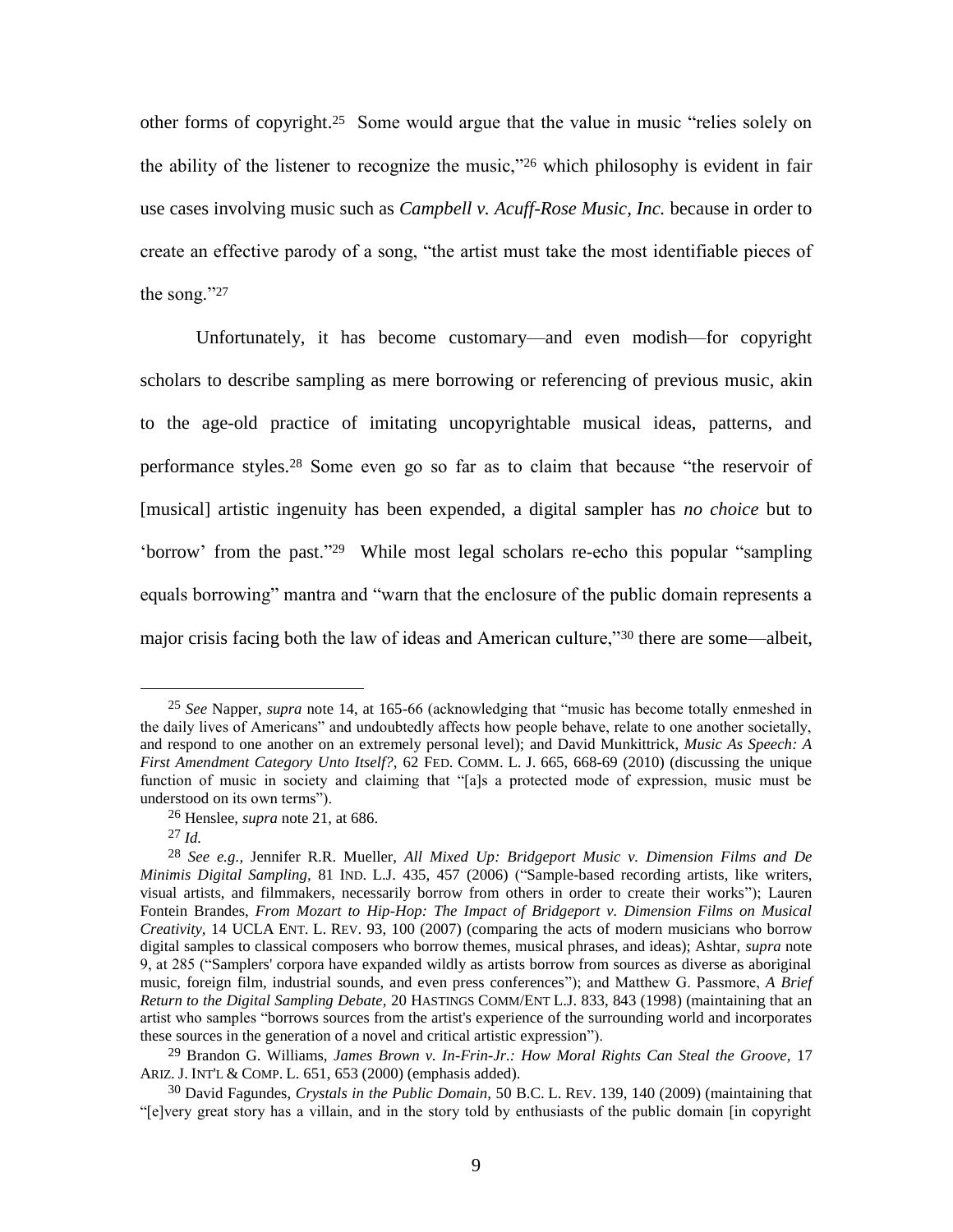other forms of copyright.[25] Some would argue that the value in music "relies solely on the ability of the listener to recognize the music,"[26] which philosophy is evident in fair use cases involving music such as *Campbell v. Acuff-Rose Music, Inc.* because in order to create an effective parody of a song, "the artist must take the most identifiable pieces of the song."[27]

Unfortunately, it has become customary—and even modish—for copyright scholars to describe sampling as mere borrowing or referencing of previous music, akin to the age-old practice of imitating uncopyrightable musical ideas, patterns, and performance styles.[28] Some even go so far as to claim that because "the reservoir of [musical] artistic ingenuity has been expended, a digital sampler has *no choice* but to 'borrow' from the past."[29] While most legal scholars re-echo this popular "sampling equals borrowing" mantra and "warn that the enclosure of the public domain represents a major crisis facing both the law of ideas and American culture,"[30] there are some—albeit,

---

[25] *See* Napper, *supra* note 14, at 165-66 (acknowledging that "music has become totally enmeshed in the daily lives of Americans" and undoubtedly affects how people behave, relate to one another societally, and respond to one another on an extremely personal level); and David Munkittrick, *Music As Speech: A First Amendment Category Unto Itself?,* 62 FED. COMM. L. J. 665, 668-69 (2010) (discussing the unique function of music in society and claiming that "[a]s a protected mode of expression, music must be understood on its own terms").

[26] Henslee, *supra* note 21, at 686.

[27] *Id.*

[28] *See e.g.,* Jennifer R.R. Mueller, *All Mixed Up: Bridgeport Music v. Dimension Films and De Minimis Digital Sampling,* 81 IND. L.J. 435, 457 (2006) ("Sample-based recording artists, like writers, visual artists, and filmmakers, necessarily borrow from others in order to create their works"); Lauren Fontein Brandes, *From Mozart to Hip-Hop: The Impact of Bridgeport v. Dimension Films on Musical Creativity,* 14 UCLA ENT. L. REV. 93, 100 (2007) (comparing the acts of modern musicians who borrow digital samples to classical composers who borrow themes, musical phrases, and ideas); Ashtar, *supra* note 9, at 285 ("Samplers' corpora have expanded wildly as artists borrow from sources as diverse as aboriginal music, foreign film, industrial sounds, and even press conferences"); and Matthew G. Passmore, *A Brief Return to the Digital Sampling Debate,* 20 HASTINGS COMM/ENT L.J. 833, 843 (1998) (maintaining that an artist who samples "borrows sources from the artist's experience of the surrounding world and incorporates these sources in the generation of a novel and critical artistic expression").

[29] Brandon G. Williams, *James Brown v. In-Frin-Jr.: How Moral Rights Can Steal the Groove,* 17 ARIZ. J. INT'L & COMP. L. 651, 653 (2000) (emphasis added).

[30] David Fagundes, *Crystals in the Public Domain,* 50 B.C. L. REV. 139, 140 (2009) (maintaining that "[e]very great story has a villain, and in the story told by enthusiasts of the public domain [in copyright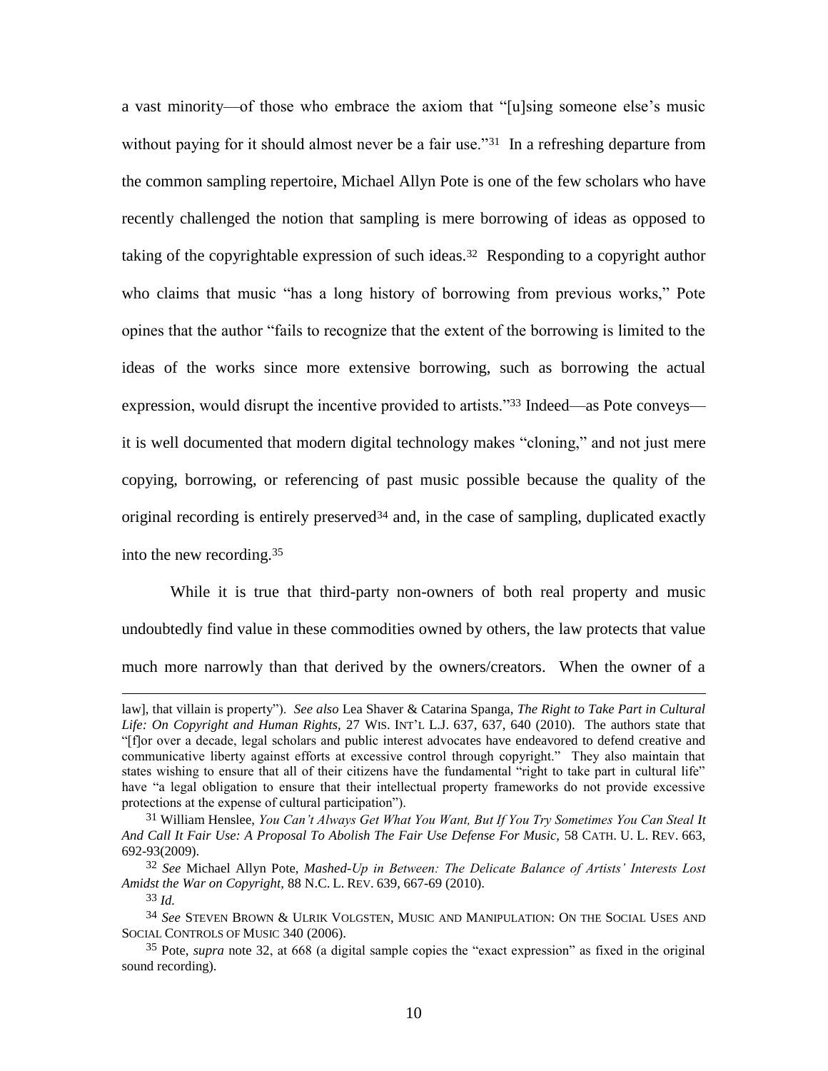a vast minority—of those who embrace the axiom that "[u]sing someone else's music without paying for it should almost never be a fair use."[31] In a refreshing departure from the common sampling repertoire, Michael Allyn Pote is one of the few scholars who have recently challenged the notion that sampling is mere borrowing of ideas as opposed to taking of the copyrightable expression of such ideas.[32] Responding to a copyright author who claims that music "has a long history of borrowing from previous works," Pote opines that the author "fails to recognize that the extent of the borrowing is limited to the ideas of the works since more extensive borrowing, such as borrowing the actual expression, would disrupt the incentive provided to artists."[33] Indeed—as Pote conveys—it is well documented that modern digital technology makes "cloning," and not just mere copying, borrowing, or referencing of past music possible because the quality of the original recording is entirely preserved[34] and, in the case of sampling, duplicated exactly into the new recording.[35]

While it is true that third-party non-owners of both real property and music undoubtedly find value in these commodities owned by others, the law protects that value much more narrowly than that derived by the owners/creators. When the owner of a

---

law], that villain is property"). *See also* Lea Shaver & Catarina Spanga, *The Right to Take Part in Cultural Life: On Copyright and Human Rights*, 27 WIS. INT'L L.J. 637, 637, 640 (2010). The authors state that "[f]or over a decade, legal scholars and public interest advocates have endeavored to defend creative and communicative liberty against efforts at excessive control through copyright." They also maintain that states wishing to ensure that all of their citizens have the fundamental "right to take part in cultural life" have "a legal obligation to ensure that their intellectual property frameworks do not provide excessive protections at the expense of cultural participation").

[31] William Henslee, *You Can't Always Get What You Want, But If You Try Sometimes You Can Steal It And Call It Fair Use: A Proposal To Abolish The Fair Use Defense For Music*, 58 CATH. U. L. REV. 663, 692-93(2009).

[32] *See* Michael Allyn Pote, *Mashed-Up in Between: The Delicate Balance of Artists' Interests Lost Amidst the War on Copyright*, 88 N.C. L. REV. 639, 667-69 (2010).

[33] *Id.*

[34] *See* STEVEN BROWN & ULRIK VOLGSTEN, MUSIC AND MANIPULATION: ON THE SOCIAL USES AND SOCIAL CONTROLS OF MUSIC 340 (2006).

[35] Pote, *supra* note 32, at 668 (a digital sample copies the "exact expression" as fixed in the original sound recording).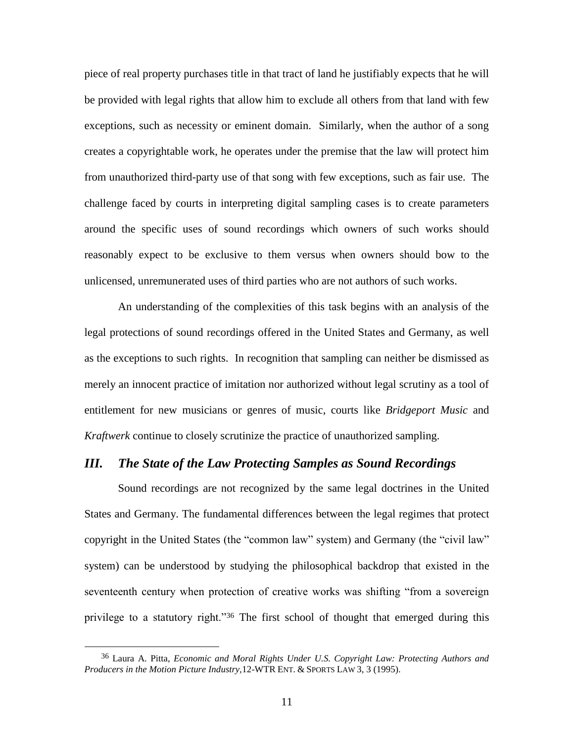piece of real property purchases title in that tract of land he justifiably expects that he will be provided with legal rights that allow him to exclude all others from that land with few exceptions, such as necessity or eminent domain. Similarly, when the author of a song creates a copyrightable work, he operates under the premise that the law will protect him from unauthorized third-party use of that song with few exceptions, such as fair use. The challenge faced by courts in interpreting digital sampling cases is to create parameters around the specific uses of sound recordings which owners of such works should reasonably expect to be exclusive to them versus when owners should bow to the unlicensed, unremunerated uses of third parties who are not authors of such works.

An understanding of the complexities of this task begins with an analysis of the legal protections of sound recordings offered in the United States and Germany, as well as the exceptions to such rights. In recognition that sampling can neither be dismissed as merely an innocent practice of imitation nor authorized without legal scrutiny as a tool of entitlement for new musicians or genres of music, courts like *Bridgeport Music* and *Kraftwerk* continue to closely scrutinize the practice of unauthorized sampling.

## *III. The State of the Law Protecting Samples as Sound Recordings*

Sound recordings are not recognized by the same legal doctrines in the United States and Germany. The fundamental differences between the legal regimes that protect copyright in the United States (the "common law" system) and Germany (the "civil law" system) can be understood by studying the philosophical backdrop that existed in the seventeenth century when protection of creative works was shifting "from a sovereign privilege to a statutory right."[36] The first school of thought that emerged during this

[36] Laura A. Pitta, *Economic and Moral Rights Under U.S. Copyright Law: Protecting Authors and Producers in the Motion Picture Industry*,12-WTR ENT. & SPORTS LAW 3, 3 (1995).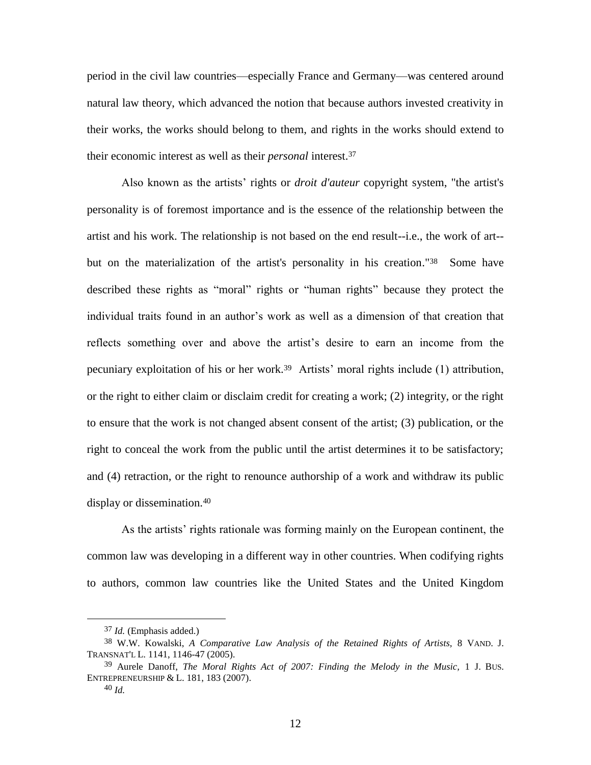period in the civil law countries—especially France and Germany—was centered around natural law theory, which advanced the notion that because authors invested creativity in their works, the works should belong to them, and rights in the works should extend to their economic interest as well as their *personal* interest.[37]

Also known as the artists' rights or *droit d'auteur* copyright system, "the artist's personality is of foremost importance and is the essence of the relationship between the artist and his work. The relationship is not based on the end result--i.e., the work of art--but on the materialization of the artist's personality in his creation."[38] Some have described these rights as "moral" rights or "human rights" because they protect the individual traits found in an author's work as well as a dimension of that creation that reflects something over and above the artist's desire to earn an income from the pecuniary exploitation of his or her work.[39] Artists' moral rights include (1) attribution, or the right to either claim or disclaim credit for creating a work; (2) integrity, or the right to ensure that the work is not changed absent consent of the artist; (3) publication, or the right to conceal the work from the public until the artist determines it to be satisfactory; and (4) retraction, or the right to renounce authorship of a work and withdraw its public display or dissemination.[40]

As the artists' rights rationale was forming mainly on the European continent, the common law was developing in a different way in other countries. When codifying rights to authors, common law countries like the United States and the United Kingdom

---

[37] *Id.* (Emphasis added.)

[38] W.W. Kowalski, *A Comparative Law Analysis of the Retained Rights of Artists*, 8 VAND. J. TRANSNAT'L L. 1141, 1146-47 (2005).

[39] Aurele Danoff, *The Moral Rights Act of 2007: Finding the Melody in the Music*, 1 J. BUS. ENTREPRENEURSHIP & L. 181, 183 (2007).

[40] *Id.*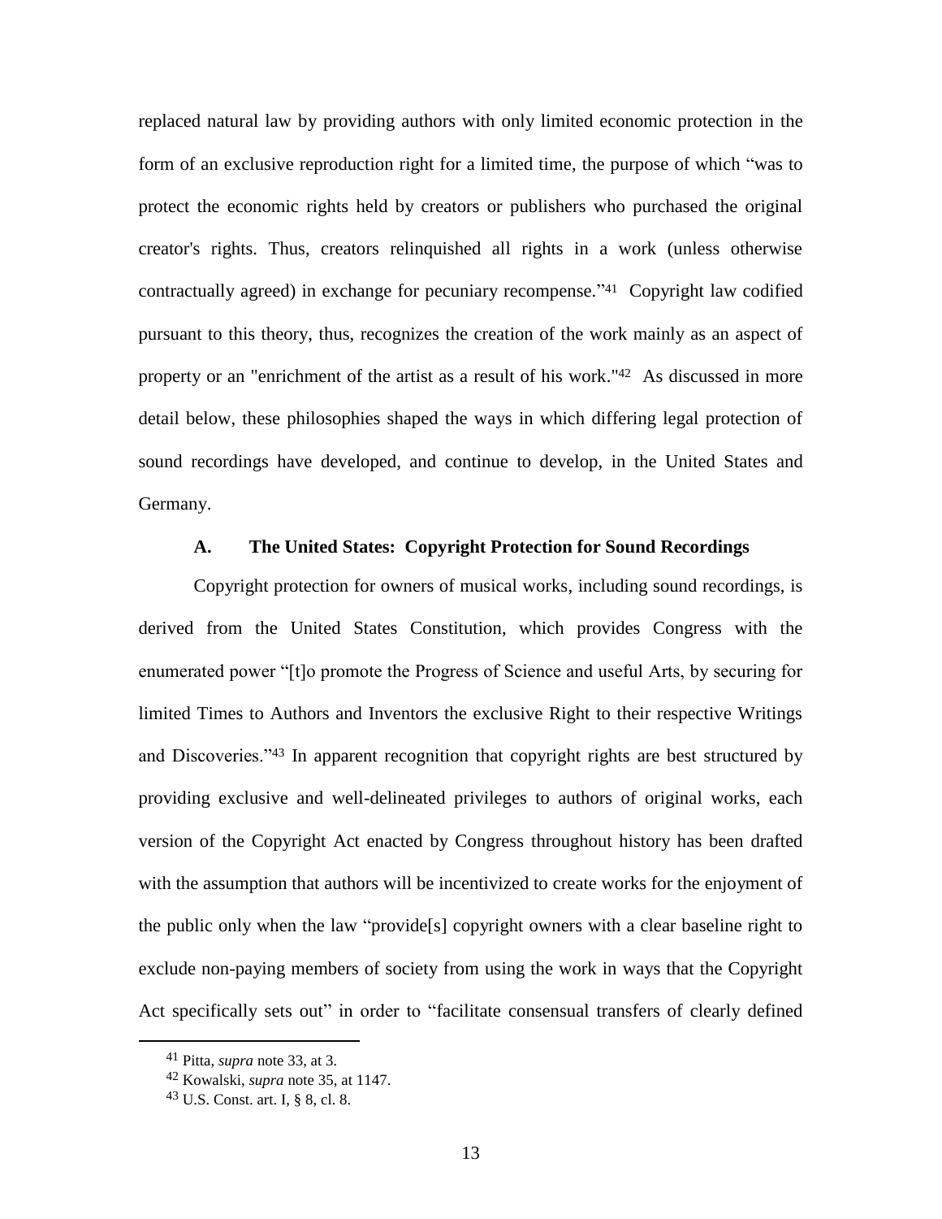replaced natural law by providing authors with only limited economic protection in the form of an exclusive reproduction right for a limited time, the purpose of which "was to protect the economic rights held by creators or publishers who purchased the original creator's rights. Thus, creators relinquished all rights in a work (unless otherwise contractually agreed) in exchange for pecuniary recompense."[41] Copyright law codified pursuant to this theory, thus, recognizes the creation of the work mainly as an aspect of property or an "enrichment of the artist as a result of his work."[42] As discussed in more detail below, these philosophies shaped the ways in which differing legal protection of sound recordings have developed, and continue to develop, in the United States and Germany.

### A. The United States: Copyright Protection for Sound Recordings

Copyright protection for owners of musical works, including sound recordings, is derived from the United States Constitution, which provides Congress with the enumerated power "[t]o promote the Progress of Science and useful Arts, by securing for limited Times to Authors and Inventors the exclusive Right to their respective Writings and Discoveries."[43] In apparent recognition that copyright rights are best structured by providing exclusive and well-delineated privileges to authors of original works, each version of the Copyright Act enacted by Congress throughout history has been drafted with the assumption that authors will be incentivized to create works for the enjoyment of the public only when the law "provide[s] copyright owners with a clear baseline right to exclude non-paying members of society from using the work in ways that the Copyright Act specifically sets out" in order to "facilitate consensual transfers of clearly defined

---

[41] Pitta, *supra* note 33, at 3.

[42] Kowalski, *supra* note 35, at 1147.

[43] U.S. Const. art. I, § 8, cl. 8.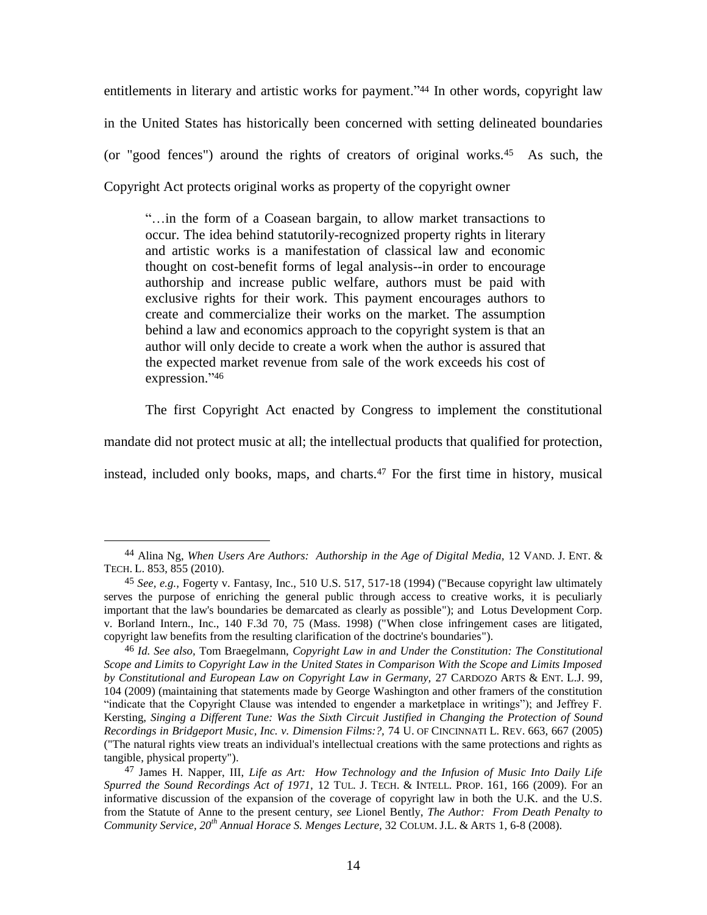entitlements in literary and artistic works for payment."[44] In other words, copyright law in the United States has historically been concerned with setting delineated boundaries (or "good fences") around the rights of creators of original works.[45] As such, the Copyright Act protects original works as property of the copyright owner

> "…in the form of a Coasean bargain, to allow market transactions to occur. The idea behind statutorily-recognized property rights in literary and artistic works is a manifestation of classical law and economic thought on cost-benefit forms of legal analysis--in order to encourage authorship and increase public welfare, authors must be paid with exclusive rights for their work. This payment encourages authors to create and commercialize their works on the market. The assumption behind a law and economics approach to the copyright system is that an author will only decide to create a work when the author is assured that the expected market revenue from sale of the work exceeds his cost of expression."[46]

The first Copyright Act enacted by Congress to implement the constitutional mandate did not protect music at all; the intellectual products that qualified for protection, instead, included only books, maps, and charts.[47] For the first time in history, musical

---

[44] Alina Ng, *When Users Are Authors: Authorship in the Age of Digital Media*, 12 VAND. J. ENT. & TECH. L. 853, 855 (2010).

[45] *See, e.g.*, Fogerty v. Fantasy, Inc., 510 U.S. 517, 517-18 (1994) ("Because copyright law ultimately serves the purpose of enriching the general public through access to creative works, it is peculiarly important that the law's boundaries be demarcated as clearly as possible"); and Lotus Development Corp. v. Borland Intern., Inc., 140 F.3d 70, 75 (Mass. 1998) ("When close infringement cases are litigated, copyright law benefits from the resulting clarification of the doctrine's boundaries").

[46] *Id. See also*, Tom Braegelmann, *Copyright Law in and Under the Constitution: The Constitutional Scope and Limits to Copyright Law in the United States in Comparison With the Scope and Limits Imposed by Constitutional and European Law on Copyright Law in Germany*, 27 CARDOZO ARTS & ENT. L.J. 99, 104 (2009) (maintaining that statements made by George Washington and other framers of the constitution "indicate that the Copyright Clause was intended to engender a marketplace in writings"); and Jeffrey F. Kersting, *Singing a Different Tune: Was the Sixth Circuit Justified in Changing the Protection of Sound Recordings in Bridgeport Music, Inc. v. Dimension Films:?*, 74 U. OF CINCINNATI L. REV. 663, 667 (2005) ("The natural rights view treats an individual's intellectual creations with the same protections and rights as tangible, physical property").

[47] James H. Napper, III, *Life as Art: How Technology and the Infusion of Music Into Daily Life Spurred the Sound Recordings Act of 1971*, 12 TUL. J. TECH. & INTELL. PROP. 161, 166 (2009). For an informative discussion of the expansion of the coverage of copyright law in both the U.K. and the U.S. from the Statute of Anne to the present century, *see* Lionel Bently, *The Author: From Death Penalty to Community Service, 20th Annual Horace S. Menges Lecture*, 32 COLUM. J.L. & ARTS 1, 6-8 (2008).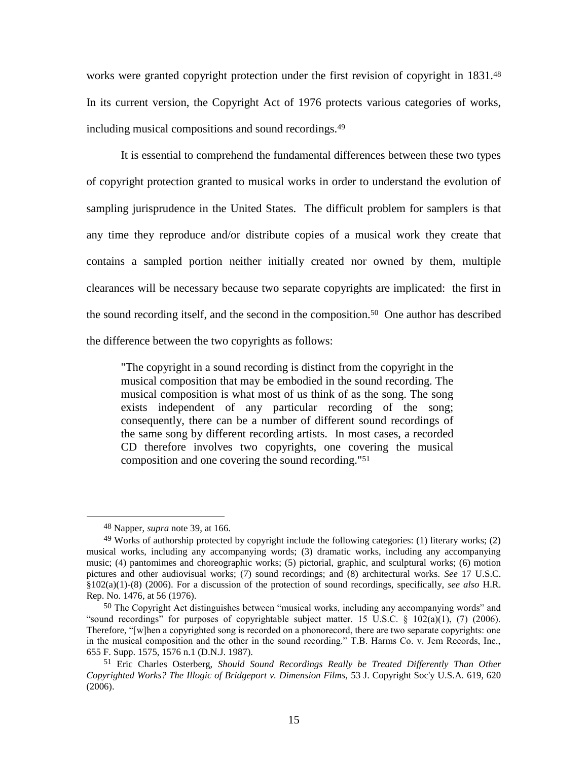works were granted copyright protection under the first revision of copyright in 1831.[48] In its current version, the Copyright Act of 1976 protects various categories of works, including musical compositions and sound recordings.[49]

It is essential to comprehend the fundamental differences between these two types of copyright protection granted to musical works in order to understand the evolution of sampling jurisprudence in the United States. The difficult problem for samplers is that any time they reproduce and/or distribute copies of a musical work they create that contains a sampled portion neither initially created nor owned by them, multiple clearances will be necessary because two separate copyrights are implicated: the first in the sound recording itself, and the second in the composition.[50] One author has described the difference between the two copyrights as follows:

> "The copyright in a sound recording is distinct from the copyright in the musical composition that may be embodied in the sound recording. The musical composition is what most of us think of as the song. The song exists independent of any particular recording of the song; consequently, there can be a number of different sound recordings of the same song by different recording artists. In most cases, a recorded CD therefore involves two copyrights, one covering the musical composition and one covering the sound recording."[51]

---

[48] Napper, *supra* note 39, at 166.

[49] Works of authorship protected by copyright include the following categories: (1) literary works; (2) musical works, including any accompanying words; (3) dramatic works, including any accompanying music; (4) pantomimes and choreographic works; (5) pictorial, graphic, and sculptural works; (6) motion pictures and other audiovisual works; (7) sound recordings; and (8) architectural works. *See* 17 U.S.C. §102(a)(1)-(8) (2006). For a discussion of the protection of sound recordings, specifically, *see also* H.R. Rep. No. 1476, at 56 (1976).

[50] The Copyright Act distinguishes between "musical works, including any accompanying words" and "sound recordings" for purposes of copyrightable subject matter. 15 U.S.C. § 102(a)(1), (7) (2006). Therefore, "[w]hen a copyrighted song is recorded on a phonorecord, there are two separate copyrights: one in the musical composition and the other in the sound recording." T.B. Harms Co. v. Jem Records, Inc., 655 F. Supp. 1575, 1576 n.1 (D.N.J. 1987).

[51] Eric Charles Osterberg, *Should Sound Recordings Really be Treated Differently Than Other Copyrighted Works? The Illogic of Bridgeport v. Dimension Films*, 53 J. Copyright Soc'y U.S.A. 619, 620 (2006).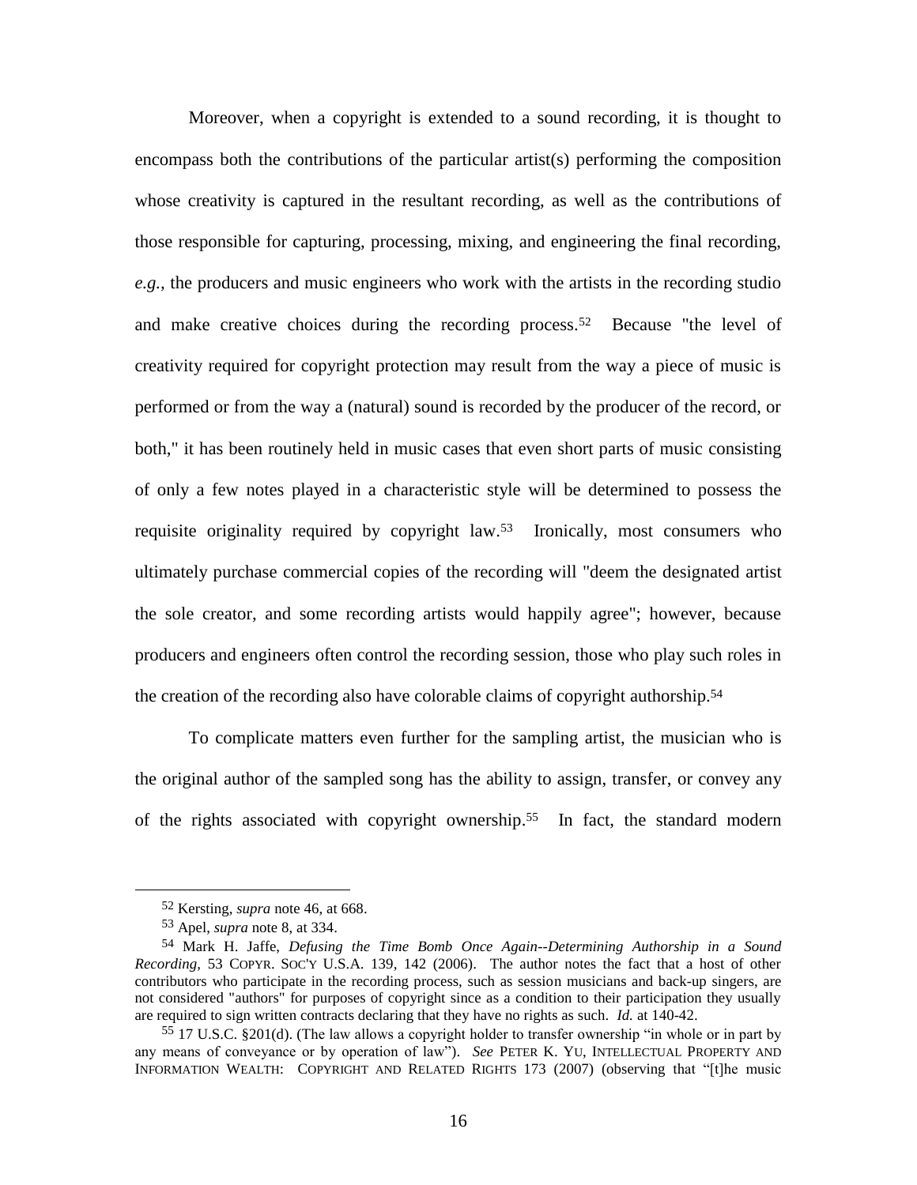Moreover, when a copyright is extended to a sound recording, it is thought to encompass both the contributions of the particular artist(s) performing the composition whose creativity is captured in the resultant recording, as well as the contributions of those responsible for capturing, processing, mixing, and engineering the final recording, *e.g.*, the producers and music engineers who work with the artists in the recording studio and make creative choices during the recording process.[52] Because "the level of creativity required for copyright protection may result from the way a piece of music is performed or from the way a (natural) sound is recorded by the producer of the record, or both," it has been routinely held in music cases that even short parts of music consisting of only a few notes played in a characteristic style will be determined to possess the requisite originality required by copyright law.[53] Ironically, most consumers who ultimately purchase commercial copies of the recording will "deem the designated artist the sole creator, and some recording artists would happily agree"; however, because producers and engineers often control the recording session, those who play such roles in the creation of the recording also have colorable claims of copyright authorship.[54]

To complicate matters even further for the sampling artist, the musician who is the original author of the sampled song has the ability to assign, transfer, or convey any of the rights associated with copyright ownership.[55] In fact, the standard modern

---

[52] Kersting, *supra* note 46, at 668.

[53] Apel, *supra* note 8, at 334.

[54] Mark H. Jaffe, *Defusing the Time Bomb Once Again--Determining Authorship in a Sound Recording*, 53 COPYR. SOC'Y U.S.A. 139, 142 (2006). The author notes the fact that a host of other contributors who participate in the recording process, such as session musicians and back-up singers, are not considered "authors" for purposes of copyright since as a condition to their participation they usually are required to sign written contracts declaring that they have no rights as such. *Id.* at 140-42.

[55] 17 U.S.C. §201(d). (The law allows a copyright holder to transfer ownership "in whole or in part by any means of conveyance or by operation of law"). *See* PETER K. YU, INTELLECTUAL PROPERTY AND INFORMATION WEALTH: COPYRIGHT AND RELATED RIGHTS 173 (2007) (observing that "[t]he music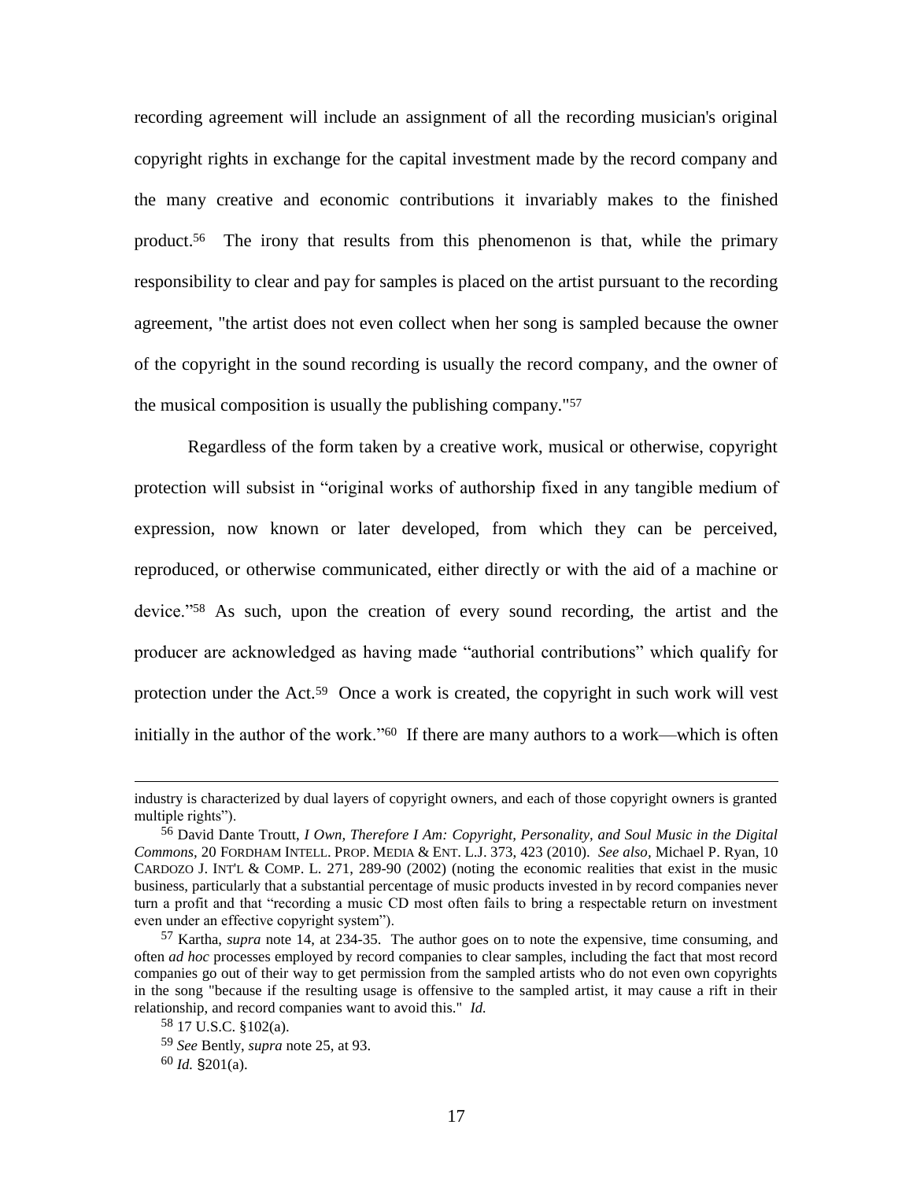recording agreement will include an assignment of all the recording musician's original copyright rights in exchange for the capital investment made by the record company and the many creative and economic contributions it invariably makes to the finished product.[56] The irony that results from this phenomenon is that, while the primary responsibility to clear and pay for samples is placed on the artist pursuant to the recording agreement, "the artist does not even collect when her song is sampled because the owner of the copyright in the sound recording is usually the record company, and the owner of the musical composition is usually the publishing company."[57]

Regardless of the form taken by a creative work, musical or otherwise, copyright protection will subsist in "original works of authorship fixed in any tangible medium of expression, now known or later developed, from which they can be perceived, reproduced, or otherwise communicated, either directly or with the aid of a machine or device."[58] As such, upon the creation of every sound recording, the artist and the producer are acknowledged as having made "authorial contributions" which qualify for protection under the Act.[59] Once a work is created, the copyright in such work will vest initially in the author of the work."[60] If there are many authors to a work—which is often

---

industry is characterized by dual layers of copyright owners, and each of those copyright owners is granted multiple rights").

[56] David Dante Troutt, *I Own, Therefore I Am: Copyright, Personality, and Soul Music in the Digital Commons,* 20 FORDHAM INTELL. PROP. MEDIA & ENT. L.J. 373, 423 (2010). *See also,* Michael P. Ryan, 10 CARDOZO J. INT'L & COMP. L. 271, 289-90 (2002) (noting the economic realities that exist in the music business, particularly that a substantial percentage of music products invested in by record companies never turn a profit and that "recording a music CD most often fails to bring a respectable return on investment even under an effective copyright system").

[57] Kartha, *supra* note 14, at 234-35. The author goes on to note the expensive, time consuming, and often *ad hoc* processes employed by record companies to clear samples, including the fact that most record companies go out of their way to get permission from the sampled artists who do not even own copyrights in the song "because if the resulting usage is offensive to the sampled artist, it may cause a rift in their relationship, and record companies want to avoid this." *Id.*

[58] 17 U.S.C. §102(a).

[59] *See* Bently, *supra* note 25, at 93.

[60] *Id.* §201(a).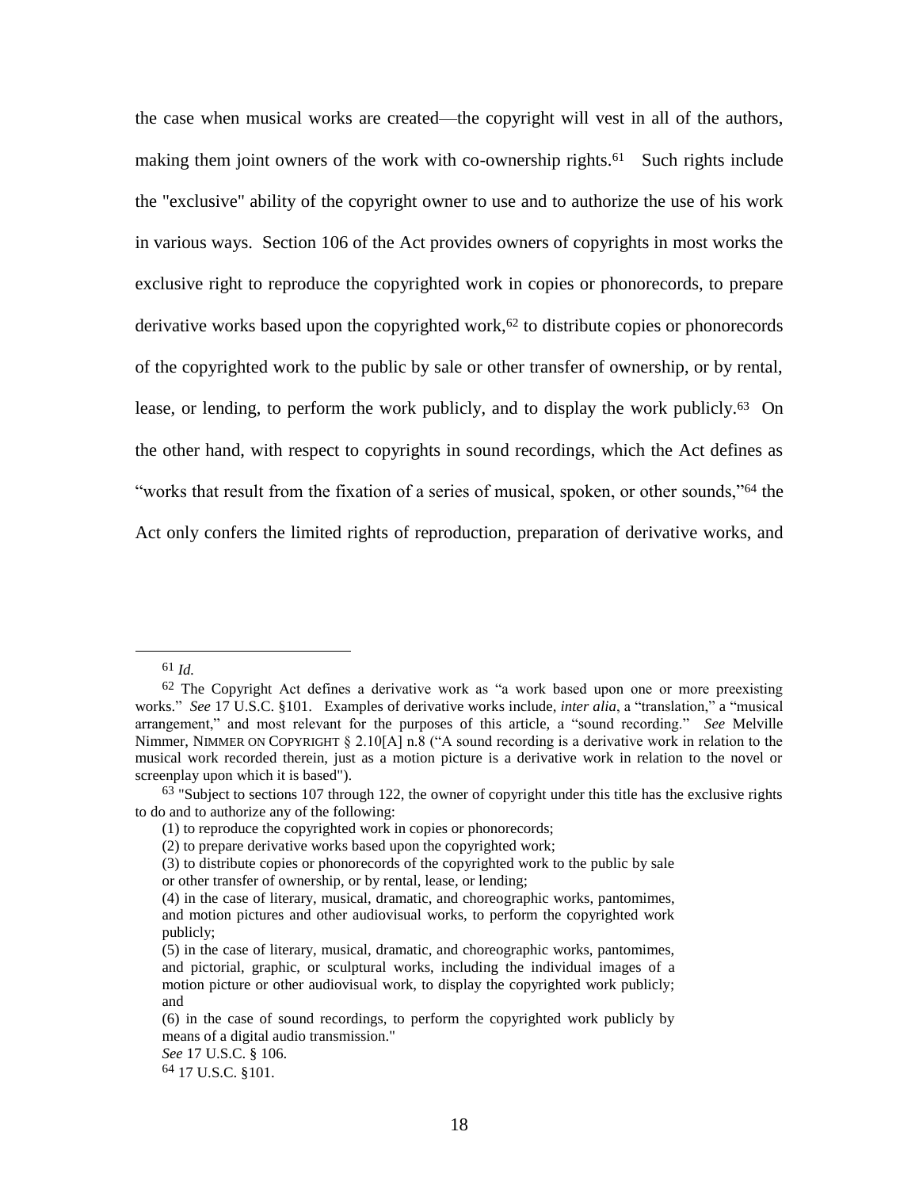the case when musical works are created—the copyright will vest in all of the authors, making them joint owners of the work with co-ownership rights.[61] Such rights include the "exclusive" ability of the copyright owner to use and to authorize the use of his work in various ways. Section 106 of the Act provides owners of copyrights in most works the exclusive right to reproduce the copyrighted work in copies or phonorecords, to prepare derivative works based upon the copyrighted work,[62] to distribute copies or phonorecords of the copyrighted work to the public by sale or other transfer of ownership, or by rental, lease, or lending, to perform the work publicly, and to display the work publicly.[63] On the other hand, with respect to copyrights in sound recordings, which the Act defines as "works that result from the fixation of a series of musical, spoken, or other sounds,"[64] the Act only confers the limited rights of reproduction, preparation of derivative works, and

---

[61] *Id.*

[62] The Copyright Act defines a derivative work as "a work based upon one or more preexisting works." *See* 17 U.S.C. §101. Examples of derivative works include, *inter alia*, a "translation," a "musical arrangement," and most relevant for the purposes of this article, a "sound recording." *See* Melville Nimmer, NIMMER ON COPYRIGHT § 2.10[A] n.8 ("A sound recording is a derivative work in relation to the musical work recorded therein, just as a motion picture is a derivative work in relation to the novel or screenplay upon which it is based").

[63] "Subject to sections 107 through 122, the owner of copyright under this title has the exclusive rights to do and to authorize any of the following:

> (1) to reproduce the copyrighted work in copies or phonorecords;
>
> (2) to prepare derivative works based upon the copyrighted work;
>
> (3) to distribute copies or phonorecords of the copyrighted work to the public by sale or other transfer of ownership, or by rental, lease, or lending;
>
> (4) in the case of literary, musical, dramatic, and choreographic works, pantomimes, and motion pictures and other audiovisual works, to perform the copyrighted work publicly;
>
> (5) in the case of literary, musical, dramatic, and choreographic works, pantomimes, and pictorial, graphic, or sculptural works, including the individual images of a motion picture or other audiovisual work, to display the copyrighted work publicly; and
>
> (6) in the case of sound recordings, to perform the copyrighted work publicly by means of a digital audio transmission."

*See* 17 U.S.C. § 106.

[64] 17 U.S.C. §101.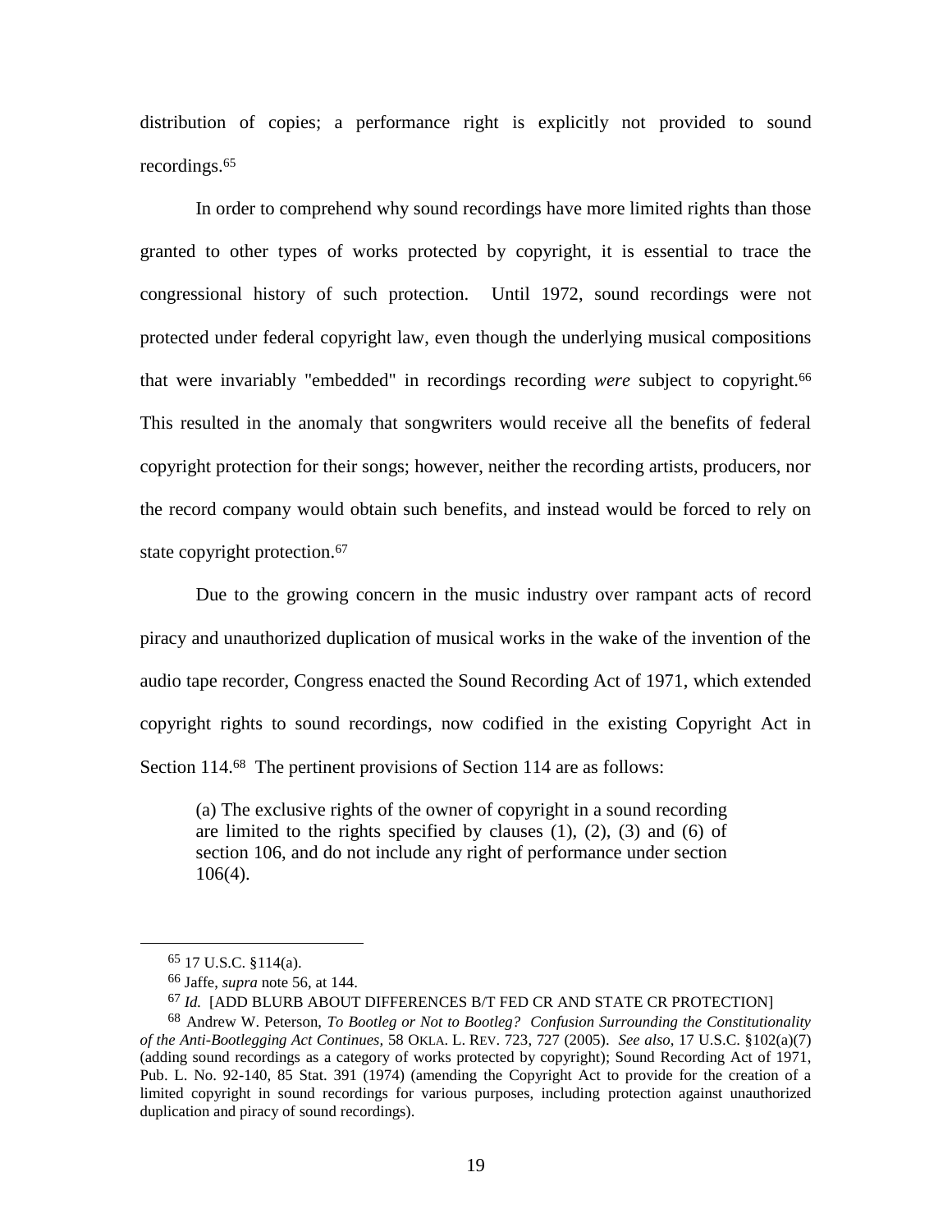distribution of copies; a performance right is explicitly not provided to sound recordings.[65]

In order to comprehend why sound recordings have more limited rights than those granted to other types of works protected by copyright, it is essential to trace the congressional history of such protection. Until 1972, sound recordings were not protected under federal copyright law, even though the underlying musical compositions that were invariably "embedded" in recordings recording *were* subject to copyright.[66] This resulted in the anomaly that songwriters would receive all the benefits of federal copyright protection for their songs; however, neither the recording artists, producers, nor the record company would obtain such benefits, and instead would be forced to rely on state copyright protection.[67]

Due to the growing concern in the music industry over rampant acts of record piracy and unauthorized duplication of musical works in the wake of the invention of the audio tape recorder, Congress enacted the Sound Recording Act of 1971, which extended copyright rights to sound recordings, now codified in the existing Copyright Act in Section 114.[68] The pertinent provisions of Section 114 are as follows:

> (a) The exclusive rights of the owner of copyright in a sound recording are limited to the rights specified by clauses (1), (2), (3) and (6) of section 106, and do not include any right of performance under section 106(4).

---

[65] 17 U.S.C. §114(a).

[66] Jaffe, *supra* note 56, at 144.

[67] *Id.* [ADD BLURB ABOUT DIFFERENCES B/T FED CR AND STATE CR PROTECTION]

[68] Andrew W. Peterson, *To Bootleg or Not to Bootleg? Confusion Surrounding the Constitutionality of the Anti-Bootlegging Act Continues*, 58 OKLA. L. REV. 723, 727 (2005). *See also*, 17 U.S.C. §102(a)(7) (adding sound recordings as a category of works protected by copyright); Sound Recording Act of 1971, Pub. L. No. 92-140, 85 Stat. 391 (1974) (amending the Copyright Act to provide for the creation of a limited copyright in sound recordings for various purposes, including protection against unauthorized duplication and piracy of sound recordings).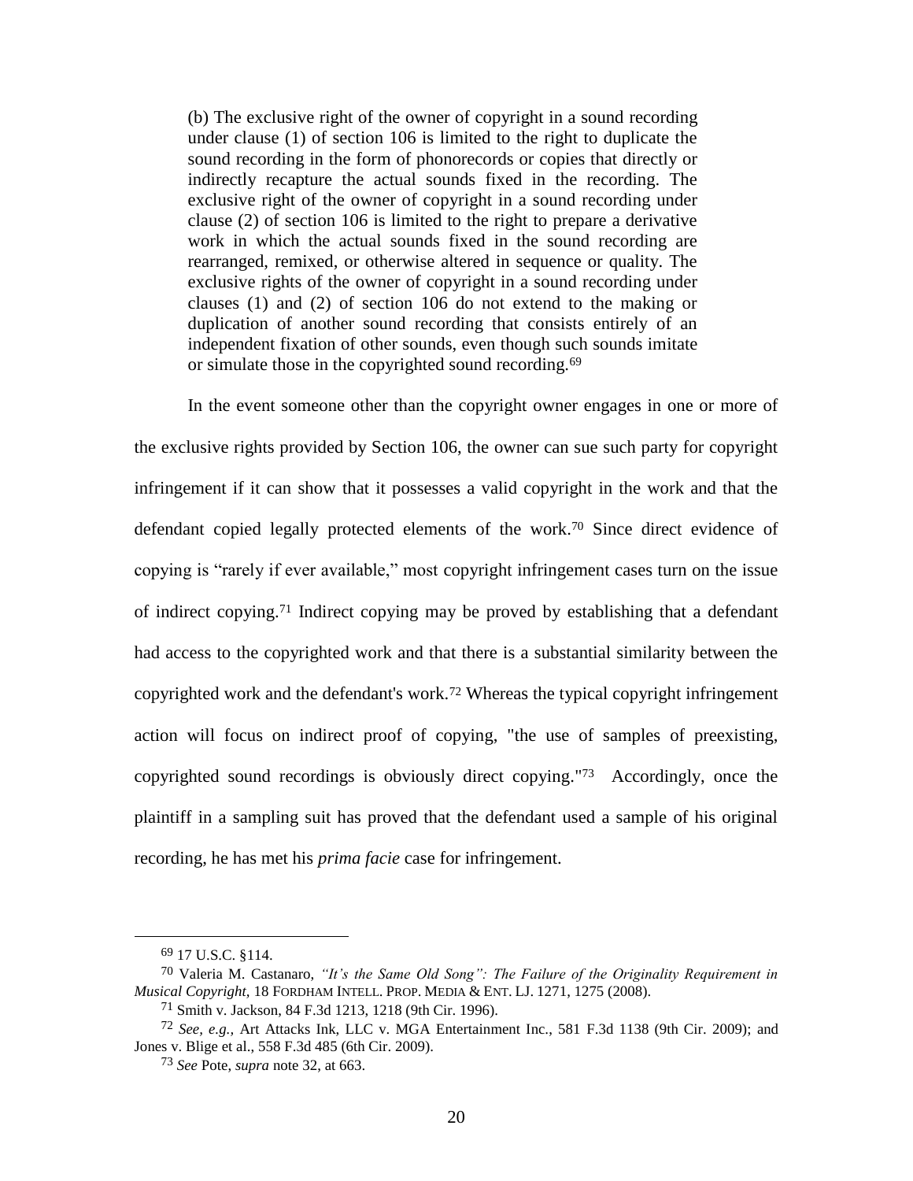> (b) The exclusive right of the owner of copyright in a sound recording under clause (1) of section 106 is limited to the right to duplicate the sound recording in the form of phonorecords or copies that directly or indirectly recapture the actual sounds fixed in the recording. The exclusive right of the owner of copyright in a sound recording under clause (2) of section 106 is limited to the right to prepare a derivative work in which the actual sounds fixed in the sound recording are rearranged, remixed, or otherwise altered in sequence or quality. The exclusive rights of the owner of copyright in a sound recording under clauses (1) and (2) of section 106 do not extend to the making or duplication of another sound recording that consists entirely of an independent fixation of other sounds, even though such sounds imitate or simulate those in the copyrighted sound recording.[69]

In the event someone other than the copyright owner engages in one or more of the exclusive rights provided by Section 106, the owner can sue such party for copyright infringement if it can show that it possesses a valid copyright in the work and that the defendant copied legally protected elements of the work.[70] Since direct evidence of copying is "rarely if ever available," most copyright infringement cases turn on the issue of indirect copying.[71] Indirect copying may be proved by establishing that a defendant had access to the copyrighted work and that there is a substantial similarity between the copyrighted work and the defendant's work.[72] Whereas the typical copyright infringement action will focus on indirect proof of copying, "the use of samples of preexisting, copyrighted sound recordings is obviously direct copying."[73] Accordingly, once the plaintiff in a sampling suit has proved that the defendant used a sample of his original recording, he has met his *prima facie* case for infringement.

---

[69] 17 U.S.C. §114.

[70] Valeria M. Castanaro, *"It's the Same Old Song": The Failure of the Originality Requirement in Musical Copyright*, 18 FORDHAM INTELL. PROP. MEDIA & ENT. LJ. 1271, 1275 (2008).

[71] Smith v. Jackson, 84 F.3d 1213, 1218 (9th Cir. 1996).

[72] *See, e.g.,* Art Attacks Ink, LLC v. MGA Entertainment Inc., 581 F.3d 1138 (9th Cir. 2009); and Jones v. Blige et al., 558 F.3d 485 (6th Cir. 2009).

[73] *See* Pote, *supra* note 32, at 663.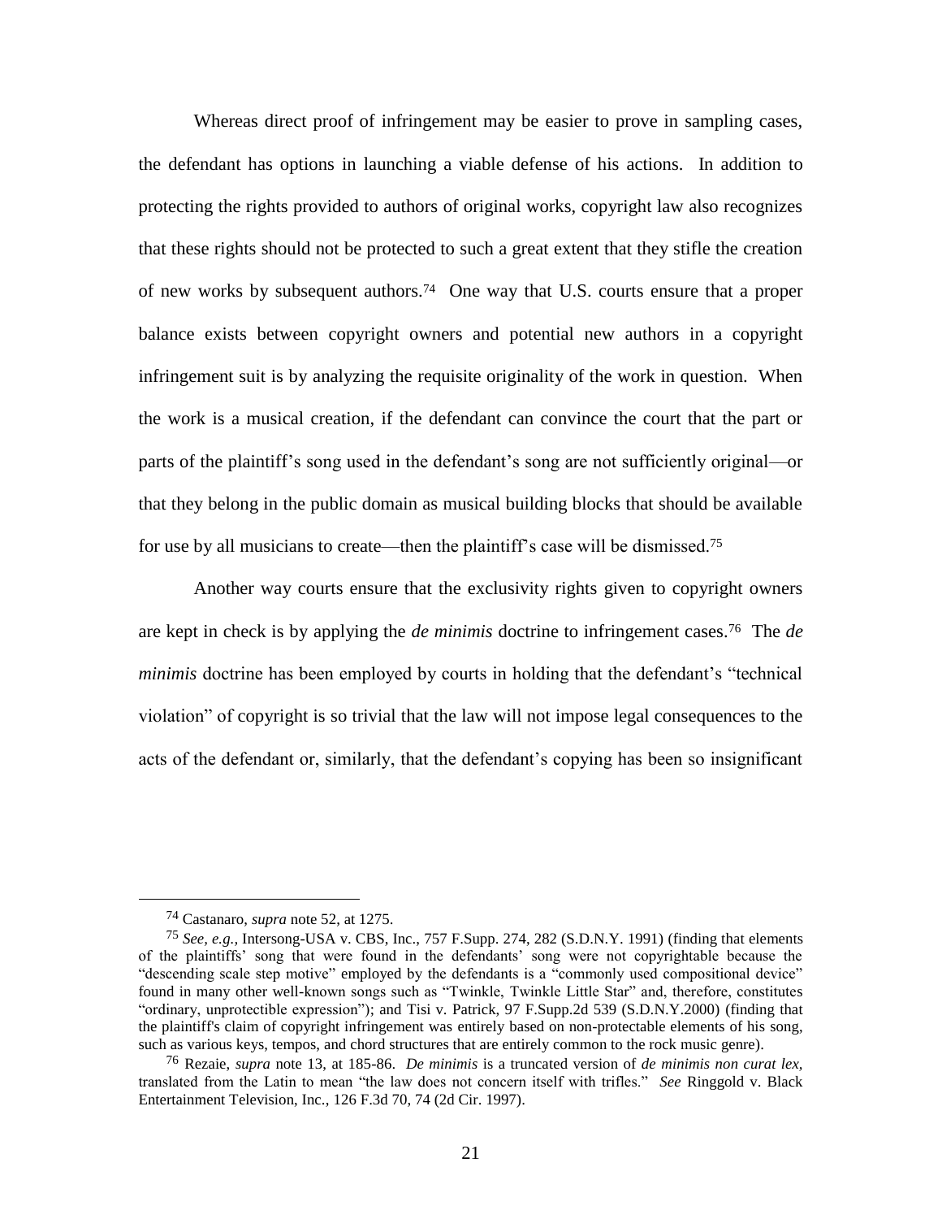Whereas direct proof of infringement may be easier to prove in sampling cases, the defendant has options in launching a viable defense of his actions. In addition to protecting the rights provided to authors of original works, copyright law also recognizes that these rights should not be protected to such a great extent that they stifle the creation of new works by subsequent authors.[74] One way that U.S. courts ensure that a proper balance exists between copyright owners and potential new authors in a copyright infringement suit is by analyzing the requisite originality of the work in question. When the work is a musical creation, if the defendant can convince the court that the part or parts of the plaintiff's song used in the defendant's song are not sufficiently original—or that they belong in the public domain as musical building blocks that should be available for use by all musicians to create—then the plaintiff's case will be dismissed.[75]

Another way courts ensure that the exclusivity rights given to copyright owners are kept in check is by applying the *de minimis* doctrine to infringement cases.[76] The *de minimis* doctrine has been employed by courts in holding that the defendant's "technical violation" of copyright is so trivial that the law will not impose legal consequences to the acts of the defendant or, similarly, that the defendant's copying has been so insignificant

---

[74] Castanaro, *supra* note 52, at 1275.

[75] *See, e.g.,* Intersong-USA v. CBS, Inc., 757 F.Supp. 274, 282 (S.D.N.Y. 1991) (finding that elements of the plaintiffs' song that were found in the defendants' song were not copyrightable because the "descending scale step motive" employed by the defendants is a "commonly used compositional device" found in many other well-known songs such as "Twinkle, Twinkle Little Star" and, therefore, constitutes "ordinary, unprotectible expression"); and Tisi v. Patrick, 97 F.Supp.2d 539 (S.D.N.Y.2000) (finding that the plaintiff's claim of copyright infringement was entirely based on non-protectable elements of his song, such as various keys, tempos, and chord structures that are entirely common to the rock music genre).

[76] Rezaie, *supra* note 13, at 185-86. *De minimis* is a truncated version of *de minimis non curat lex,* translated from the Latin to mean "the law does not concern itself with trifles." *See* Ringgold v. Black Entertainment Television, Inc., 126 F.3d 70, 74 (2d Cir. 1997).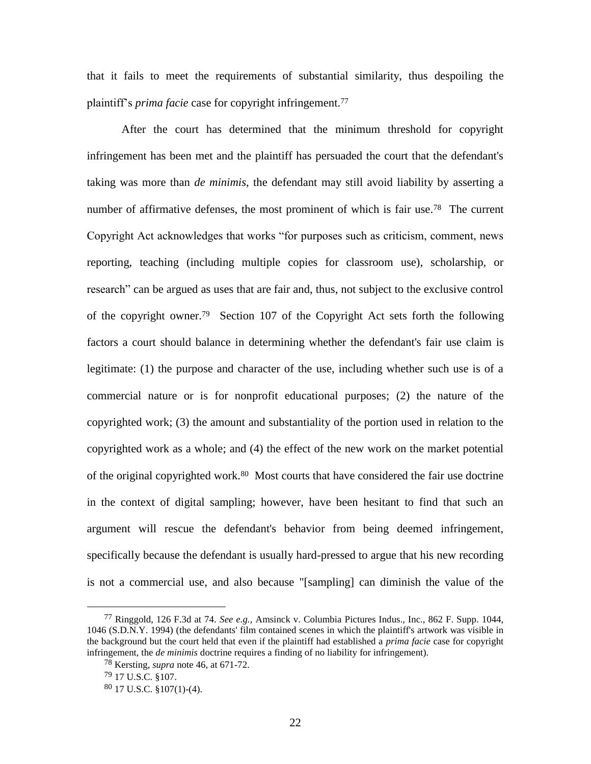that it fails to meet the requirements of substantial similarity, thus despoiling the plaintiff's *prima facie* case for copyright infringement.[77]

After the court has determined that the minimum threshold for copyright infringement has been met and the plaintiff has persuaded the court that the defendant's taking was more than *de minimis,* the defendant may still avoid liability by asserting a number of affirmative defenses, the most prominent of which is fair use.[78] The current Copyright Act acknowledges that works "for purposes such as criticism, comment, news reporting, teaching (including multiple copies for classroom use), scholarship, or research" can be argued as uses that are fair and, thus, not subject to the exclusive control of the copyright owner.[79] Section 107 of the Copyright Act sets forth the following factors a court should balance in determining whether the defendant's fair use claim is legitimate: (1) the purpose and character of the use, including whether such use is of a commercial nature or is for nonprofit educational purposes; (2) the nature of the copyrighted work; (3) the amount and substantiality of the portion used in relation to the copyrighted work as a whole; and (4) the effect of the new work on the market potential of the original copyrighted work.[80] Most courts that have considered the fair use doctrine in the context of digital sampling; however, have been hesitant to find that such an argument will rescue the defendant's behavior from being deemed infringement, specifically because the defendant is usually hard-pressed to argue that his new recording is not a commercial use, and also because "[sampling] can diminish the value of the

---

[77] Ringgold, 126 F.3d at 74. *See e.g.,* Amsinck v. Columbia Pictures Indus., Inc., 862 F. Supp. 1044, 1046 (S.D.N.Y. 1994) (the defendants' film contained scenes in which the plaintiff's artwork was visible in the background but the court held that even if the plaintiff had established a *prima facie* case for copyright infringement, the *de minimis* doctrine requires a finding of no liability for infringement).

[78] Kersting, *supra* note 46, at 671-72.

[79] 17 U.S.C. §107.

[80] 17 U.S.C. §107(1)-(4).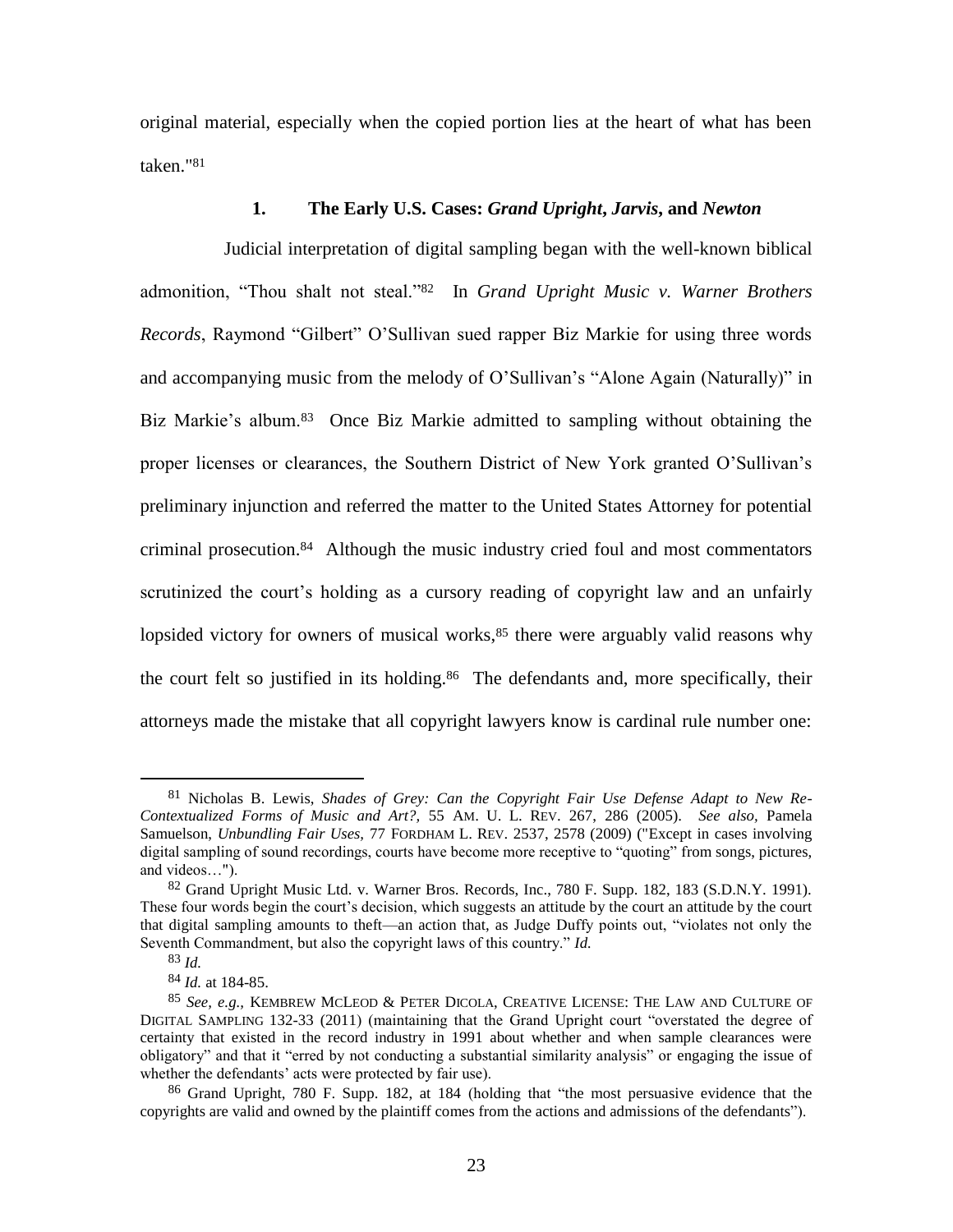original material, especially when the copied portion lies at the heart of what has been taken."[81]

### 1. The Early U.S. Cases: *Grand Upright*, *Jarvis*, and *Newton*

Judicial interpretation of digital sampling began with the well-known biblical admonition, "Thou shalt not steal."[82] In *Grand Upright Music v. Warner Brothers Records*, Raymond "Gilbert" O'Sullivan sued rapper Biz Markie for using three words and accompanying music from the melody of O'Sullivan's "Alone Again (Naturally)" in Biz Markie's album.[83] Once Biz Markie admitted to sampling without obtaining the proper licenses or clearances, the Southern District of New York granted O'Sullivan's preliminary injunction and referred the matter to the United States Attorney for potential criminal prosecution.[84] Although the music industry cried foul and most commentators scrutinized the court's holding as a cursory reading of copyright law and an unfairly lopsided victory for owners of musical works,[85] there were arguably valid reasons why the court felt so justified in its holding.[86] The defendants and, more specifically, their attorneys made the mistake that all copyright lawyers know is cardinal rule number one:

---

[81] Nicholas B. Lewis, *Shades of Grey: Can the Copyright Fair Use Defense Adapt to New Re-Contextualized Forms of Music and Art?,* 55 AM. U. L. REV. 267, 286 (2005). *See also,* Pamela Samuelson, *Unbundling Fair Uses,* 77 FORDHAM L. REV. 2537, 2578 (2009) ("Except in cases involving digital sampling of sound recordings, courts have become more receptive to "quoting" from songs, pictures, and videos…").

[82] Grand Upright Music Ltd. v. Warner Bros. Records, Inc., 780 F. Supp. 182, 183 (S.D.N.Y. 1991). These four words begin the court's decision, which suggests an attitude by the court an attitude by the court that digital sampling amounts to theft—an action that, as Judge Duffy points out, "violates not only the Seventh Commandment, but also the copyright laws of this country." *Id.*

[83] *Id.*

[84] *Id.* at 184-85.

[85] *See, e.g.,* KEMBREW MCLEOD & PETER DICOLA, CREATIVE LICENSE: THE LAW AND CULTURE OF DIGITAL SAMPLING 132-33 (2011) (maintaining that the Grand Upright court "overstated the degree of certainty that existed in the record industry in 1991 about whether and when sample clearances were obligatory" and that it "erred by not conducting a substantial similarity analysis" or engaging the issue of whether the defendants' acts were protected by fair use).

[86] Grand Upright, 780 F. Supp. 182, at 184 (holding that "the most persuasive evidence that the copyrights are valid and owned by the plaintiff comes from the actions and admissions of the defendants").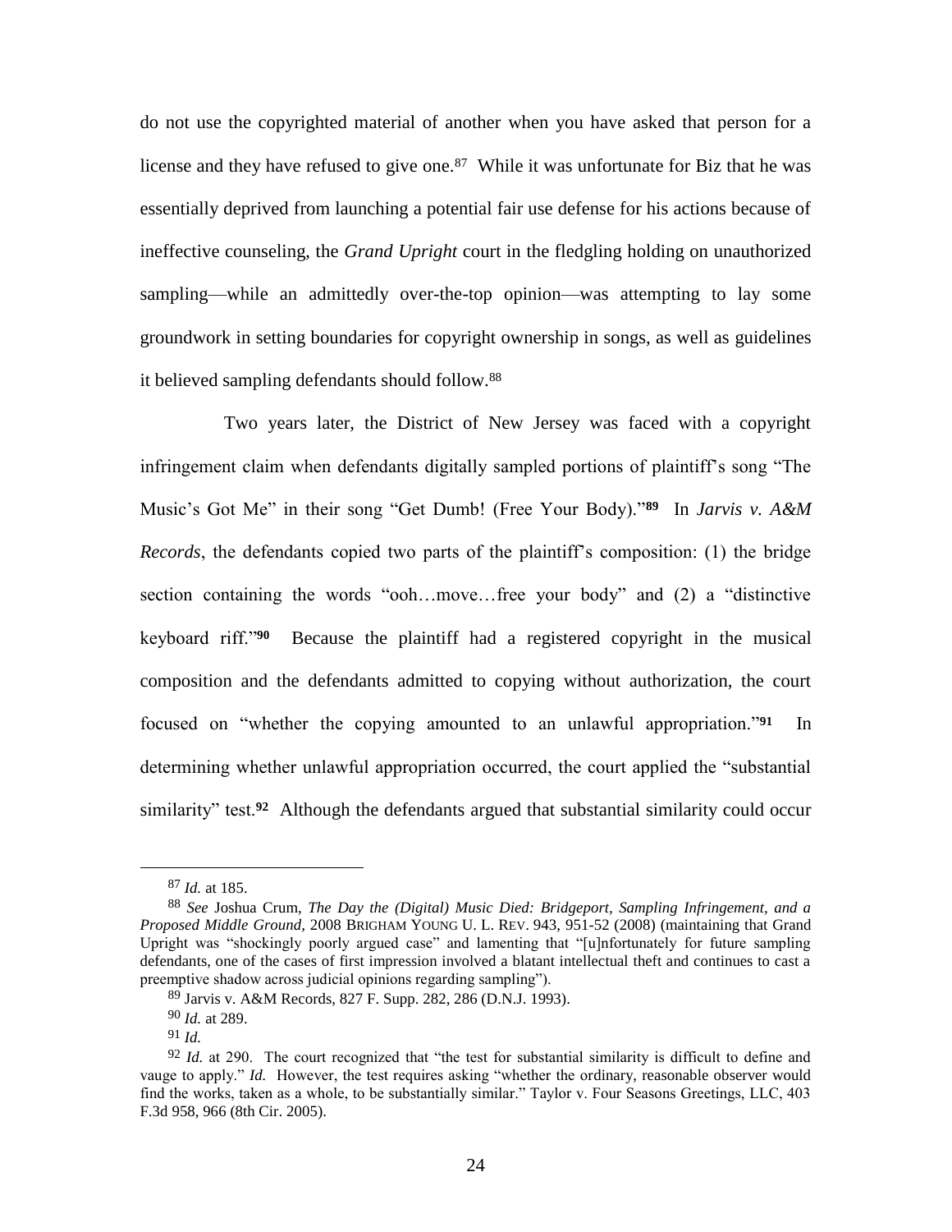do not use the copyrighted material of another when you have asked that person for a license and they have refused to give one.[87] While it was unfortunate for Biz that he was essentially deprived from launching a potential fair use defense for his actions because of ineffective counseling, the *Grand Upright* court in the fledgling holding on unauthorized sampling—while an admittedly over-the-top opinion—was attempting to lay some groundwork in setting boundaries for copyright ownership in songs, as well as guidelines it believed sampling defendants should follow.[88]

Two years later, the District of New Jersey was faced with a copyright infringement claim when defendants digitally sampled portions of plaintiff's song "The Music's Got Me" in their song "Get Dumb! (Free Your Body)."[89] In *Jarvis v. A&M Records*, the defendants copied two parts of the plaintiff's composition: (1) the bridge section containing the words "ooh…move…free your body" and (2) a "distinctive keyboard riff."[90] Because the plaintiff had a registered copyright in the musical composition and the defendants admitted to copying without authorization, the court focused on "whether the copying amounted to an unlawful appropriation."[91] In determining whether unlawful appropriation occurred, the court applied the "substantial similarity" test.[92] Although the defendants argued that substantial similarity could occur

---

[87] *Id.* at 185.

[88] *See* Joshua Crum, *The Day the (Digital) Music Died: Bridgeport, Sampling Infringement, and a Proposed Middle Ground,* 2008 BRIGHAM YOUNG U. L. REV. 943, 951-52 (2008) (maintaining that Grand Upright was "shockingly poorly argued case" and lamenting that "[u]nfortunately for future sampling defendants, one of the cases of first impression involved a blatant intellectual theft and continues to cast a preemptive shadow across judicial opinions regarding sampling").

[89] Jarvis v. A&M Records, 827 F. Supp. 282, 286 (D.N.J. 1993).

[90] *Id.* at 289.

[91] *Id.*

[92] *Id.* at 290. The court recognized that "the test for substantial similarity is difficult to define and vauge to apply." *Id.* However, the test requires asking "whether the ordinary, reasonable observer would find the works, taken as a whole, to be substantially similar." Taylor v. Four Seasons Greetings, LLC, 403 F.3d 958, 966 (8th Cir. 2005).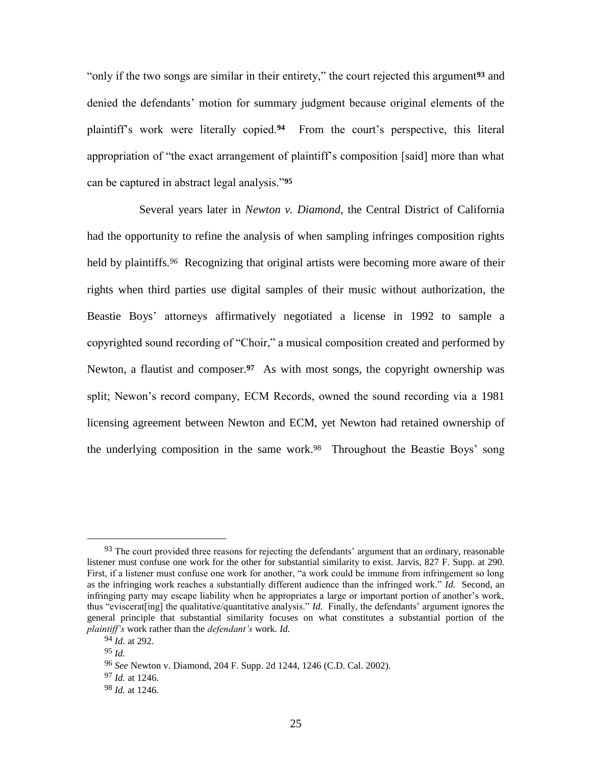"only if the two songs are similar in their entirety," the court rejected this argument[93] and denied the defendants' motion for summary judgment because original elements of the plaintiff's work were literally copied.[94] From the court's perspective, this literal appropriation of "the exact arrangement of plaintiff's composition [said] more than what can be captured in abstract legal analysis."[95]

Several years later in *Newton v. Diamond*, the Central District of California had the opportunity to refine the analysis of when sampling infringes composition rights held by plaintiffs.[96] Recognizing that original artists were becoming more aware of their rights when third parties use digital samples of their music without authorization, the Beastie Boys' attorneys affirmatively negotiated a license in 1992 to sample a copyrighted sound recording of "Choir," a musical composition created and performed by Newton, a flautist and composer.[97] As with most songs, the copyright ownership was split; Newon's record company, ECM Records, owned the sound recording via a 1981 licensing agreement between Newton and ECM, yet Newton had retained ownership of the underlying composition in the same work.[98] Throughout the Beastie Boys' song

---

[93] The court provided three reasons for rejecting the defendants' argument that an ordinary, reasonable listener must confuse one work for the other for substantial similarity to exist. Jarvis, 827 F. Supp. at 290. First, if a listener must confuse one work for another, "a work could be immune from infringement so long as the infringing work reaches a substantially different audience than the infringed work." *Id.* Second, an infringing party may escape liability when he appropriates a large or important portion of another's work, thus "eviscerat[ing] the qualitative/quantitative analysis." *Id.* Finally, the defendants' argument ignores the general principle that substantial similarity focuses on what constitutes a substantial portion of the *plaintiff's* work rather than the *defendant's* work. *Id.*

[94] *Id.* at 292.

[95] *Id.*

[96] *See* Newton v. Diamond, 204 F. Supp. 2d 1244, 1246 (C.D. Cal. 2002).

[97] *Id.* at 1246.

[98] *Id.* at 1246.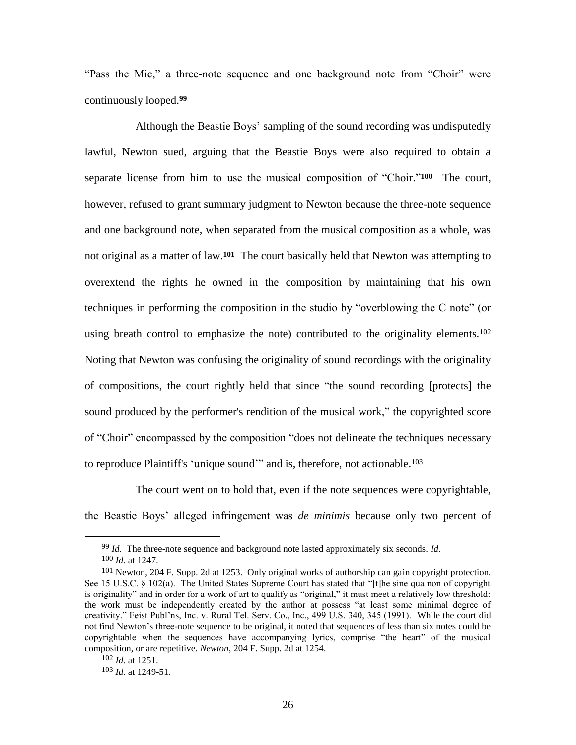"Pass the Mic," a three-note sequence and one background note from "Choir" were continuously looped.[99]

Although the Beastie Boys' sampling of the sound recording was undisputedly lawful, Newton sued, arguing that the Beastie Boys were also required to obtain a separate license from him to use the musical composition of "Choir."[100] The court, however, refused to grant summary judgment to Newton because the three-note sequence and one background note, when separated from the musical composition as a whole, was not original as a matter of law.[101] The court basically held that Newton was attempting to overextend the rights he owned in the composition by maintaining that his own techniques in performing the composition in the studio by "overblowing the C note" (or using breath control to emphasize the note) contributed to the originality elements.[102] Noting that Newton was confusing the originality of sound recordings with the originality of compositions, the court rightly held that since "the sound recording [protects] the sound produced by the performer's rendition of the musical work," the copyrighted score of "Choir" encompassed by the composition "does not delineate the techniques necessary to reproduce Plaintiff's 'unique sound'" and is, therefore, not actionable.[103]

The court went on to hold that, even if the note sequences were copyrightable, the Beastie Boys' alleged infringement was *de minimis* because only two percent of

---

[99] *Id.* The three-note sequence and background note lasted approximately six seconds. *Id.*

[100] *Id.* at 1247.

[101] Newton, 204 F. Supp. 2d at 1253. Only original works of authorship can gain copyright protection. See 15 U.S.C. § 102(a). The United States Supreme Court has stated that "[t]he sine qua non of copyright is originality" and in order for a work of art to qualify as "original," it must meet a relatively low threshold: the work must be independently created by the author at possess "at least some minimal degree of creativity." Feist Publ'ns, Inc. v. Rural Tel. Serv. Co., Inc., 499 U.S. 340, 345 (1991). While the court did not find Newton's three-note sequence to be original, it noted that sequences of less than six notes could be copyrightable when the sequences have accompanying lyrics, comprise "the heart" of the musical composition, or are repetitive. *Newton*, 204 F. Supp. 2d at 1254.

[102] *Id.* at 1251.

[103] *Id.* at 1249-51.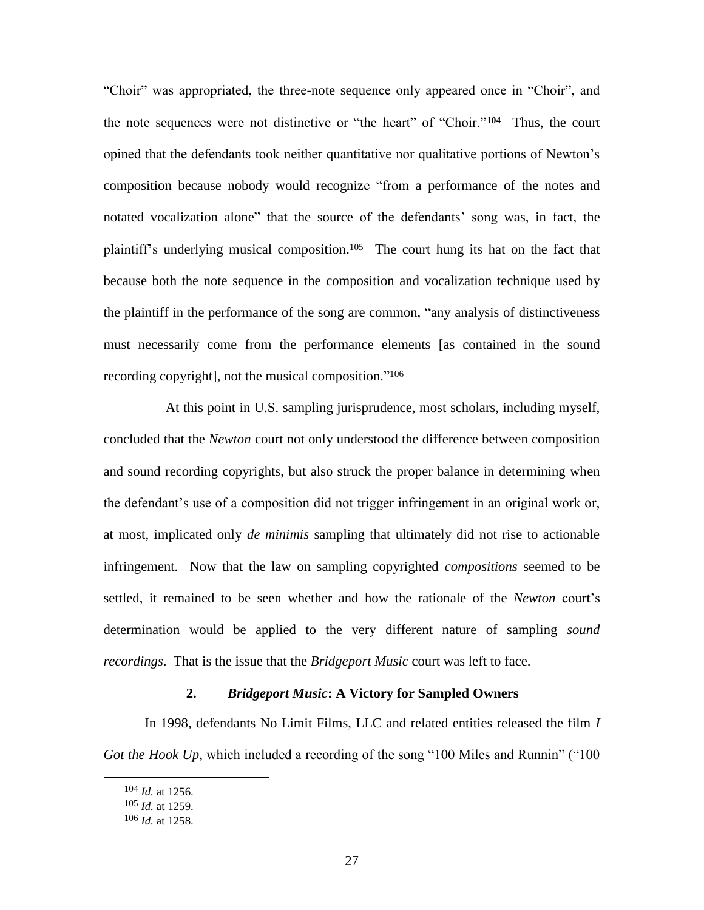"Choir" was appropriated, the three-note sequence only appeared once in "Choir", and the note sequences were not distinctive or "the heart" of "Choir."[104] Thus, the court opined that the defendants took neither quantitative nor qualitative portions of Newton's composition because nobody would recognize "from a performance of the notes and notated vocalization alone" that the source of the defendants' song was, in fact, the plaintiff's underlying musical composition.[105] The court hung its hat on the fact that because both the note sequence in the composition and vocalization technique used by the plaintiff in the performance of the song are common, "any analysis of distinctiveness must necessarily come from the performance elements [as contained in the sound recording copyright], not the musical composition."[106]

At this point in U.S. sampling jurisprudence, most scholars, including myself, concluded that the *Newton* court not only understood the difference between composition and sound recording copyrights, but also struck the proper balance in determining when the defendant's use of a composition did not trigger infringement in an original work or, at most, implicated only *de minimis* sampling that ultimately did not rise to actionable infringement. Now that the law on sampling copyrighted *compositions* seemed to be settled, it remained to be seen whether and how the rationale of the *Newton* court's determination would be applied to the very different nature of sampling *sound recordings*. That is the issue that the *Bridgeport Music* court was left to face.

### 2. *Bridgeport Music*: A Victory for Sampled Owners

In 1998, defendants No Limit Films, LLC and related entities released the film *I Got the Hook Up*, which included a recording of the song "100 Miles and Runnin" ("100

---

[104] *Id.* at 1256.

[105] *Id.* at 1259.

[106] *Id.* at 1258.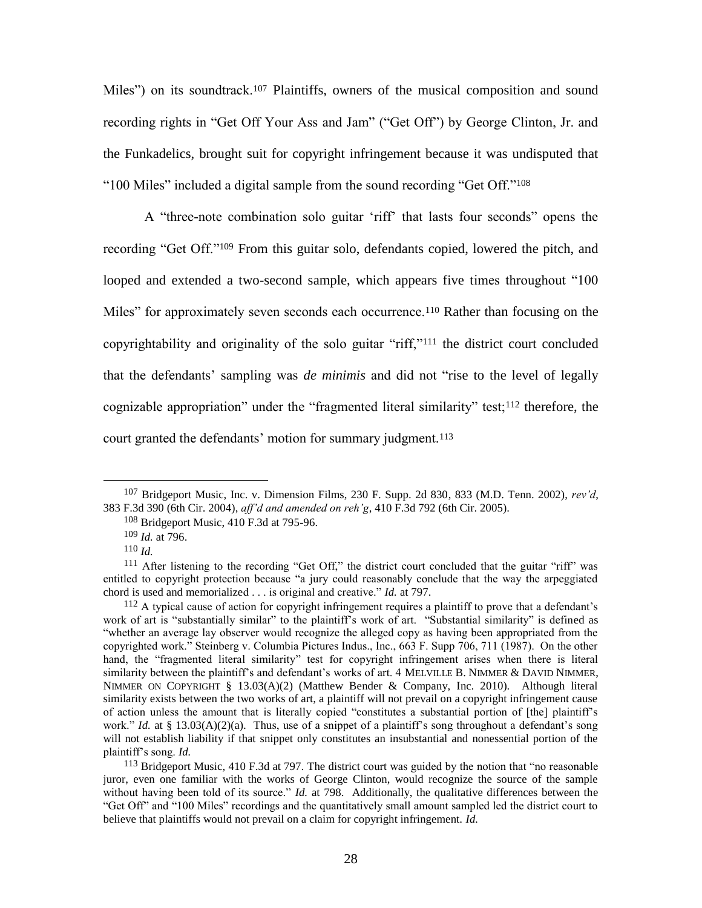Miles") on its soundtrack.[107] Plaintiffs, owners of the musical composition and sound recording rights in "Get Off Your Ass and Jam" ("Get Off") by George Clinton, Jr. and the Funkadelics, brought suit for copyright infringement because it was undisputed that "100 Miles" included a digital sample from the sound recording "Get Off."[108]

A "three-note combination solo guitar 'riff' that lasts four seconds" opens the recording "Get Off."[109] From this guitar solo, defendants copied, lowered the pitch, and looped and extended a two-second sample, which appears five times throughout "100 Miles" for approximately seven seconds each occurrence.[110] Rather than focusing on the copyrightability and originality of the solo guitar "riff,"[111] the district court concluded that the defendants' sampling was *de minimis* and did not "rise to the level of legally cognizable appropriation" under the "fragmented literal similarity" test;[112] therefore, the court granted the defendants' motion for summary judgment.[113]

---

[107] Bridgeport Music, Inc. v. Dimension Films, 230 F. Supp. 2d 830, 833 (M.D. Tenn. 2002), *rev'd*, 383 F.3d 390 (6th Cir. 2004), *aff'd and amended on reh'g*, 410 F.3d 792 (6th Cir. 2005).

[108] Bridgeport Music, 410 F.3d at 795-96.

[109] *Id.* at 796.

[110] *Id.*

[111] After listening to the recording "Get Off," the district court concluded that the guitar "riff" was entitled to copyright protection because "a jury could reasonably conclude that the way the arpeggiated chord is used and memorialized . . . is original and creative." *Id.* at 797.

[112] A typical cause of action for copyright infringement requires a plaintiff to prove that a defendant's work of art is "substantially similar" to the plaintiff's work of art. "Substantial similarity" is defined as "whether an average lay observer would recognize the alleged copy as having been appropriated from the copyrighted work." Steinberg v. Columbia Pictures Indus., Inc., 663 F. Supp 706, 711 (1987). On the other hand, the "fragmented literal similarity" test for copyright infringement arises when there is literal similarity between the plaintiff's and defendant's works of art. 4 MELVILLE B. NIMMER & DAVID NIMMER, NIMMER ON COPYRIGHT § 13.03(A)(2) (Matthew Bender & Company, Inc. 2010). Although literal similarity exists between the two works of art, a plaintiff will not prevail on a copyright infringement cause of action unless the amount that is literally copied "constitutes a substantial portion of [the] plaintiff's work." *Id.* at § 13.03(A)(2)(a). Thus, use of a snippet of a plaintiff's song throughout a defendant's song will not establish liability if that snippet only constitutes an insubstantial and nonessential portion of the plaintiff's song. *Id.*

[113] Bridgeport Music, 410 F.3d at 797. The district court was guided by the notion that "no reasonable juror, even one familiar with the works of George Clinton, would recognize the source of the sample without having been told of its source." *Id.* at 798. Additionally, the qualitative differences between the "Get Off" and "100 Miles" recordings and the quantitatively small amount sampled led the district court to believe that plaintiffs would not prevail on a claim for copyright infringement. *Id.*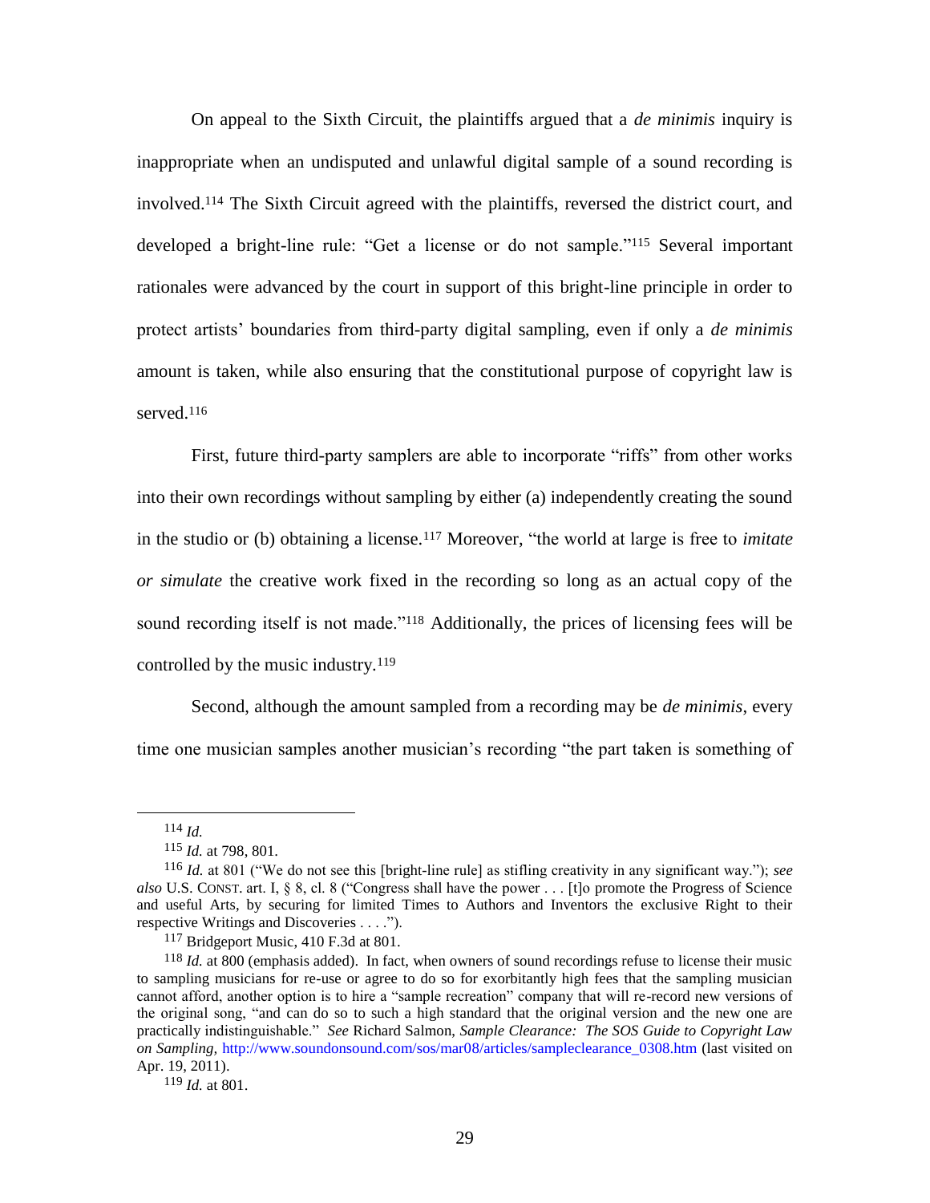On appeal to the Sixth Circuit, the plaintiffs argued that a *de minimis* inquiry is inappropriate when an undisputed and unlawful digital sample of a sound recording is involved.[114] The Sixth Circuit agreed with the plaintiffs, reversed the district court, and developed a bright-line rule: "Get a license or do not sample."[115] Several important rationales were advanced by the court in support of this bright-line principle in order to protect artists' boundaries from third-party digital sampling, even if only a *de minimis* amount is taken, while also ensuring that the constitutional purpose of copyright law is served.[116]

First, future third-party samplers are able to incorporate "riffs" from other works into their own recordings without sampling by either (a) independently creating the sound in the studio or (b) obtaining a license.[117] Moreover, "the world at large is free to *imitate or simulate* the creative work fixed in the recording so long as an actual copy of the sound recording itself is not made."[118] Additionally, the prices of licensing fees will be controlled by the music industry.[119]

Second, although the amount sampled from a recording may be *de minimis*, every time one musician samples another musician's recording "the part taken is something of

---

[114] *Id.*

[115] *Id.* at 798, 801.

[116] *Id.* at 801 ("We do not see this [bright-line rule] as stifling creativity in any significant way."); *see also* U.S. CONST. art. I, § 8, cl. 8 ("Congress shall have the power . . . [t]o promote the Progress of Science and useful Arts, by securing for limited Times to Authors and Inventors the exclusive Right to their respective Writings and Discoveries . . . .").

[117] Bridgeport Music, 410 F.3d at 801.

[118] *Id.* at 800 (emphasis added). In fact, when owners of sound recordings refuse to license their music to sampling musicians for re-use or agree to do so for exorbitantly high fees that the sampling musician cannot afford, another option is to hire a "sample recreation" company that will re-record new versions of the original song, "and can do so to such a high standard that the original version and the new one are practically indistinguishable." *See* Richard Salmon, *Sample Clearance: The SOS Guide to Copyright Law on Sampling*, http://www.soundonsound.com/sos/mar08/articles/sampleclearance_0308.htm (last visited on Apr. 19, 2011).

[119] *Id.* at 801.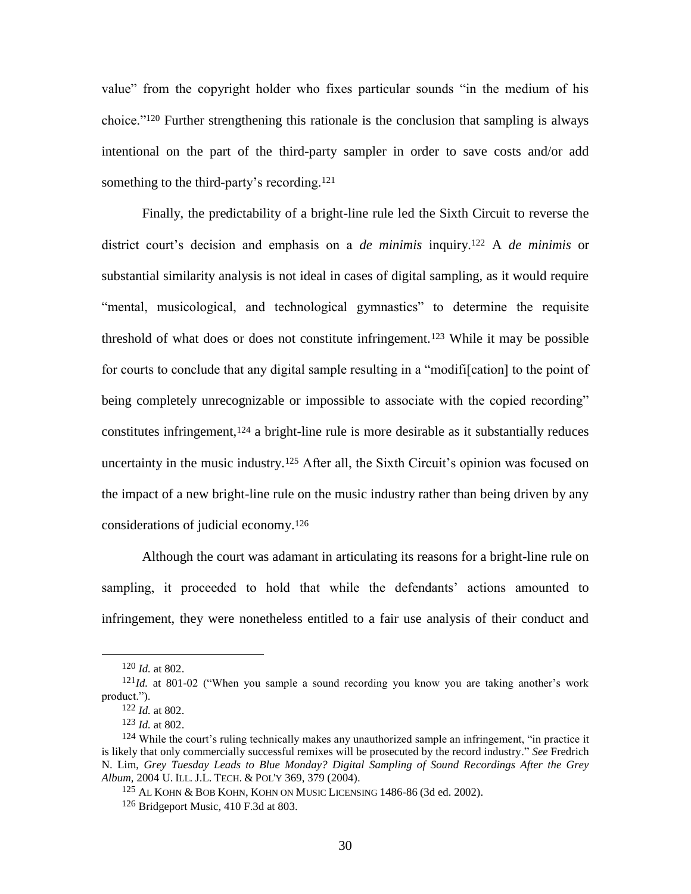value" from the copyright holder who fixes particular sounds "in the medium of his choice."[120] Further strengthening this rationale is the conclusion that sampling is always intentional on the part of the third-party sampler in order to save costs and/or add something to the third-party's recording.[121]

Finally, the predictability of a bright-line rule led the Sixth Circuit to reverse the district court's decision and emphasis on a *de minimis* inquiry.[122] A *de minimis* or substantial similarity analysis is not ideal in cases of digital sampling, as it would require "mental, musicological, and technological gymnastics" to determine the requisite threshold of what does or does not constitute infringement.[123] While it may be possible for courts to conclude that any digital sample resulting in a "modifi[cation] to the point of being completely unrecognizable or impossible to associate with the copied recording" constitutes infringement,[124] a bright-line rule is more desirable as it substantially reduces uncertainty in the music industry.[125] After all, the Sixth Circuit's opinion was focused on the impact of a new bright-line rule on the music industry rather than being driven by any considerations of judicial economy.[126]

Although the court was adamant in articulating its reasons for a bright-line rule on sampling, it proceeded to hold that while the defendants' actions amounted to infringement, they were nonetheless entitled to a fair use analysis of their conduct and

---

[120] *Id.* at 802.

[121] *Id.* at 801-02 ("When you sample a sound recording you know you are taking another's work product.").

[122] *Id.* at 802.

[123] *Id.* at 802.

[124] While the court's ruling technically makes any unauthorized sample an infringement, "in practice it is likely that only commercially successful remixes will be prosecuted by the record industry." *See* Fredrich N. Lim, *Grey Tuesday Leads to Blue Monday? Digital Sampling of Sound Recordings After the Grey Album*, 2004 U. ILL. J.L. TECH. & POL'Y 369, 379 (2004).

[125] AL KOHN & BOB KOHN, KOHN ON MUSIC LICENSING 1486-86 (3d ed. 2002).

[126] Bridgeport Music, 410 F.3d at 803.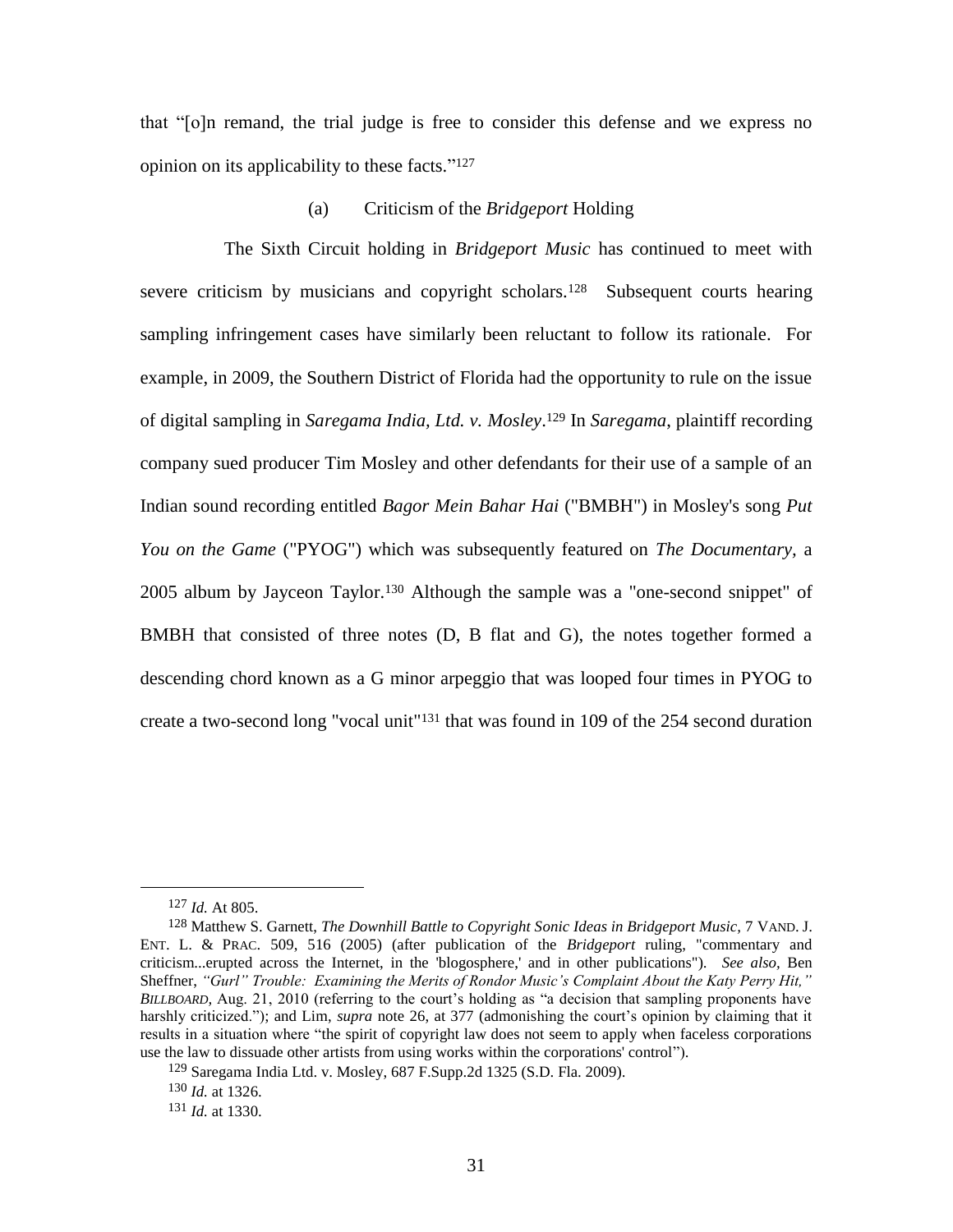that "[o]n remand, the trial judge is free to consider this defense and we express no opinion on its applicability to these facts."[127]

### (a) Criticism of the *Bridgeport* Holding

The Sixth Circuit holding in *Bridgeport Music* has continued to meet with severe criticism by musicians and copyright scholars.[128] Subsequent courts hearing sampling infringement cases have similarly been reluctant to follow its rationale. For example, in 2009, the Southern District of Florida had the opportunity to rule on the issue of digital sampling in *Saregama India, Ltd. v. Mosley*.[129] In *Saregama*, plaintiff recording company sued producer Tim Mosley and other defendants for their use of a sample of an Indian sound recording entitled *Bagor Mein Bahar Hai* ("BMBH") in Mosley's song *Put You on the Game* ("PYOG") which was subsequently featured on *The Documentary*, a 2005 album by Jayceon Taylor.[130] Although the sample was a "one-second snippet" of BMBH that consisted of three notes (D, B flat and G), the notes together formed a descending chord known as a G minor arpeggio that was looped four times in PYOG to create a two-second long "vocal unit"[131] that was found in 109 of the 254 second duration

---

[127] *Id.* At 805.

[128] Matthew S. Garnett, *The Downhill Battle to Copyright Sonic Ideas in Bridgeport Music*, 7 VAND. J. ENT. L. & PRAC. 509, 516 (2005) (after publication of the *Bridgeport* ruling, "commentary and criticism...erupted across the Internet, in the 'blogosphere,' and in other publications"). *See also*, Ben Sheffner, *"Gurl" Trouble: Examining the Merits of Rondor Music's Complaint About the Katy Perry Hit," BILLBOARD*, Aug. 21, 2010 (referring to the court's holding as "a decision that sampling proponents have harshly criticized."); and Lim, *supra* note 26, at 377 (admonishing the court's opinion by claiming that it results in a situation where "the spirit of copyright law does not seem to apply when faceless corporations use the law to dissuade other artists from using works within the corporations' control").

[129] Saregama India Ltd. v. Mosley, 687 F.Supp.2d 1325 (S.D. Fla. 2009).

[130] *Id.* at 1326.

[131] *Id.* at 1330.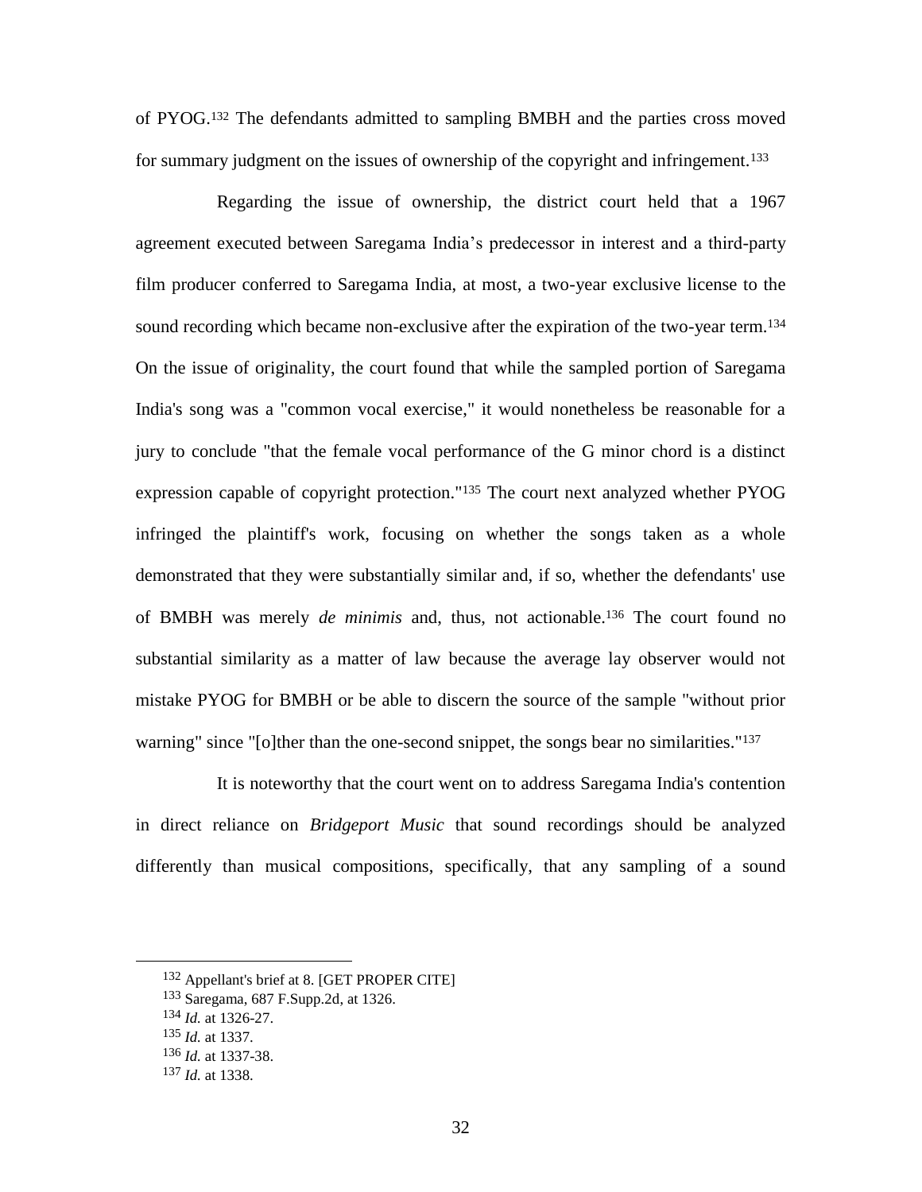of PYOG.[132] The defendants admitted to sampling BMBH and the parties cross moved for summary judgment on the issues of ownership of the copyright and infringement.[133]

Regarding the issue of ownership, the district court held that a 1967 agreement executed between Saregama India's predecessor in interest and a third-party film producer conferred to Saregama India, at most, a two-year exclusive license to the sound recording which became non-exclusive after the expiration of the two-year term.[134] On the issue of originality, the court found that while the sampled portion of Saregama India's song was a "common vocal exercise," it would nonetheless be reasonable for a jury to conclude "that the female vocal performance of the G minor chord is a distinct expression capable of copyright protection."[135] The court next analyzed whether PYOG infringed the plaintiff's work, focusing on whether the songs taken as a whole demonstrated that they were substantially similar and, if so, whether the defendants' use of BMBH was merely *de minimis* and, thus, not actionable.[136] The court found no substantial similarity as a matter of law because the average lay observer would not mistake PYOG for BMBH or be able to discern the source of the sample "without prior warning" since "[o]ther than the one-second snippet, the songs bear no similarities."[137]

It is noteworthy that the court went on to address Saregama India's contention in direct reliance on *Bridgeport Music* that sound recordings should be analyzed differently than musical compositions, specifically, that any sampling of a sound

---

[132] Appellant's brief at 8. [GET PROPER CITE]

[133] Saregama, 687 F.Supp.2d, at 1326.

[134] *Id.* at 1326-27.

[135] *Id.* at 1337.

[136] *Id.* at 1337-38.

[137] *Id.* at 1338.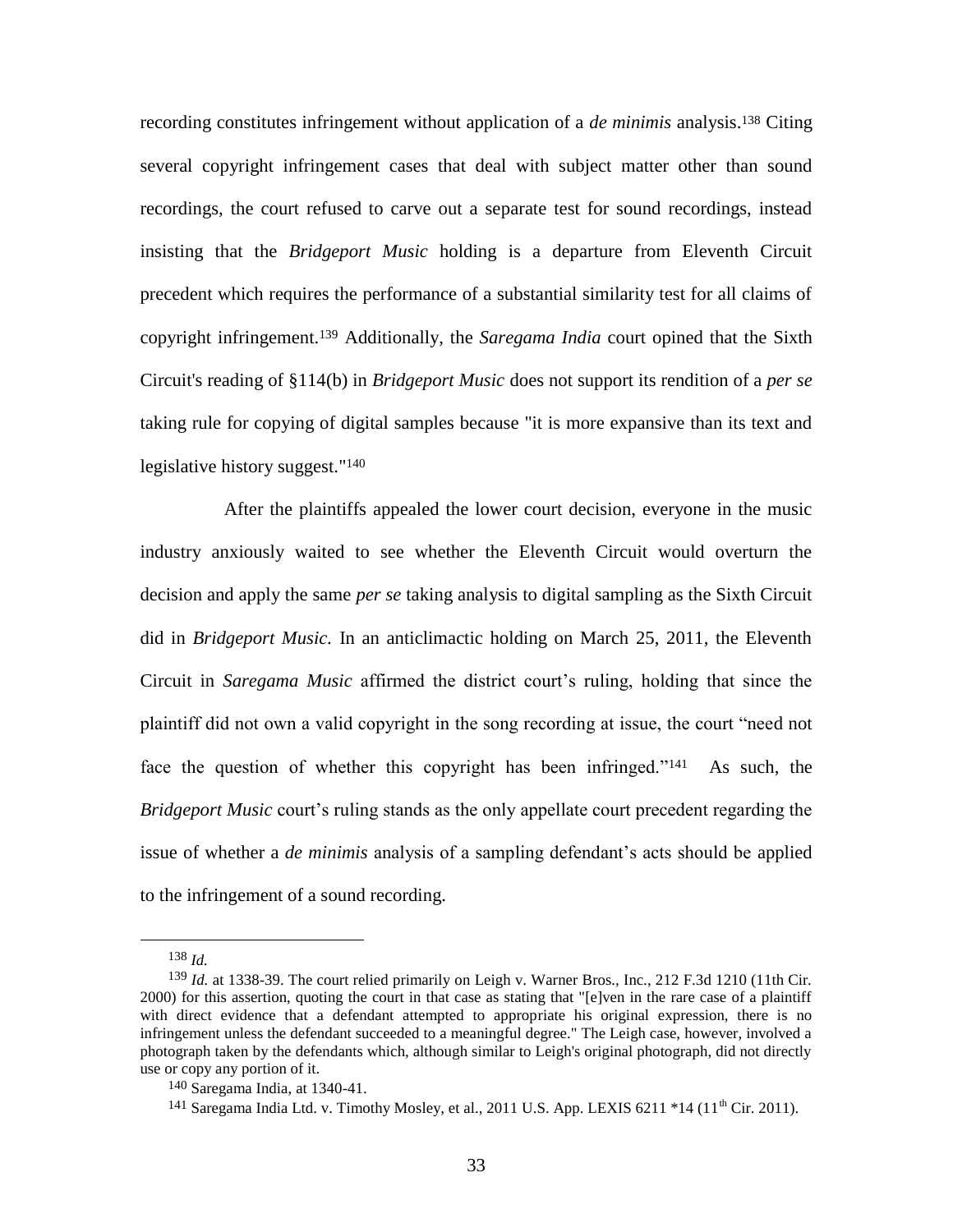recording constitutes infringement without application of a *de minimis* analysis.[138] Citing several copyright infringement cases that deal with subject matter other than sound recordings, the court refused to carve out a separate test for sound recordings, instead insisting that the *Bridgeport Music* holding is a departure from Eleventh Circuit precedent which requires the performance of a substantial similarity test for all claims of copyright infringement.[139] Additionally, the *Saregama India* court opined that the Sixth Circuit's reading of §114(b) in *Bridgeport Music* does not support its rendition of a *per se* taking rule for copying of digital samples because "it is more expansive than its text and legislative history suggest."[140]

After the plaintiffs appealed the lower court decision, everyone in the music industry anxiously waited to see whether the Eleventh Circuit would overturn the decision and apply the same *per se* taking analysis to digital sampling as the Sixth Circuit did in *Bridgeport Music.* In an anticlimactic holding on March 25, 2011, the Eleventh Circuit in *Saregama Music* affirmed the district court's ruling, holding that since the plaintiff did not own a valid copyright in the song recording at issue, the court "need not face the question of whether this copyright has been infringed."[141] As such, the *Bridgeport Music* court's ruling stands as the only appellate court precedent regarding the issue of whether a *de minimis* analysis of a sampling defendant's acts should be applied to the infringement of a sound recording.

---

[138] *Id.*

[139] *Id.* at 1338-39. The court relied primarily on Leigh v. Warner Bros., Inc., 212 F.3d 1210 (11th Cir. 2000) for this assertion, quoting the court in that case as stating that "[e]ven in the rare case of a plaintiff with direct evidence that a defendant attempted to appropriate his original expression, there is no infringement unless the defendant succeeded to a meaningful degree." The Leigh case, however, involved a photograph taken by the defendants which, although similar to Leigh's original photograph, did not directly use or copy any portion of it.

[140] Saregama India, at 1340-41.

[141] Saregama India Ltd. v. Timothy Mosley, et al., 2011 U.S. App. LEXIS 6211 *14 (11th Cir. 2011).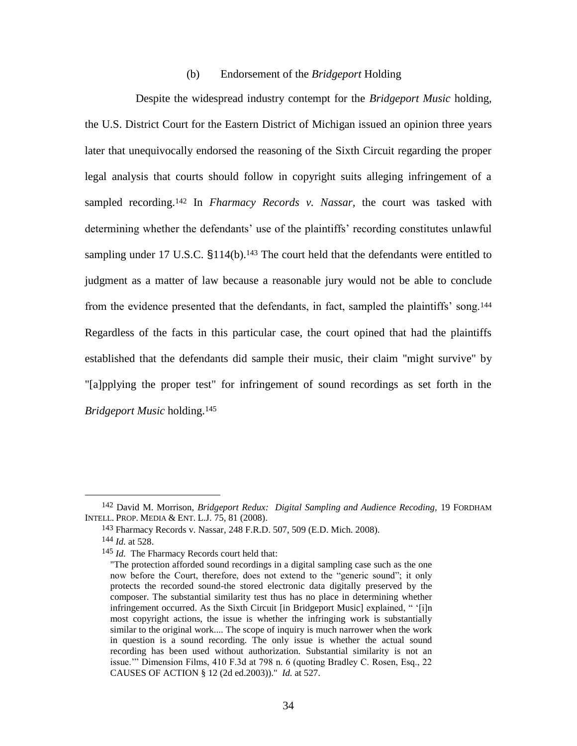### (b) Endorsement of the *Bridgeport* Holding

Despite the widespread industry contempt for the *Bridgeport Music* holding, the U.S. District Court for the Eastern District of Michigan issued an opinion three years later that unequivocally endorsed the reasoning of the Sixth Circuit regarding the proper legal analysis that courts should follow in copyright suits alleging infringement of a sampled recording.[142] In *Fharmacy Records v. Nassar*, the court was tasked with determining whether the defendants' use of the plaintiffs' recording constitutes unlawful sampling under 17 U.S.C. §114(b).[143] The court held that the defendants were entitled to judgment as a matter of law because a reasonable jury would not be able to conclude from the evidence presented that the defendants, in fact, sampled the plaintiffs' song.[144] Regardless of the facts in this particular case, the court opined that had the plaintiffs established that the defendants did sample their music, their claim "might survive" by "[a]pplying the proper test" for infringement of sound recordings as set forth in the *Bridgeport Music* holding.[145]

---

[142] David M. Morrison, *Bridgeport Redux: Digital Sampling and Audience Recoding*, 19 FORDHAM INTELL. PROP. MEDIA & ENT. L.J. 75, 81 (2008).

[143] Fharmacy Records v. Nassar, 248 F.R.D. 507, 509 (E.D. Mich. 2008).

[144] *Id.* at 528.

[145] *Id.* The Fharmacy Records court held that:

> "The protection afforded sound recordings in a digital sampling case such as the one now before the Court, therefore, does not extend to the "generic sound"; it only protects the recorded sound-the stored electronic data digitally preserved by the composer. The substantial similarity test thus has no place in determining whether infringement occurred. As the Sixth Circuit [in Bridgeport Music] explained, " '[i]n most copyright actions, the issue is whether the infringing work is substantially similar to the original work.... The scope of inquiry is much narrower when the work in question is a sound recording. The only issue is whether the actual sound recording has been used without authorization. Substantial similarity is not an issue.'" Dimension Films, 410 F.3d at 798 n. 6 (quoting Bradley C. Rosen, Esq., 22 CAUSES OF ACTION § 12 (2d ed.2003))." *Id.* at 527.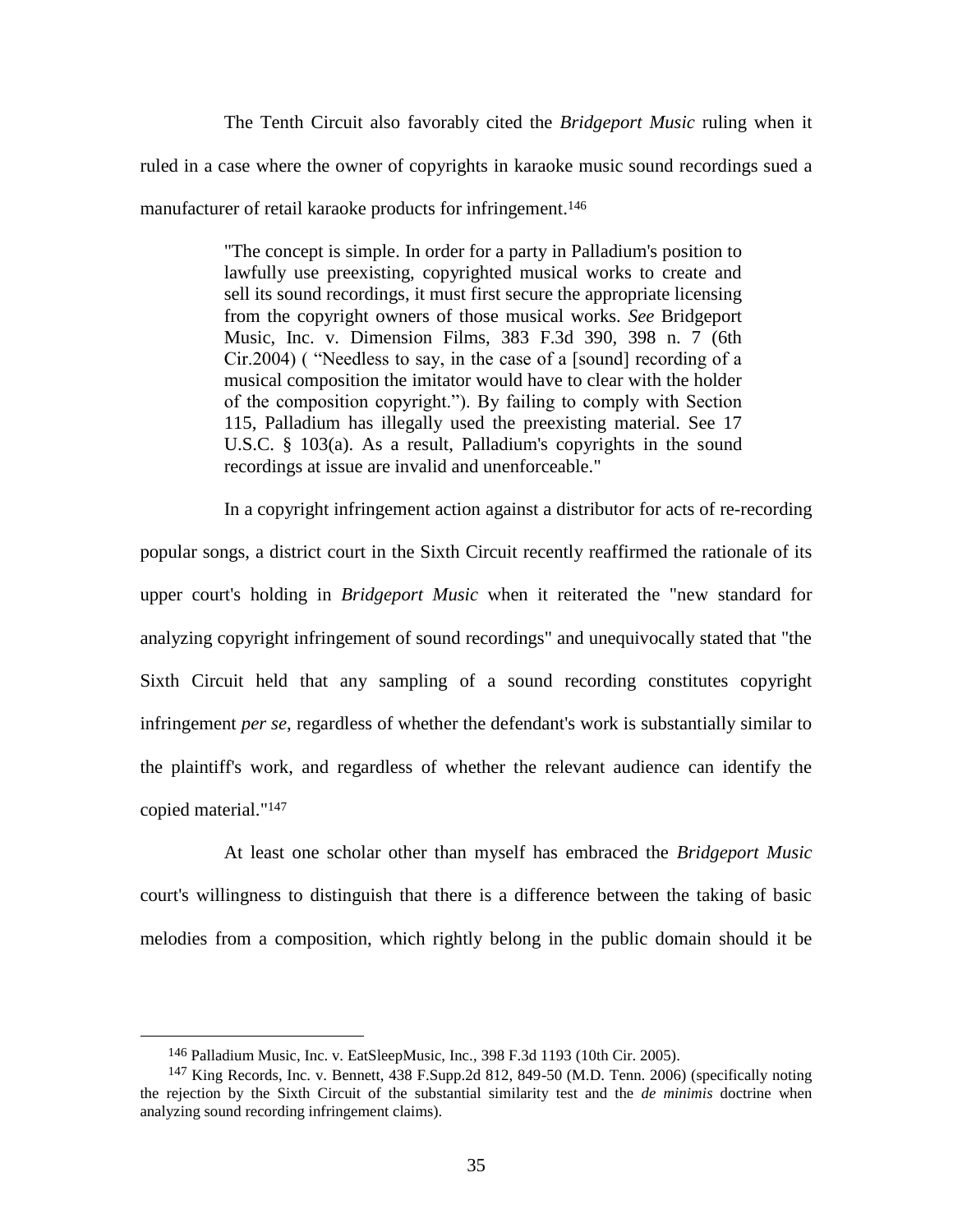The Tenth Circuit also favorably cited the *Bridgeport Music* ruling when it ruled in a case where the owner of copyrights in karaoke music sound recordings sued a manufacturer of retail karaoke products for infringement.[146]

> "The concept is simple. In order for a party in Palladium's position to lawfully use preexisting, copyrighted musical works to create and sell its sound recordings, it must first secure the appropriate licensing from the copyright owners of those musical works. *See* Bridgeport Music, Inc. v. Dimension Films, 383 F.3d 390, 398 n. 7 (6th Cir.2004) ( "Needless to say, in the case of a [sound] recording of a musical composition the imitator would have to clear with the holder of the composition copyright."). By failing to comply with Section 115, Palladium has illegally used the preexisting material. See 17 U.S.C. § 103(a). As a result, Palladium's copyrights in the sound recordings at issue are invalid and unenforceable."

In a copyright infringement action against a distributor for acts of re-recording popular songs, a district court in the Sixth Circuit recently reaffirmed the rationale of its upper court's holding in *Bridgeport Music* when it reiterated the "new standard for analyzing copyright infringement of sound recordings" and unequivocally stated that "the Sixth Circuit held that any sampling of a sound recording constitutes copyright infringement *per se*, regardless of whether the defendant's work is substantially similar to the plaintiff's work, and regardless of whether the relevant audience can identify the copied material."[147]

At least one scholar other than myself has embraced the *Bridgeport Music* court's willingness to distinguish that there is a difference between the taking of basic melodies from a composition, which rightly belong in the public domain should it be

---

[146] Palladium Music, Inc. v. EatSleepMusic, Inc., 398 F.3d 1193 (10th Cir. 2005).

[147] King Records, Inc. v. Bennett, 438 F.Supp.2d 812, 849-50 (M.D. Tenn. 2006) (specifically noting the rejection by the Sixth Circuit of the substantial similarity test and the *de minimis* doctrine when analyzing sound recording infringement claims).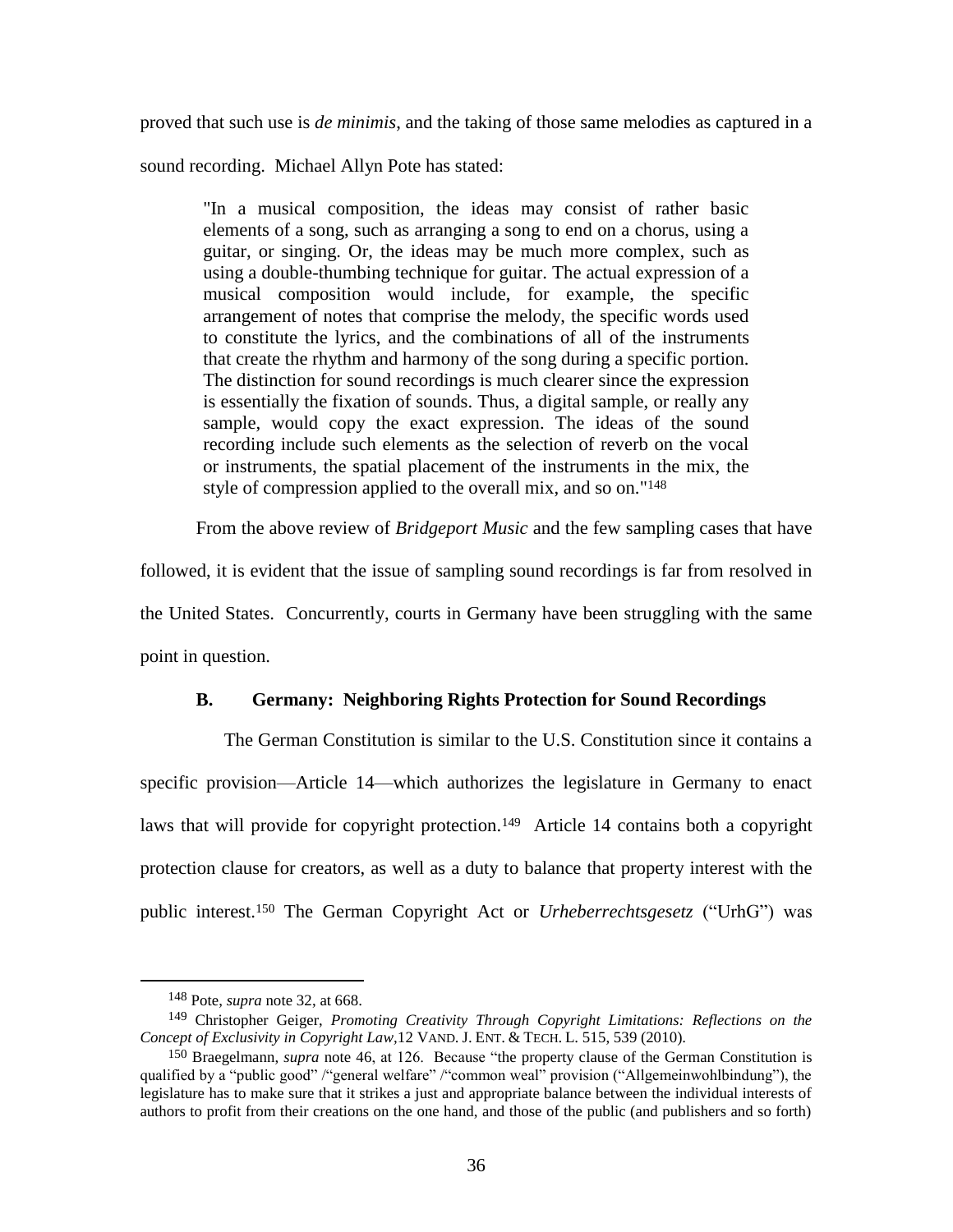proved that such use is *de minimis*, and the taking of those same melodies as captured in a sound recording. Michael Allyn Pote has stated:

> "In a musical composition, the ideas may consist of rather basic elements of a song, such as arranging a song to end on a chorus, using a guitar, or singing. Or, the ideas may be much more complex, such as using a double-thumbing technique for guitar. The actual expression of a musical composition would include, for example, the specific arrangement of notes that comprise the melody, the specific words used to constitute the lyrics, and the combinations of all of the instruments that create the rhythm and harmony of the song during a specific portion. The distinction for sound recordings is much clearer since the expression is essentially the fixation of sounds. Thus, a digital sample, or really any sample, would copy the exact expression. The ideas of the sound recording include such elements as the selection of reverb on the vocal or instruments, the spatial placement of the instruments in the mix, the style of compression applied to the overall mix, and so on."[148]

From the above review of *Bridgeport Music* and the few sampling cases that have followed, it is evident that the issue of sampling sound recordings is far from resolved in the United States. Concurrently, courts in Germany have been struggling with the same point in question.

### B. Germany: Neighboring Rights Protection for Sound Recordings

The German Constitution is similar to the U.S. Constitution since it contains a specific provision—Article 14—which authorizes the legislature in Germany to enact laws that will provide for copyright protection.[149] Article 14 contains both a copyright protection clause for creators, as well as a duty to balance that property interest with the public interest.[150] The German Copyright Act or *Urheberrechtsgesetz* ("UrhG") was

---

[148] Pote, *supra* note 32, at 668.

[149] Christopher Geiger, *Promoting Creativity Through Copyright Limitations: Reflections on the Concept of Exclusivity in Copyright Law*,12 VAND. J. ENT. & TECH. L. 515, 539 (2010).

[150] Braegelmann, *supra* note 46, at 126. Because "the property clause of the German Constitution is qualified by a "public good" /"general welfare" /"common weal" provision ("Allgemeinwohlbindung"), the legislature has to make sure that it strikes a just and appropriate balance between the individual interests of authors to profit from their creations on the one hand, and those of the public (and publishers and so forth)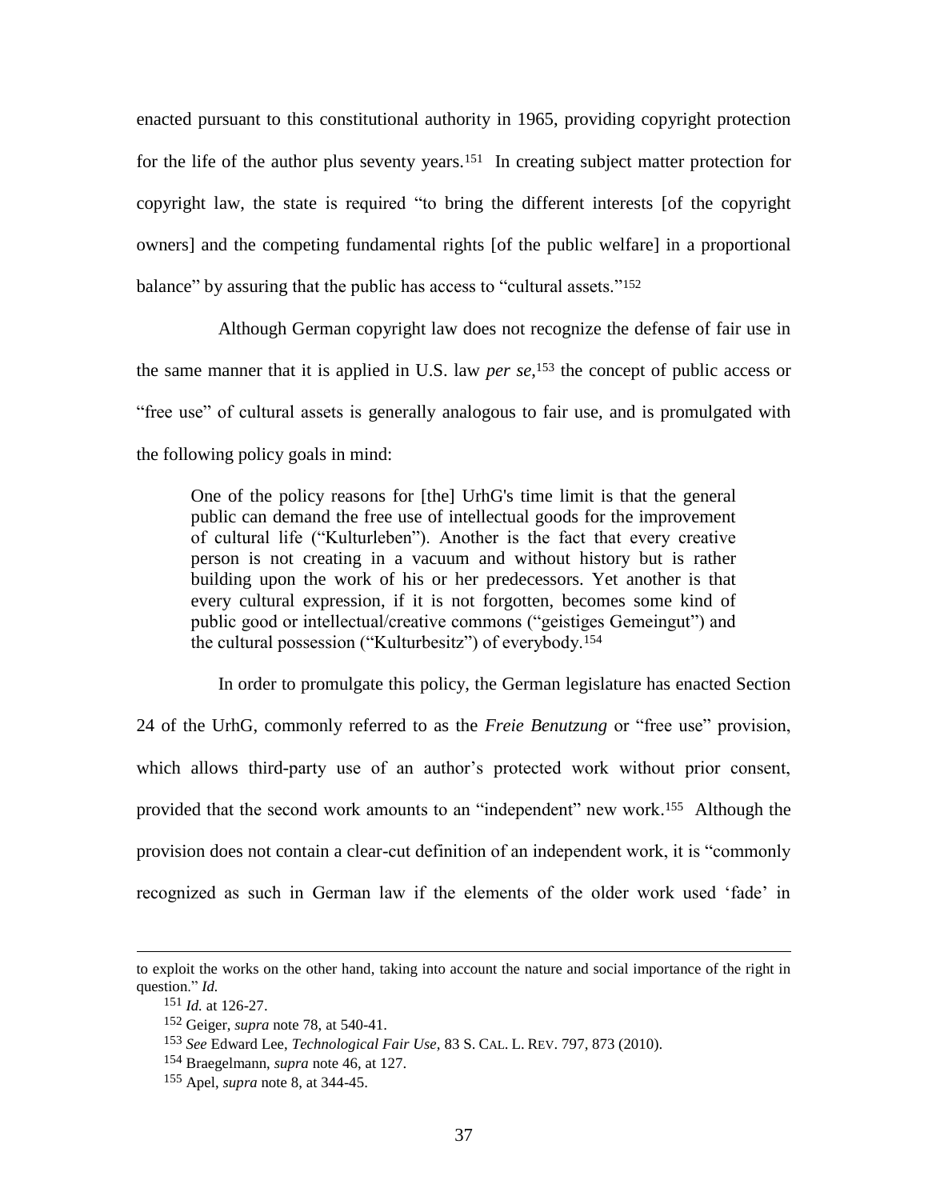enacted pursuant to this constitutional authority in 1965, providing copyright protection for the life of the author plus seventy years.[151] In creating subject matter protection for copyright law, the state is required "to bring the different interests [of the copyright owners] and the competing fundamental rights [of the public welfare] in a proportional balance" by assuring that the public has access to "cultural assets."[152]

Although German copyright law does not recognize the defense of fair use in the same manner that it is applied in U.S. law *per se*,[153] the concept of public access or "free use" of cultural assets is generally analogous to fair use, and is promulgated with the following policy goals in mind:

> One of the policy reasons for [the] UrhG's time limit is that the general public can demand the free use of intellectual goods for the improvement of cultural life ("Kulturleben"). Another is the fact that every creative person is not creating in a vacuum and without history but is rather building upon the work of his or her predecessors. Yet another is that every cultural expression, if it is not forgotten, becomes some kind of public good or intellectual/creative commons ("geistiges Gemeingut") and the cultural possession ("Kulturbesitz") of everybody.[154]

In order to promulgate this policy, the German legislature has enacted Section 24 of the UrhG, commonly referred to as the *Freie Benutzung* or "free use" provision, which allows third-party use of an author's protected work without prior consent, provided that the second work amounts to an "independent" new work.[155] Although the provision does not contain a clear-cut definition of an independent work, it is "commonly recognized as such in German law if the elements of the older work used 'fade' in

---

to exploit the works on the other hand, taking into account the nature and social importance of the right in question." *Id.*

[151] *Id.* at 126-27.

[152] Geiger, *supra* note 78, at 540-41.

[153] *See* Edward Lee, *Technological Fair Use*, 83 S. CAL. L. REV. 797, 873 (2010).

[154] Braegelmann, *supra* note 46, at 127.

[155] Apel, *supra* note 8, at 344-45.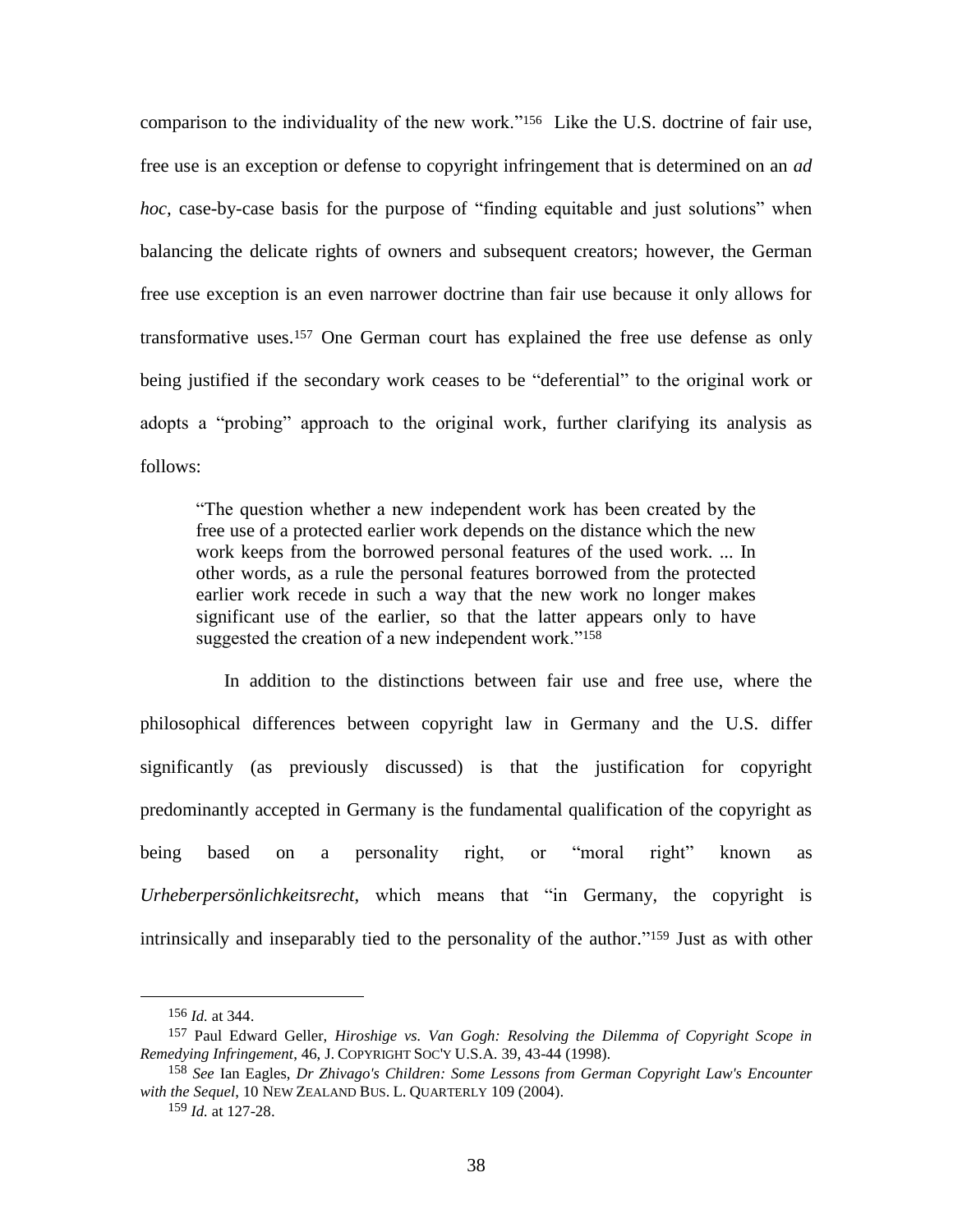comparison to the individuality of the new work."[156] Like the U.S. doctrine of fair use, free use is an exception or defense to copyright infringement that is determined on an *ad hoc*, case-by-case basis for the purpose of "finding equitable and just solutions" when balancing the delicate rights of owners and subsequent creators; however, the German free use exception is an even narrower doctrine than fair use because it only allows for transformative uses.[157] One German court has explained the free use defense as only being justified if the secondary work ceases to be "deferential" to the original work or adopts a "probing" approach to the original work, further clarifying its analysis as follows:

> "The question whether a new independent work has been created by the free use of a protected earlier work depends on the distance which the new work keeps from the borrowed personal features of the used work. ... In other words, as a rule the personal features borrowed from the protected earlier work recede in such a way that the new work no longer makes significant use of the earlier, so that the latter appears only to have suggested the creation of a new independent work."[158]

In addition to the distinctions between fair use and free use, where the philosophical differences between copyright law in Germany and the U.S. differ significantly (as previously discussed) is that the justification for copyright predominantly accepted in Germany is the fundamental qualification of the copyright as being based on a personality right, or "moral right" known as *Urheberpersönlichkeitsrecht*, which means that "in Germany, the copyright is intrinsically and inseparably tied to the personality of the author."[159] Just as with other

---

[156] *Id.* at 344.

[157] Paul Edward Geller, *Hiroshige vs. Van Gogh: Resolving the Dilemma of Copyright Scope in Remedying Infringement*, 46, J. COPYRIGHT SOC'Y U.S.A. 39, 43-44 (1998).

[158] *See* Ian Eagles, *Dr Zhivago's Children: Some Lessons from German Copyright Law's Encounter with the Sequel*, 10 NEW ZEALAND BUS. L. QUARTERLY 109 (2004).

[159] *Id.* at 127-28.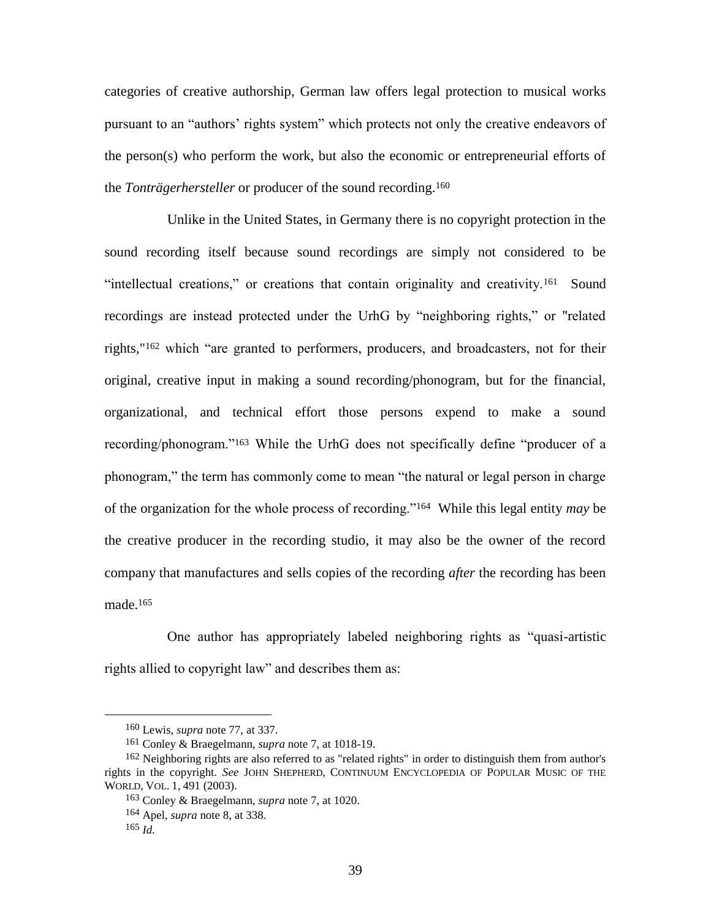categories of creative authorship, German law offers legal protection to musical works pursuant to an "authors' rights system" which protects not only the creative endeavors of the person(s) who perform the work, but also the economic or entrepreneurial efforts of the *Tonträgerhersteller* or producer of the sound recording.[160]

Unlike in the United States, in Germany there is no copyright protection in the sound recording itself because sound recordings are simply not considered to be "intellectual creations," or creations that contain originality and creativity.[161] Sound recordings are instead protected under the UrhG by "neighboring rights," or "related rights,"[162] which "are granted to performers, producers, and broadcasters, not for their original, creative input in making a sound recording/phonogram, but for the financial, organizational, and technical effort those persons expend to make a sound recording/phonogram."[163] While the UrhG does not specifically define "producer of a phonogram," the term has commonly come to mean "the natural or legal person in charge of the organization for the whole process of recording."[164] While this legal entity *may* be the creative producer in the recording studio, it may also be the owner of the record company that manufactures and sells copies of the recording *after* the recording has been made.[165]

One author has appropriately labeled neighboring rights as "quasi-artistic rights allied to copyright law" and describes them as:

---

[160] Lewis, *supra* note 77, at 337.

[161] Conley & Braegelmann, *supra* note 7, at 1018-19.

[162] Neighboring rights are also referred to as "related rights" in order to distinguish them from author's rights in the copyright. *See* JOHN SHEPHERD, CONTINUUM ENCYCLOPEDIA OF POPULAR MUSIC OF THE WORLD, VOL. 1, 491 (2003).

[163] Conley & Braegelmann, *supra* note 7, at 1020.

[164] Apel, *supra* note 8, at 338.

[165] *Id.*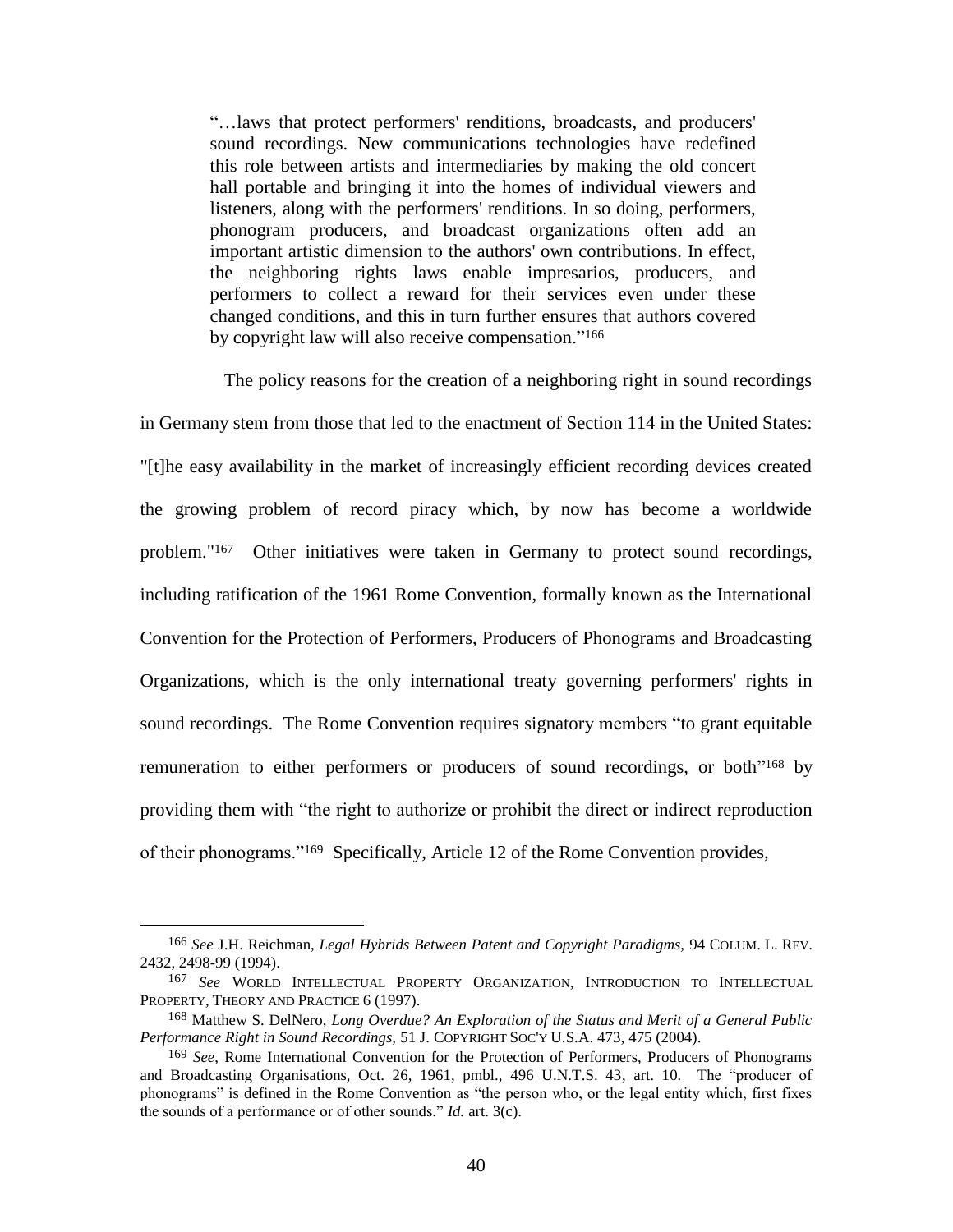> "…laws that protect performers' renditions, broadcasts, and producers' sound recordings. New communications technologies have redefined this role between artists and intermediaries by making the old concert hall portable and bringing it into the homes of individual viewers and listeners, along with the performers' renditions. In so doing, performers, phonogram producers, and broadcast organizations often add an important artistic dimension to the authors' own contributions. In effect, the neighboring rights laws enable impresarios, producers, and performers to collect a reward for their services even under these changed conditions, and this in turn further ensures that authors covered by copyright law will also receive compensation."[166]

The policy reasons for the creation of a neighboring right in sound recordings in Germany stem from those that led to the enactment of Section 114 in the United States: "[t]he easy availability in the market of increasingly efficient recording devices created the growing problem of record piracy which, by now has become a worldwide problem."[167] Other initiatives were taken in Germany to protect sound recordings, including ratification of the 1961 Rome Convention, formally known as the International Convention for the Protection of Performers, Producers of Phonograms and Broadcasting Organizations, which is the only international treaty governing performers' rights in sound recordings. The Rome Convention requires signatory members "to grant equitable remuneration to either performers or producers of sound recordings, or both"[168] by providing them with "the right to authorize or prohibit the direct or indirect reproduction of their phonograms."[169] Specifically, Article 12 of the Rome Convention provides,

---

[166] *See* J.H. Reichman, *Legal Hybrids Between Patent and Copyright Paradigms,* 94 COLUM. L. REV. 2432, 2498-99 (1994).

[167] *See* WORLD INTELLECTUAL PROPERTY ORGANIZATION, INTRODUCTION TO INTELLECTUAL PROPERTY, THEORY AND PRACTICE 6 (1997).

[168] Matthew S. DelNero, *Long Overdue? An Exploration of the Status and Merit of a General Public Performance Right in Sound Recordings,* 51 J. COPYRIGHT SOC'Y U.S.A. 473, 475 (2004).

[169] *See*, Rome International Convention for the Protection of Performers, Producers of Phonograms and Broadcasting Organisations, Oct. 26, 1961, pmbl., 496 U.N.T.S. 43, art. 10. The "producer of phonograms" is defined in the Rome Convention as "the person who, or the legal entity which, first fixes the sounds of a performance or of other sounds." *Id.* art. 3(c).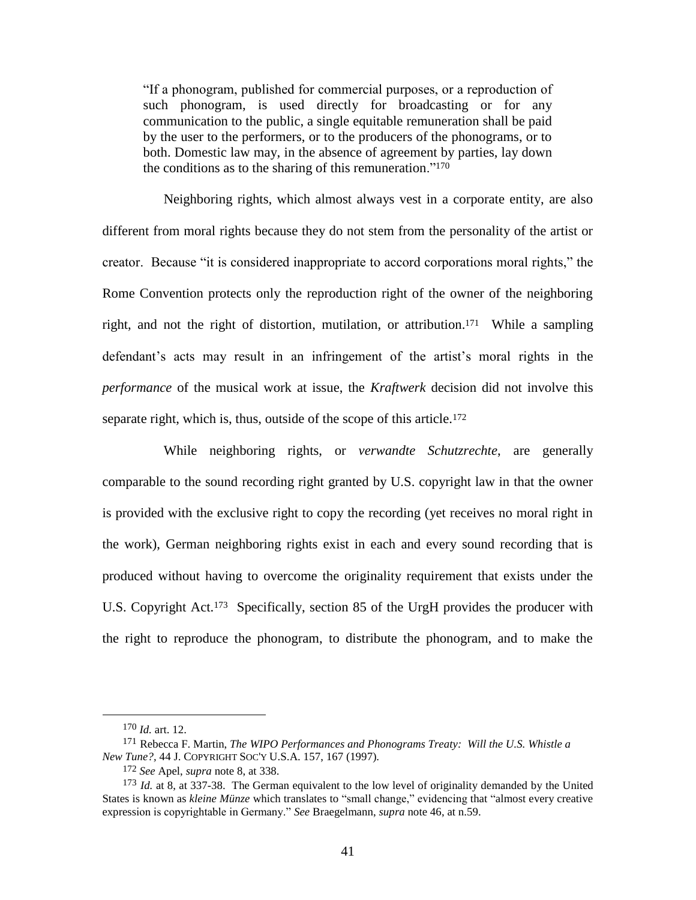> "If a phonogram, published for commercial purposes, or a reproduction of such phonogram, is used directly for broadcasting or for any communication to the public, a single equitable remuneration shall be paid by the user to the performers, or to the producers of the phonograms, or to both. Domestic law may, in the absence of agreement by parties, lay down the conditions as to the sharing of this remuneration."[170]

Neighboring rights, which almost always vest in a corporate entity, are also different from moral rights because they do not stem from the personality of the artist or creator. Because "it is considered inappropriate to accord corporations moral rights," the Rome Convention protects only the reproduction right of the owner of the neighboring right, and not the right of distortion, mutilation, or attribution.[171] While a sampling defendant's acts may result in an infringement of the artist's moral rights in the *performance* of the musical work at issue, the *Kraftwerk* decision did not involve this separate right, which is, thus, outside of the scope of this article.[172]

While neighboring rights, or *verwandte Schutzrechte*, are generally comparable to the sound recording right granted by U.S. copyright law in that the owner is provided with the exclusive right to copy the recording (yet receives no moral right in the work), German neighboring rights exist in each and every sound recording that is produced without having to overcome the originality requirement that exists under the U.S. Copyright Act.[173] Specifically, section 85 of the UrgH provides the producer with the right to reproduce the phonogram, to distribute the phonogram, and to make the

---

[170] *Id.* art. 12.

[171] Rebecca F. Martin, *The WIPO Performances and Phonograms Treaty: Will the U.S. Whistle a New Tune?*, 44 J. COPYRIGHT SOC'Y U.S.A. 157, 167 (1997).

[172] *See* Apel, *supra* note 8, at 338.

[173] *Id.* at 8, at 337-38. The German equivalent to the low level of originality demanded by the United States is known as *kleine Münze* which translates to "small change," evidencing that "almost every creative expression is copyrightable in Germany." *See* Braegelmann, *supra* note 46, at n.59.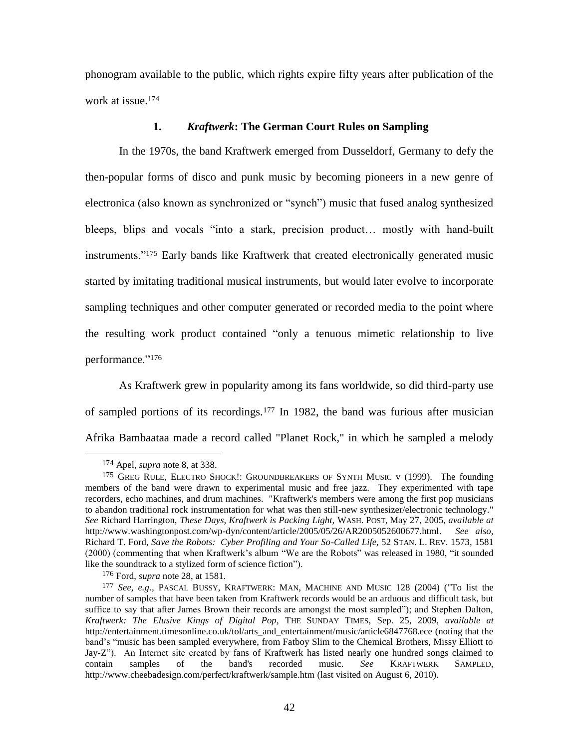phonogram available to the public, which rights expire fifty years after publication of the work at issue.[174]

### 1. *Kraftwerk*: The German Court Rules on Sampling

In the 1970s, the band Kraftwerk emerged from Dusseldorf, Germany to defy the then-popular forms of disco and punk music by becoming pioneers in a new genre of electronica (also known as synchronized or "synch") music that fused analog synthesized bleeps, blips and vocals "into a stark, precision product… mostly with hand-built instruments."[175] Early bands like Kraftwerk that created electronically generated music started by imitating traditional musical instruments, but would later evolve to incorporate sampling techniques and other computer generated or recorded media to the point where the resulting work product contained "only a tenuous mimetic relationship to live performance."[176]

As Kraftwerk grew in popularity among its fans worldwide, so did third-party use of sampled portions of its recordings.[177] In 1982, the band was furious after musician Afrika Bambaataa made a record called "Planet Rock," in which he sampled a melody

---

[174] Apel, *supra* note 8, at 338.

[175] GREG RULE, ELECTRO SHOCK!: GROUNDBREAKERS OF SYNTH MUSIC v (1999). The founding members of the band were drawn to experimental music and free jazz. They experimented with tape recorders, echo machines, and drum machines. "Kraftwerk's members were among the first pop musicians to abandon traditional rock instrumentation for what was then still-new synthesizer/electronic technology." *See* Richard Harrington, *These Days, Kraftwerk is Packing Light,* WASH. POST, May 27, 2005, *available at* http://www.washingtonpost.com/wp-dyn/content/article/2005/05/26/AR2005052600677.html. *See also,* Richard T. Ford, *Save the Robots: Cyber Profiling and Your So-Called Life,* 52 STAN. L. REV. 1573, 1581 (2000) (commenting that when Kraftwerk's album "We are the Robots" was released in 1980, "it sounded like the soundtrack to a stylized form of science fiction").

[176] Ford, *supra* note 28, at 1581.

[177] *See, e.g.,* PASCAL BUSSY, KRAFTWERK: MAN, MACHINE AND MUSIC 128 (2004) ("To list the number of samples that have been taken from Kraftwerk records would be an arduous and difficult task, but suffice to say that after James Brown their records are amongst the most sampled"); and Stephen Dalton, *Kraftwerk: The Elusive Kings of Digital Pop,* THE SUNDAY TIMES, Sep. 25, 2009, *available at* http://entertainment.timesonline.co.uk/tol/arts_and_entertainment/music/article6847768.ece (noting that the band's "music has been sampled everywhere, from Fatboy Slim to the Chemical Brothers, Missy Elliott to Jay-Z"). An Internet site created by fans of Kraftwerk has listed nearly one hundred songs claimed to contain samples of the band's recorded music. *See* KRAFTWERK SAMPLED, http://www.cheebadesign.com/perfect/kraftwerk/sample.htm (last visited on August 6, 2010).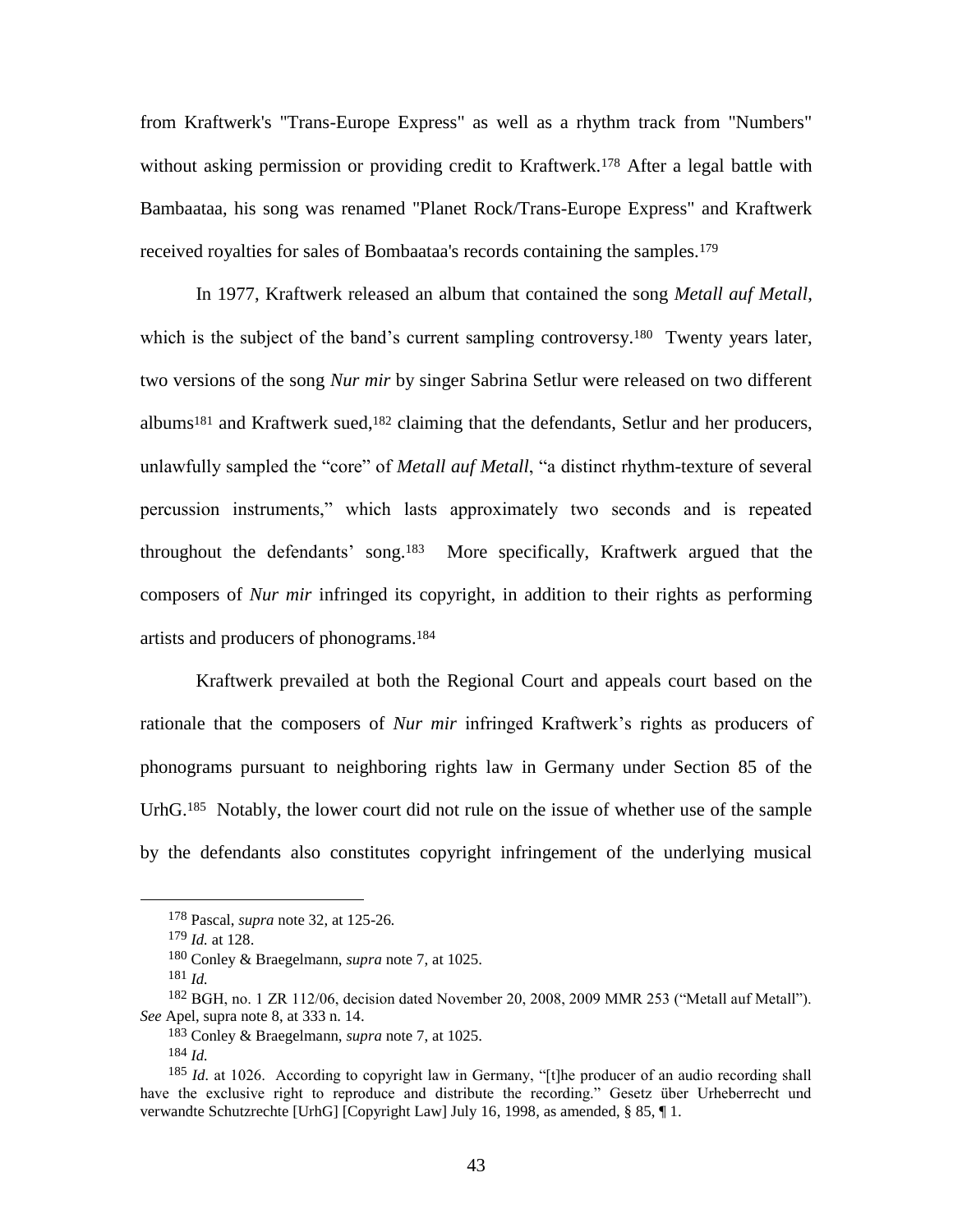from Kraftwerk's "Trans-Europe Express" as well as a rhythm track from "Numbers" without asking permission or providing credit to Kraftwerk.[178] After a legal battle with Bambaataa, his song was renamed "Planet Rock/Trans-Europe Express" and Kraftwerk received royalties for sales of Bombaataa's records containing the samples.[179]

In 1977, Kraftwerk released an album that contained the song *Metall auf Metall*, which is the subject of the band's current sampling controversy.[180] Twenty years later, two versions of the song *Nur mir* by singer Sabrina Setlur were released on two different albums[181] and Kraftwerk sued,[182] claiming that the defendants, Setlur and her producers, unlawfully sampled the "core" of *Metall auf Metall*, "a distinct rhythm-texture of several percussion instruments," which lasts approximately two seconds and is repeated throughout the defendants' song.[183] More specifically, Kraftwerk argued that the composers of *Nur mir* infringed its copyright, in addition to their rights as performing artists and producers of phonograms.[184]

Kraftwerk prevailed at both the Regional Court and appeals court based on the rationale that the composers of *Nur mir* infringed Kraftwerk's rights as producers of phonograms pursuant to neighboring rights law in Germany under Section 85 of the UrhG.[185] Notably, the lower court did not rule on the issue of whether use of the sample by the defendants also constitutes copyright infringement of the underlying musical

---

[178] Pascal, *supra* note 32, at 125-26.

[179] *Id.* at 128.

[180] Conley & Braegelmann, *supra* note 7, at 1025.

[181] *Id.*

[182] BGH, no. 1 ZR 112/06, decision dated November 20, 2008, 2009 MMR 253 ("Metall auf Metall"). *See* Apel, supra note 8, at 333 n. 14.

[183] Conley & Braegelmann, *supra* note 7, at 1025.

[184] *Id.*

[185] *Id.* at 1026. According to copyright law in Germany, "[t]he producer of an audio recording shall have the exclusive right to reproduce and distribute the recording." Gesetz über Urheberrecht und verwandte Schutzrechte [UrhG] [Copyright Law] July 16, 1998, as amended, § 85, ¶ 1.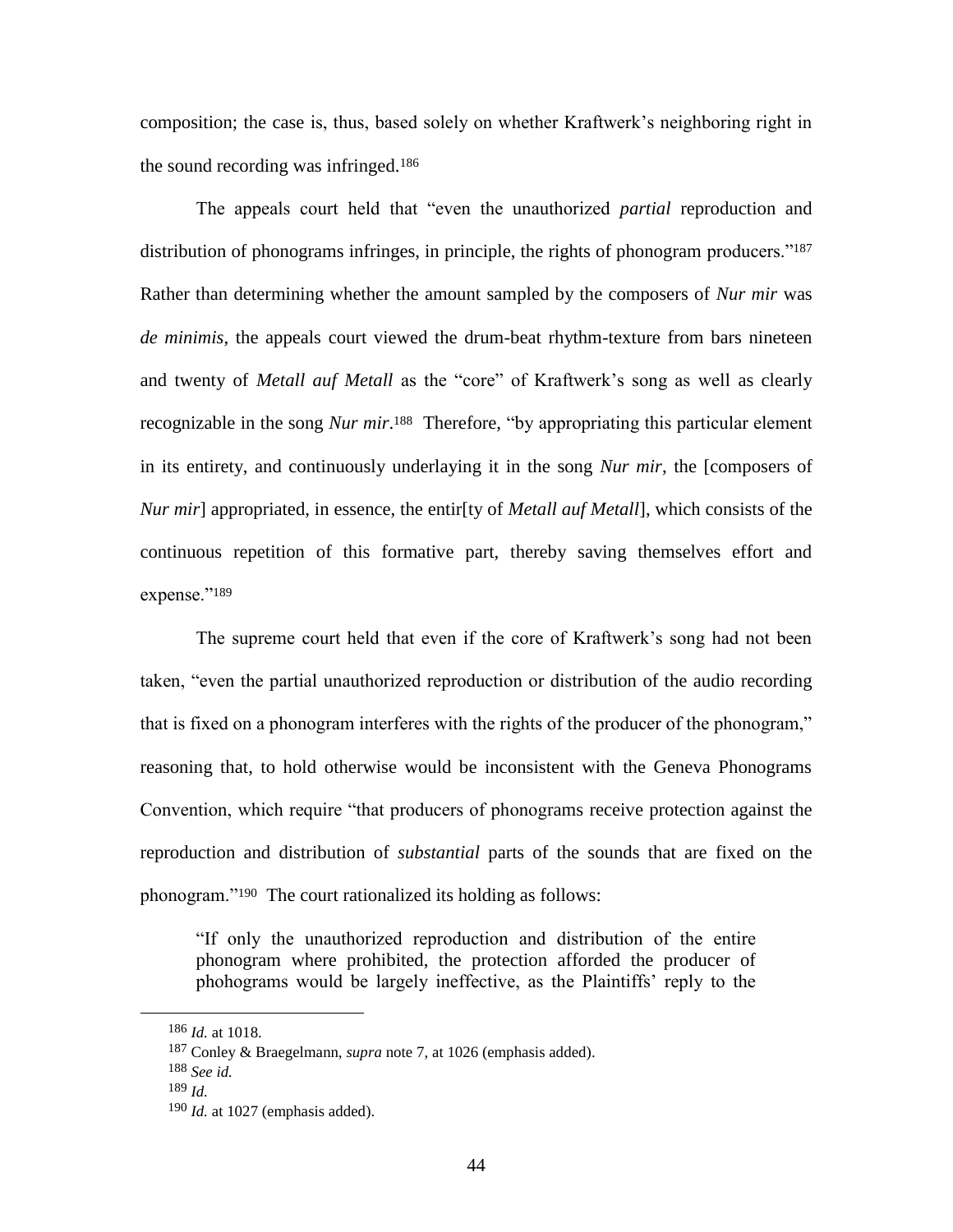composition; the case is, thus, based solely on whether Kraftwerk's neighboring right in the sound recording was infringed.[186]

The appeals court held that "even the unauthorized *partial* reproduction and distribution of phonograms infringes, in principle, the rights of phonogram producers."[187] Rather than determining whether the amount sampled by the composers of *Nur mir* was *de minimis*, the appeals court viewed the drum-beat rhythm-texture from bars nineteen and twenty of *Metall auf Metall* as the "core" of Kraftwerk's song as well as clearly recognizable in the song *Nur mir*.[188] Therefore, "by appropriating this particular element in its entirety, and continuously underlaying it in the song *Nur mir*, the [composers of *Nur mir*] appropriated, in essence, the entir[ty of *Metall auf Metall*], which consists of the continuous repetition of this formative part, thereby saving themselves effort and expense."[189]

The supreme court held that even if the core of Kraftwerk's song had not been taken, "even the partial unauthorized reproduction or distribution of the audio recording that is fixed on a phonogram interferes with the rights of the producer of the phonogram," reasoning that, to hold otherwise would be inconsistent with the Geneva Phonograms Convention, which require "that producers of phonograms receive protection against the reproduction and distribution of *substantial* parts of the sounds that are fixed on the phonogram."[190] The court rationalized its holding as follows:

> "If only the unauthorized reproduction and distribution of the entire phonogram where prohibited, the protection afforded the producer of phohograms would be largely ineffective, as the Plaintiffs' reply to the

---

[186] *Id.* at 1018.

[187] Conley & Braegelmann, *supra* note 7, at 1026 (emphasis added).

[188] *See id.*

[189] *Id.*

[190] *Id.* at 1027 (emphasis added).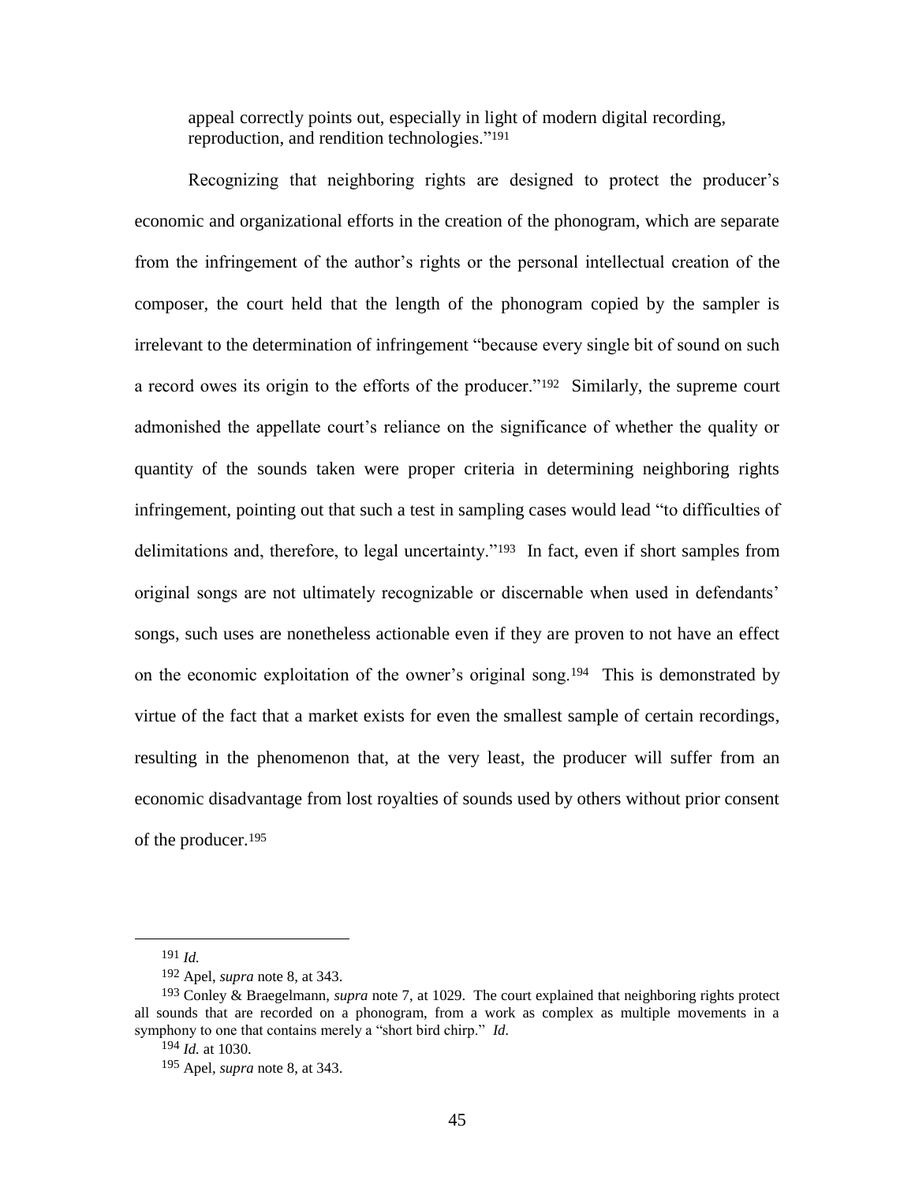appeal correctly points out, especially in light of modern digital recording, reproduction, and rendition technologies."[191]

Recognizing that neighboring rights are designed to protect the producer's economic and organizational efforts in the creation of the phonogram, which are separate from the infringement of the author's rights or the personal intellectual creation of the composer, the court held that the length of the phonogram copied by the sampler is irrelevant to the determination of infringement "because every single bit of sound on such a record owes its origin to the efforts of the producer."[192] Similarly, the supreme court admonished the appellate court's reliance on the significance of whether the quality or quantity of the sounds taken were proper criteria in determining neighboring rights infringement, pointing out that such a test in sampling cases would lead "to difficulties of delimitations and, therefore, to legal uncertainty."[193] In fact, even if short samples from original songs are not ultimately recognizable or discernable when used in defendants' songs, such uses are nonetheless actionable even if they are proven to not have an effect on the economic exploitation of the owner's original song.[194] This is demonstrated by virtue of the fact that a market exists for even the smallest sample of certain recordings, resulting in the phenomenon that, at the very least, the producer will suffer from an economic disadvantage from lost royalties of sounds used by others without prior consent of the producer.[195]

---

[191] *Id.*

[192] Apel, *supra* note 8, at 343.

[193] Conley & Braegelmann, *supra* note 7, at 1029. The court explained that neighboring rights protect all sounds that are recorded on a phonogram, from a work as complex as multiple movements in a symphony to one that contains merely a "short bird chirp." *Id.*

[194] *Id.* at 1030.

[195] Apel, *supra* note 8, at 343.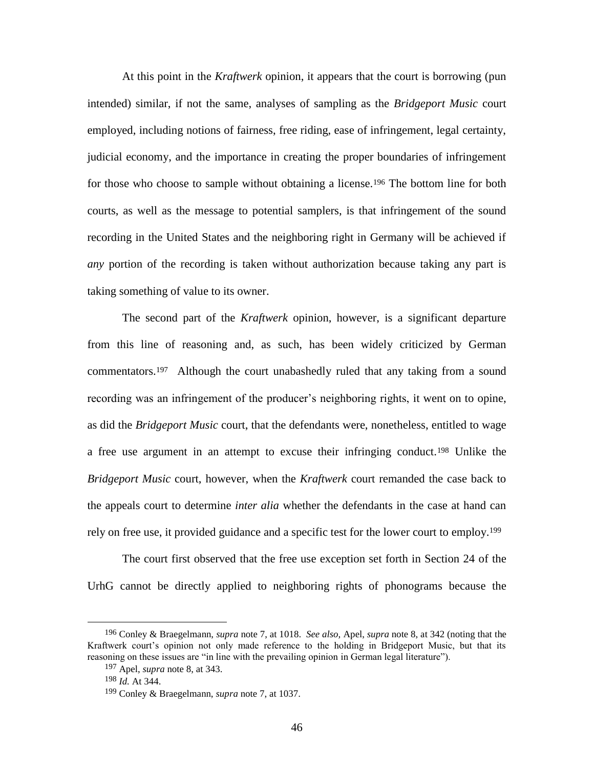At this point in the *Kraftwerk* opinion, it appears that the court is borrowing (pun intended) similar, if not the same, analyses of sampling as the *Bridgeport Music* court employed, including notions of fairness, free riding, ease of infringement, legal certainty, judicial economy, and the importance in creating the proper boundaries of infringement for those who choose to sample without obtaining a license.[196] The bottom line for both courts, as well as the message to potential samplers, is that infringement of the sound recording in the United States and the neighboring right in Germany will be achieved if *any* portion of the recording is taken without authorization because taking any part is taking something of value to its owner.

The second part of the *Kraftwerk* opinion, however, is a significant departure from this line of reasoning and, as such, has been widely criticized by German commentators.[197] Although the court unabashedly ruled that any taking from a sound recording was an infringement of the producer's neighboring rights, it went on to opine, as did the *Bridgeport Music* court, that the defendants were, nonetheless, entitled to wage a free use argument in an attempt to excuse their infringing conduct.[198] Unlike the *Bridgeport Music* court, however, when the *Kraftwerk* court remanded the case back to the appeals court to determine *inter alia* whether the defendants in the case at hand can rely on free use, it provided guidance and a specific test for the lower court to employ.[199]

The court first observed that the free use exception set forth in Section 24 of the UrhG cannot be directly applied to neighboring rights of phonograms because the

---

[196] Conley & Braegelmann, *supra* note 7, at 1018. *See also,* Apel, *supra* note 8, at 342 (noting that the Kraftwerk court's opinion not only made reference to the holding in Bridgeport Music, but that its reasoning on these issues are "in line with the prevailing opinion in German legal literature").

[197] Apel, *supra* note 8, at 343.

[198] *Id.* At 344.

[199] Conley & Braegelmann, *supra* note 7, at 1037.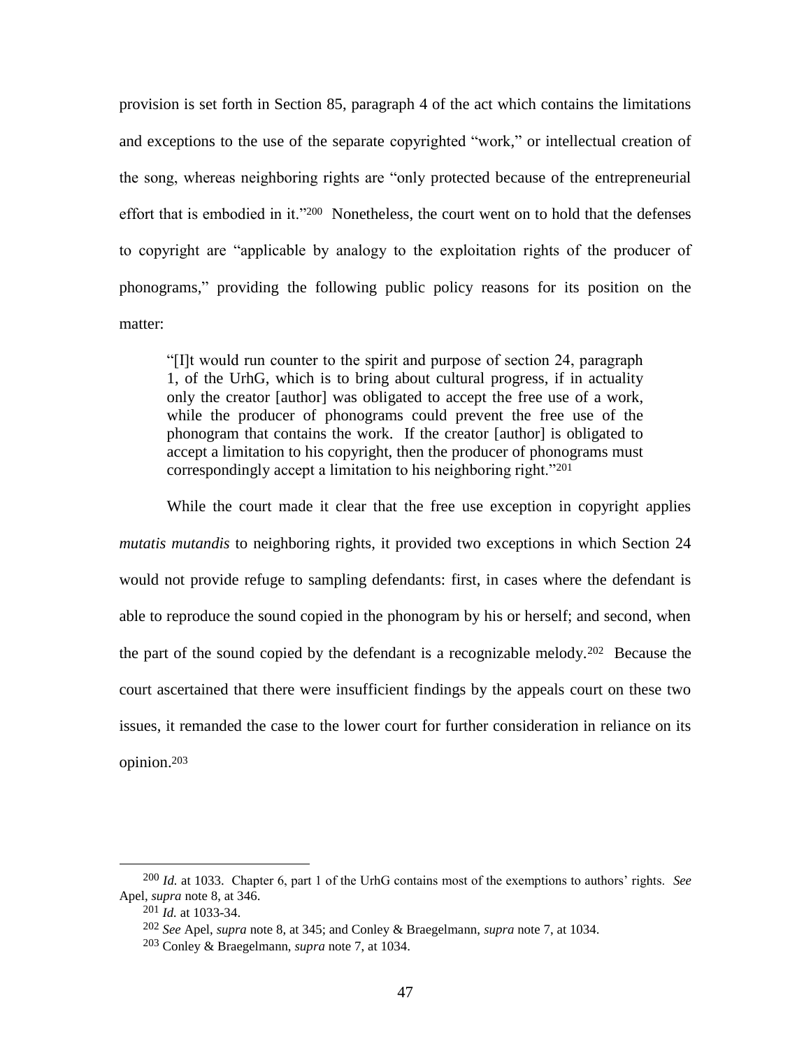provision is set forth in Section 85, paragraph 4 of the act which contains the limitations and exceptions to the use of the separate copyrighted "work," or intellectual creation of the song, whereas neighboring rights are "only protected because of the entrepreneurial effort that is embodied in it."[200] Nonetheless, the court went on to hold that the defenses to copyright are "applicable by analogy to the exploitation rights of the producer of phonograms," providing the following public policy reasons for its position on the matter:

> "[I]t would run counter to the spirit and purpose of section 24, paragraph 1, of the UrhG, which is to bring about cultural progress, if in actuality only the creator [author] was obligated to accept the free use of a work, while the producer of phonograms could prevent the free use of the phonogram that contains the work. If the creator [author] is obligated to accept a limitation to his copyright, then the producer of phonograms must correspondingly accept a limitation to his neighboring right."[201]

While the court made it clear that the free use exception in copyright applies *mutatis mutandis* to neighboring rights, it provided two exceptions in which Section 24 would not provide refuge to sampling defendants: first, in cases where the defendant is able to reproduce the sound copied in the phonogram by his or herself; and second, when the part of the sound copied by the defendant is a recognizable melody.[202] Because the court ascertained that there were insufficient findings by the appeals court on these two issues, it remanded the case to the lower court for further consideration in reliance on its opinion.[203]

---

[200] *Id.* at 1033. Chapter 6, part 1 of the UrhG contains most of the exemptions to authors' rights. *See* Apel, *supra* note 8, at 346.

[201] *Id.* at 1033-34.

[202] *See* Apel, *supra* note 8, at 345; and Conley & Braegelmann, *supra* note 7, at 1034.

[203] Conley & Braegelmann, *supra* note 7, at 1034.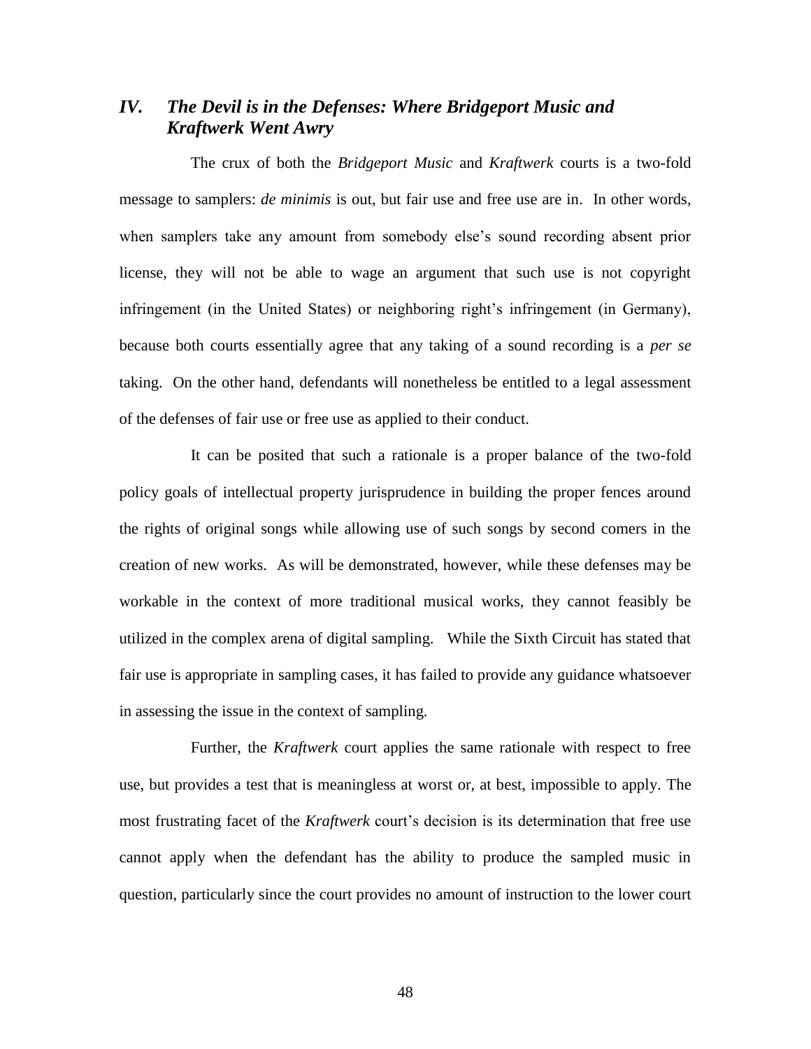## *IV. The Devil is in the Defenses: Where Bridgeport Music and Kraftwerk Went Awry*

The crux of both the *Bridgeport Music* and *Kraftwerk* courts is a two-fold message to samplers: *de minimis* is out, but fair use and free use are in. In other words, when samplers take any amount from somebody else's sound recording absent prior license, they will not be able to wage an argument that such use is not copyright infringement (in the United States) or neighboring right's infringement (in Germany), because both courts essentially agree that any taking of a sound recording is a *per se* taking. On the other hand, defendants will nonetheless be entitled to a legal assessment of the defenses of fair use or free use as applied to their conduct.

It can be posited that such a rationale is a proper balance of the two-fold policy goals of intellectual property jurisprudence in building the proper fences around the rights of original songs while allowing use of such songs by second comers in the creation of new works. As will be demonstrated, however, while these defenses may be workable in the context of more traditional musical works, they cannot feasibly be utilized in the complex arena of digital sampling. While the Sixth Circuit has stated that fair use is appropriate in sampling cases, it has failed to provide any guidance whatsoever in assessing the issue in the context of sampling.

Further, the *Kraftwerk* court applies the same rationale with respect to free use, but provides a test that is meaningless at worst or, at best, impossible to apply. The most frustrating facet of the *Kraftwerk* court's decision is its determination that free use cannot apply when the defendant has the ability to produce the sampled music in question, particularly since the court provides no amount of instruction to the lower court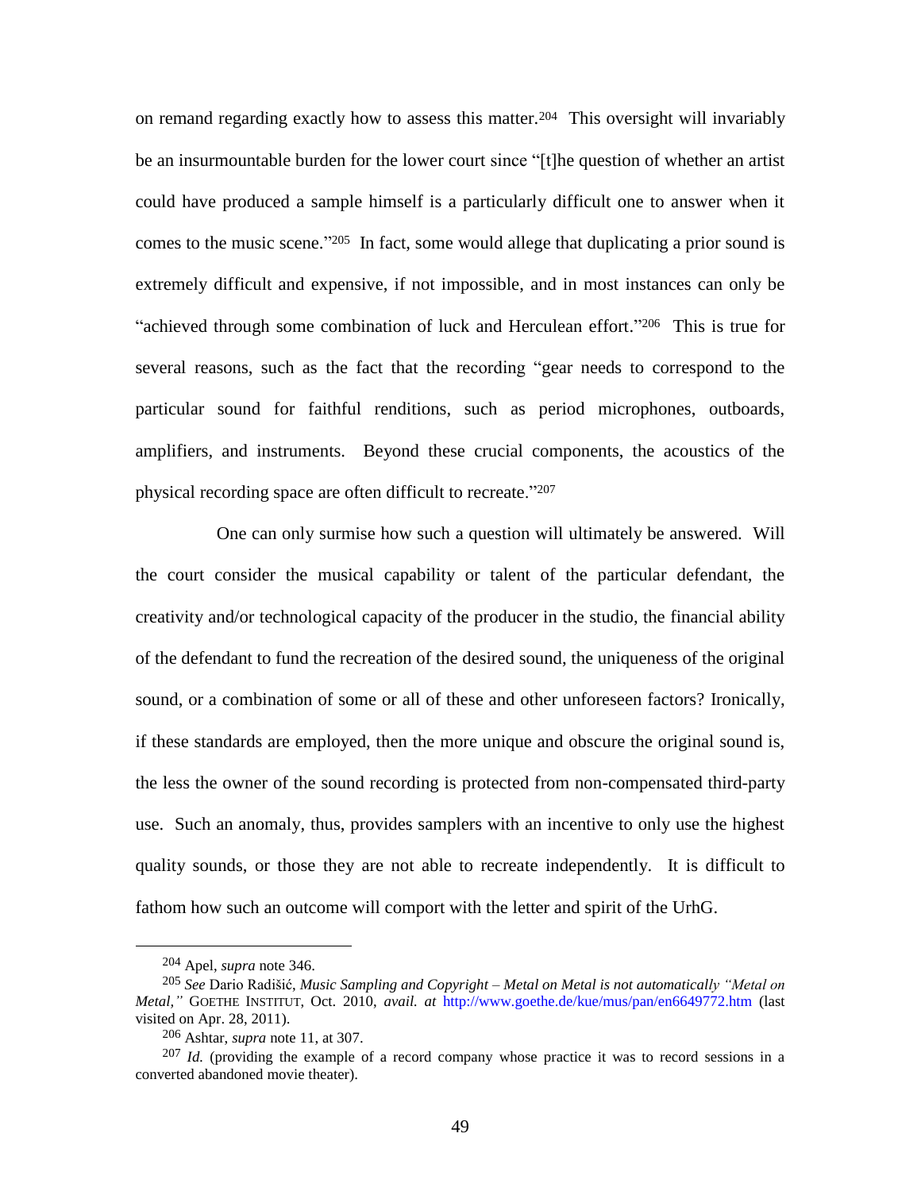on remand regarding exactly how to assess this matter.[204] This oversight will invariably be an insurmountable burden for the lower court since "[t]he question of whether an artist could have produced a sample himself is a particularly difficult one to answer when it comes to the music scene."[205] In fact, some would allege that duplicating a prior sound is extremely difficult and expensive, if not impossible, and in most instances can only be "achieved through some combination of luck and Herculean effort."[206] This is true for several reasons, such as the fact that the recording "gear needs to correspond to the particular sound for faithful renditions, such as period microphones, outboards, amplifiers, and instruments. Beyond these crucial components, the acoustics of the physical recording space are often difficult to recreate."[207]

One can only surmise how such a question will ultimately be answered. Will the court consider the musical capability or talent of the particular defendant, the creativity and/or technological capacity of the producer in the studio, the financial ability of the defendant to fund the recreation of the desired sound, the uniqueness of the original sound, or a combination of some or all of these and other unforeseen factors? Ironically, if these standards are employed, then the more unique and obscure the original sound is, the less the owner of the sound recording is protected from non-compensated third-party use. Such an anomaly, thus, provides samplers with an incentive to only use the highest quality sounds, or those they are not able to recreate independently. It is difficult to fathom how such an outcome will comport with the letter and spirit of the UrhG.

---

[204] Apel, *supra* note 346.

[205] *See* Dario Radišić, *Music Sampling and Copyright – Metal on Metal is not automatically "Metal on Metal,"* GOETHE INSTITUT, Oct. 2010, *avail. at* http://www.goethe.de/kue/mus/pan/en6649772.htm (last visited on Apr. 28, 2011).

[206] Ashtar, *supra* note 11, at 307.

[207] *Id.* (providing the example of a record company whose practice it was to record sessions in a converted abandoned movie theater).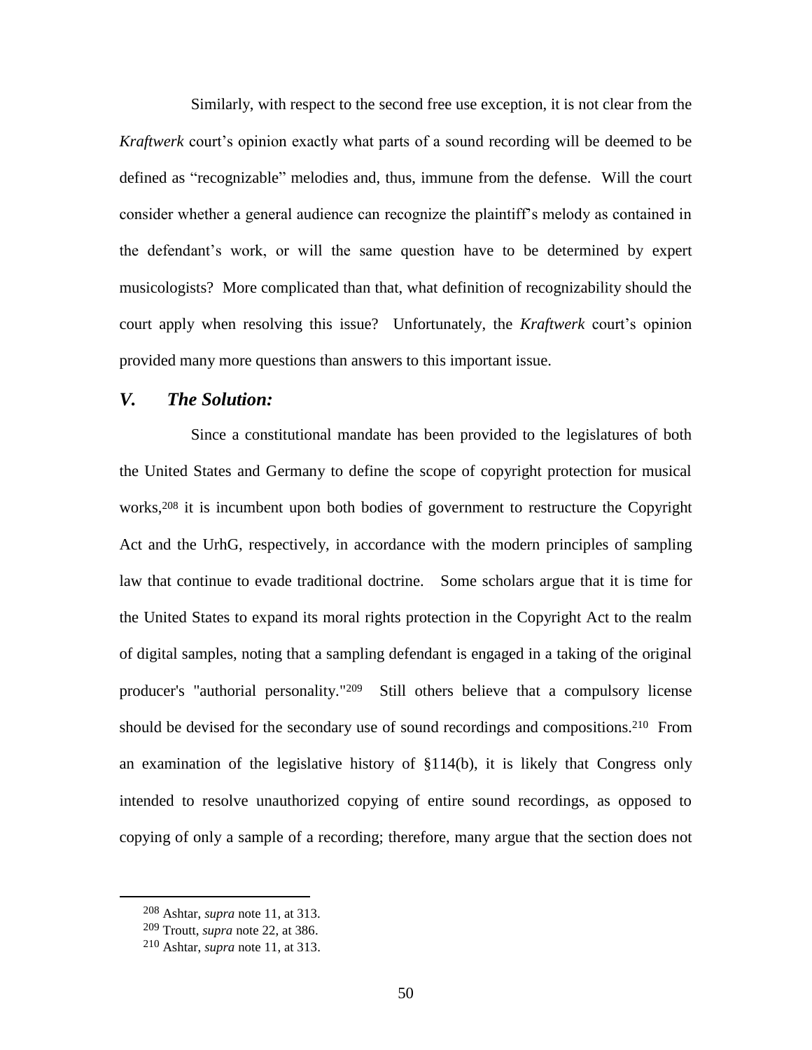Similarly, with respect to the second free use exception, it is not clear from the *Kraftwerk* court's opinion exactly what parts of a sound recording will be deemed to be defined as "recognizable" melodies and, thus, immune from the defense. Will the court consider whether a general audience can recognize the plaintiff's melody as contained in the defendant's work, or will the same question have to be determined by expert musicologists? More complicated than that, what definition of recognizability should the court apply when resolving this issue? Unfortunately, the *Kraftwerk* court's opinion provided many more questions than answers to this important issue.

## *V. The Solution:*

Since a constitutional mandate has been provided to the legislatures of both the United States and Germany to define the scope of copyright protection for musical works,[208] it is incumbent upon both bodies of government to restructure the Copyright Act and the UrhG, respectively, in accordance with the modern principles of sampling law that continue to evade traditional doctrine. Some scholars argue that it is time for the United States to expand its moral rights protection in the Copyright Act to the realm of digital samples, noting that a sampling defendant is engaged in a taking of the original producer's "authorial personality."[209] Still others believe that a compulsory license should be devised for the secondary use of sound recordings and compositions.[210] From an examination of the legislative history of §114(b), it is likely that Congress only intended to resolve unauthorized copying of entire sound recordings, as opposed to copying of only a sample of a recording; therefore, many argue that the section does not

---

[208] Ashtar, *supra* note 11, at 313.

[209] Troutt, *supra* note 22, at 386.

[210] Ashtar, *supra* note 11, at 313.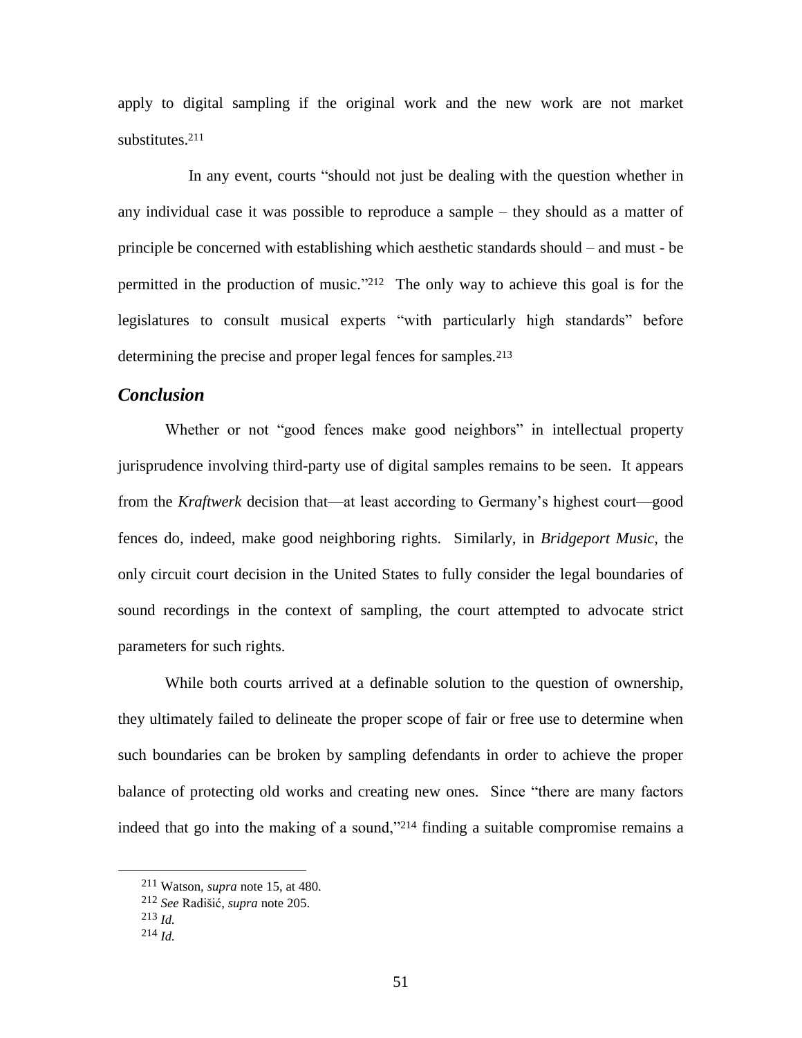apply to digital sampling if the original work and the new work are not market substitutes.[211]

In any event, courts "should not just be dealing with the question whether in any individual case it was possible to reproduce a sample – they should as a matter of principle be concerned with establishing which aesthetic standards should – and must - be permitted in the production of music."[212] The only way to achieve this goal is for the legislatures to consult musical experts "with particularly high standards" before determining the precise and proper legal fences for samples.[213]

## *Conclusion*

Whether or not "good fences make good neighbors" in intellectual property jurisprudence involving third-party use of digital samples remains to be seen. It appears from the *Kraftwerk* decision that—at least according to Germany's highest court—good fences do, indeed, make good neighboring rights. Similarly, in *Bridgeport Music*, the only circuit court decision in the United States to fully consider the legal boundaries of sound recordings in the context of sampling, the court attempted to advocate strict parameters for such rights.

While both courts arrived at a definable solution to the question of ownership, they ultimately failed to delineate the proper scope of fair or free use to determine when such boundaries can be broken by sampling defendants in order to achieve the proper balance of protecting old works and creating new ones. Since "there are many factors indeed that go into the making of a sound,"[214] finding a suitable compromise remains a

---

[211] Watson, *supra* note 15, at 480.

[212] *See* Radišić, *supra* note 205.

[213] *Id.*

[214] *Id.*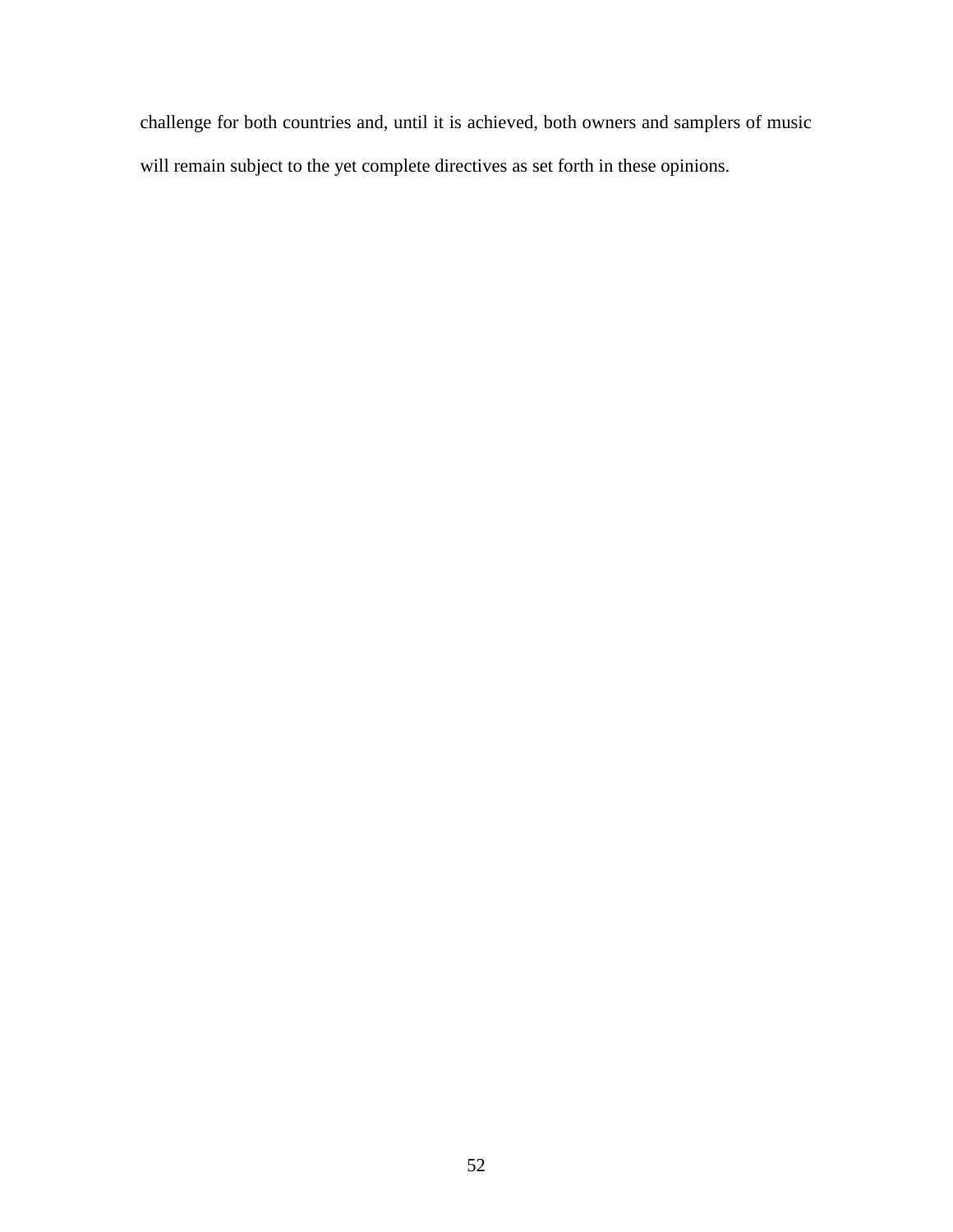challenge for both countries and, until it is achieved, both owners and samplers of music will remain subject to the yet complete directives as set forth in these opinions.